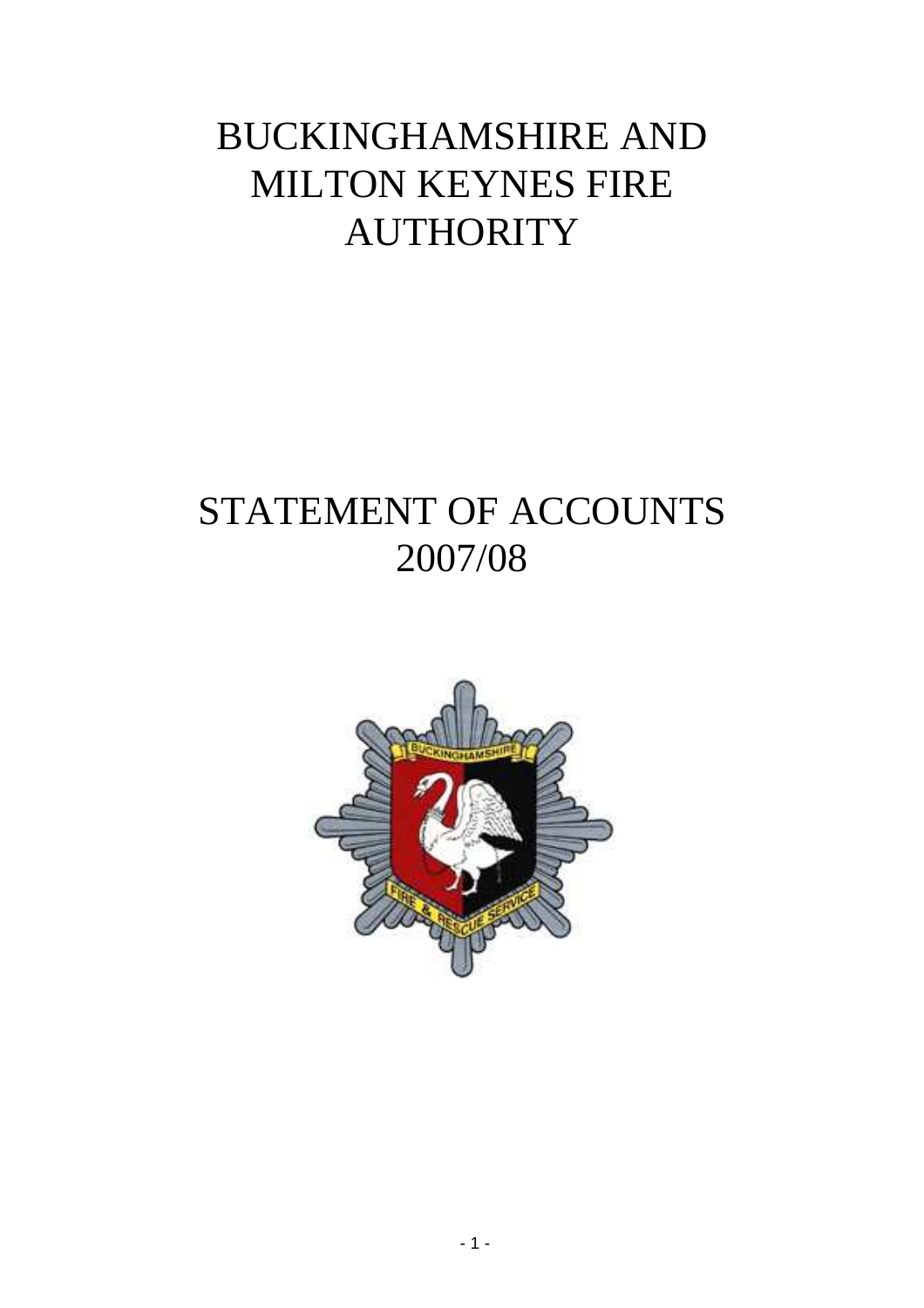# BUCKINGHAMSHIRE AND MILTON KEYNES FIRE AUTHORITY

# STATEMENT OF ACCOUNTS 2007/08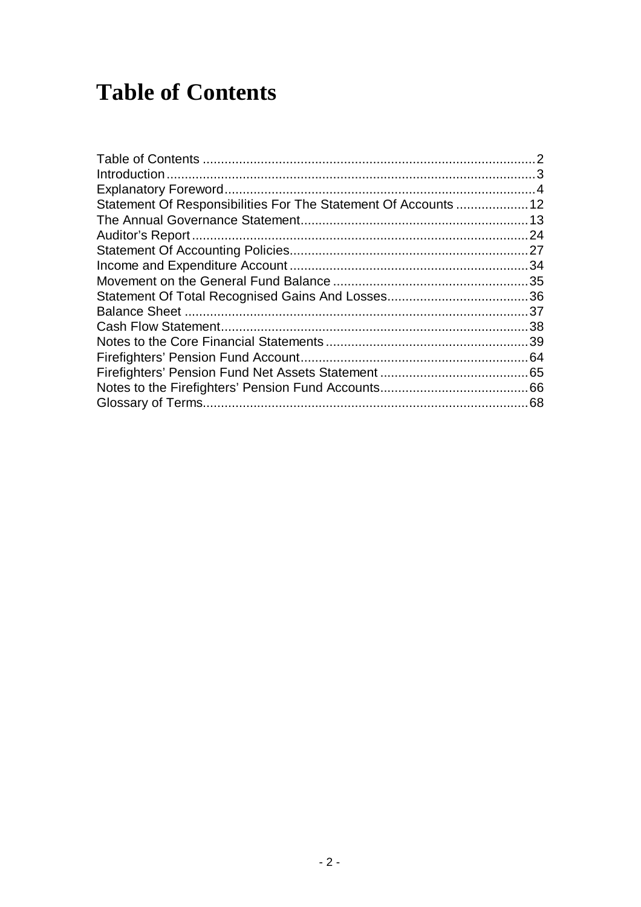# Table of Contents

| | |
|---|---|
| Table of Contents | 2 |
| Introduction | 3 |
| Explanatory Foreword | 4 |
| Statement Of Responsibilities For The Statement Of Accounts | 12 |
| The Annual Governance Statement | 13 |
| Auditor's Report | 24 |
| Statement Of Accounting Policies | 27 |
| Income and Expenditure Account | 34 |
| Movement on the General Fund Balance | 35 |
| Statement Of Total Recognised Gains And Losses | 36 |
| Balance Sheet | 37 |
| Cash Flow Statement | 38 |
| Notes to the Core Financial Statements | 39 |
| Firefighters' Pension Fund Account | 64 |
| Firefighters' Pension Fund Net Assets Statement | 65 |
| Notes to the Firefighters' Pension Fund Accounts | 66 |
| Glossary of Terms | 68 |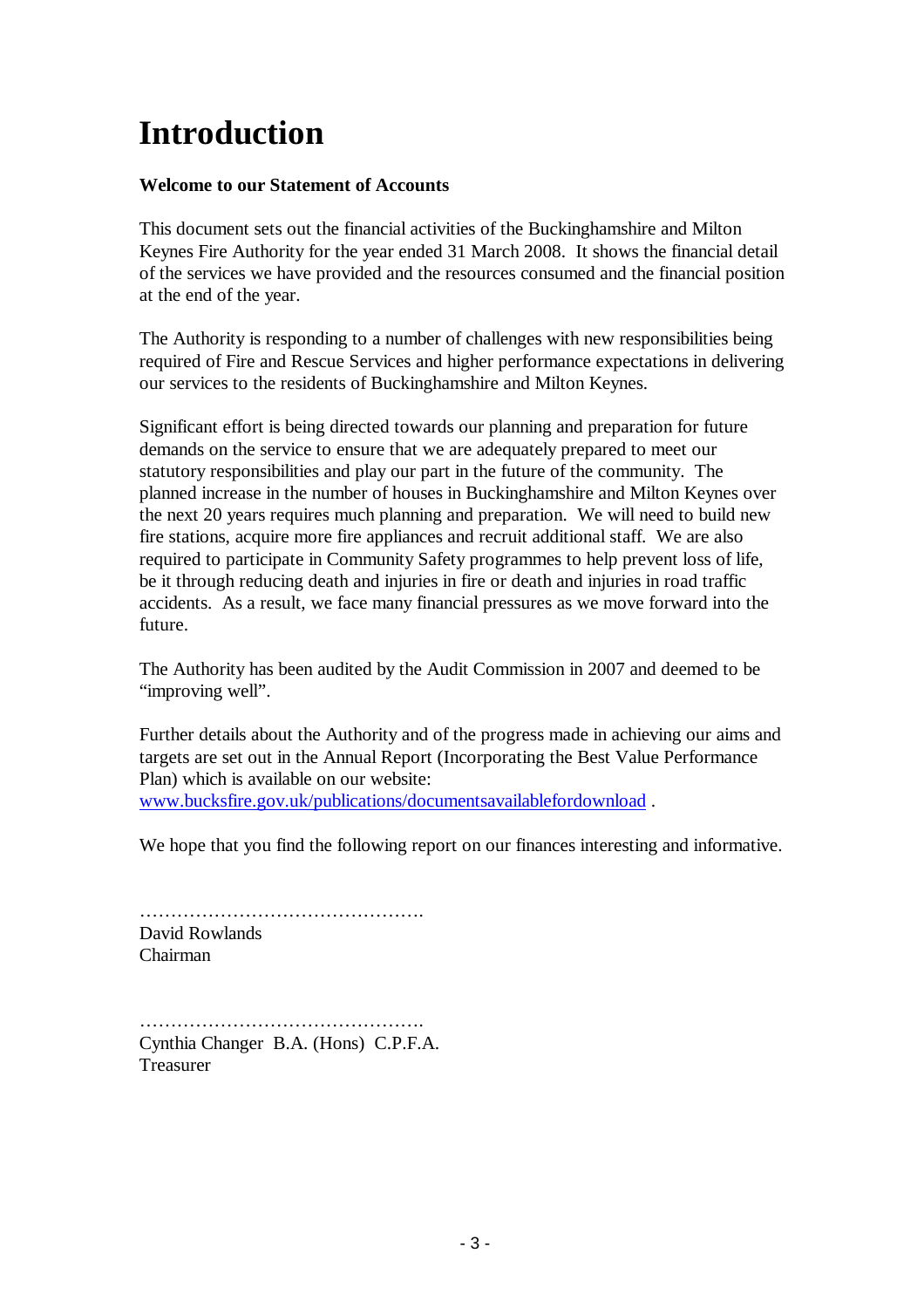# Introduction

**Welcome to our Statement of Accounts**

This document sets out the financial activities of the Buckinghamshire and Milton Keynes Fire Authority for the year ended 31 March 2008. It shows the financial detail of the services we have provided and the resources consumed and the financial position at the end of the year.

The Authority is responding to a number of challenges with new responsibilities being required of Fire and Rescue Services and higher performance expectations in delivering our services to the residents of Buckinghamshire and Milton Keynes.

Significant effort is being directed towards our planning and preparation for future demands on the service to ensure that we are adequately prepared to meet our statutory responsibilities and play our part in the future of the community. The planned increase in the number of houses in Buckinghamshire and Milton Keynes over the next 20 years requires much planning and preparation. We will need to build new fire stations, acquire more fire appliances and recruit additional staff. We are also required to participate in Community Safety programmes to help prevent loss of life, be it through reducing death and injuries in fire or death and injuries in road traffic accidents. As a result, we face many financial pressures as we move forward into the future.

The Authority has been audited by the Audit Commission in 2007 and deemed to be "improving well".

Further details about the Authority and of the progress made in achieving our aims and targets are set out in the Annual Report (Incorporating the Best Value Performance Plan) which is available on our website: [www.bucksfire.gov.uk/publications/documentsavailablefordownload](www.bucksfire.gov.uk/publications/documentsavailablefordownload) .

We hope that you find the following report on our finances interesting and informative.

……………………………………….
David Rowlands
Chairman

……………………………………….
Cynthia Changer B.A. (Hons) C.P.F.A.
Treasurer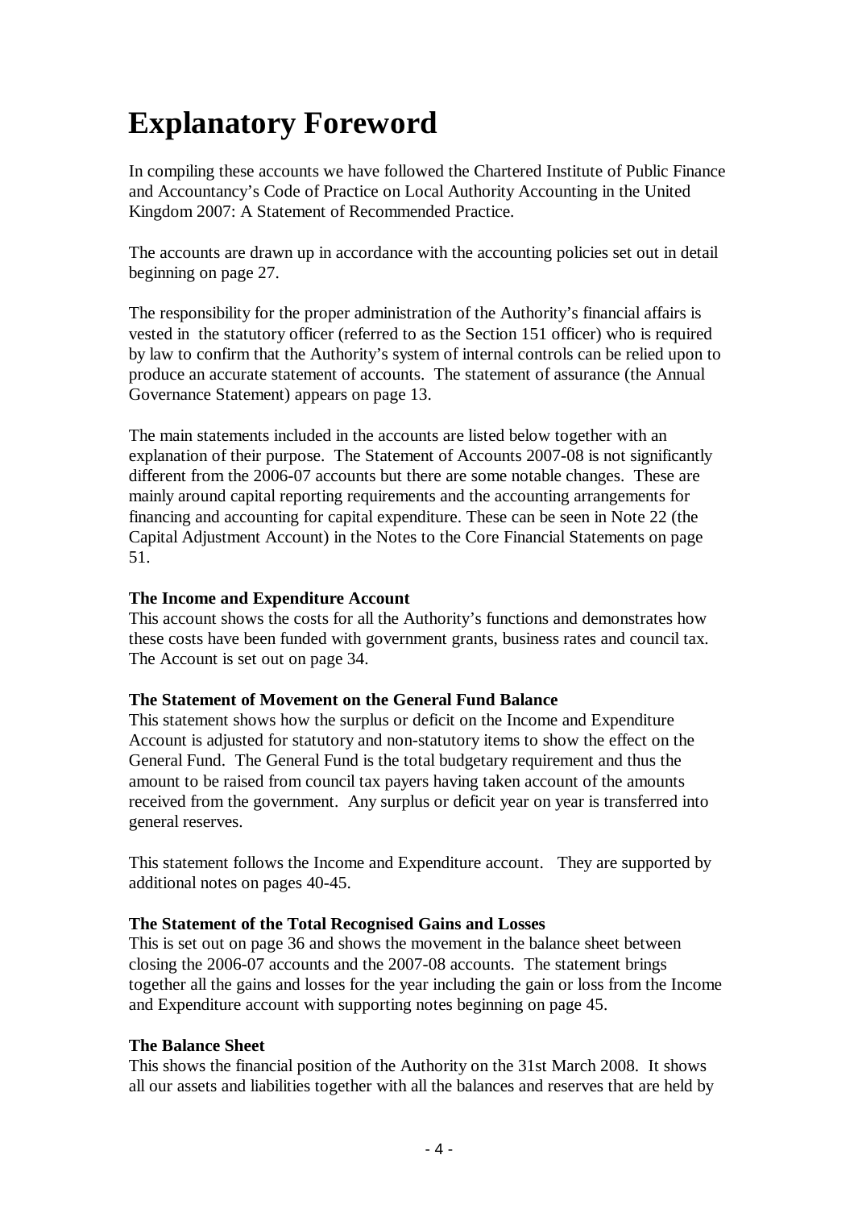# Explanatory Foreword

In compiling these accounts we have followed the Chartered Institute of Public Finance and Accountancy's Code of Practice on Local Authority Accounting in the United Kingdom 2007: A Statement of Recommended Practice.

The accounts are drawn up in accordance with the accounting policies set out in detail beginning on page 27.

The responsibility for the proper administration of the Authority's financial affairs is vested in the statutory officer (referred to as the Section 151 officer) who is required by law to confirm that the Authority's system of internal controls can be relied upon to produce an accurate statement of accounts. The statement of assurance (the Annual Governance Statement) appears on page 13.

The main statements included in the accounts are listed below together with an explanation of their purpose. The Statement of Accounts 2007-08 is not significantly different from the 2006-07 accounts but there are some notable changes. These are mainly around capital reporting requirements and the accounting arrangements for financing and accounting for capital expenditure. These can be seen in Note 22 (the Capital Adjustment Account) in the Notes to the Core Financial Statements on page 51.

**The Income and Expenditure Account**
This account shows the costs for all the Authority's functions and demonstrates how these costs have been funded with government grants, business rates and council tax. The Account is set out on page 34.

**The Statement of Movement on the General Fund Balance**
This statement shows how the surplus or deficit on the Income and Expenditure Account is adjusted for statutory and non-statutory items to show the effect on the General Fund. The General Fund is the total budgetary requirement and thus the amount to be raised from council tax payers having taken account of the amounts received from the government. Any surplus or deficit year on year is transferred into general reserves.

This statement follows the Income and Expenditure account. They are supported by additional notes on pages 40-45.

**The Statement of the Total Recognised Gains and Losses**
This is set out on page 36 and shows the movement in the balance sheet between closing the 2006-07 accounts and the 2007-08 accounts. The statement brings together all the gains and losses for the year including the gain or loss from the Income and Expenditure account with supporting notes beginning on page 45.

**The Balance Sheet**
This shows the financial position of the Authority on the 31st March 2008. It shows all our assets and liabilities together with all the balances and reserves that are held by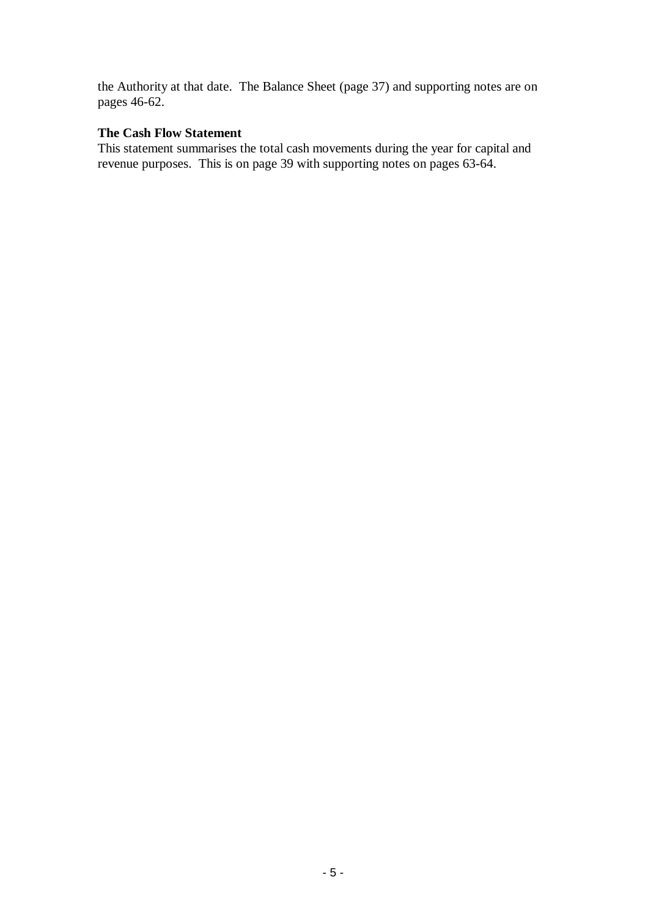the Authority at that date. The Balance Sheet (page 37) and supporting notes are on pages 46-62.

**The Cash Flow Statement**

This statement summarises the total cash movements during the year for capital and revenue purposes. This is on page 39 with supporting notes on pages 63-64.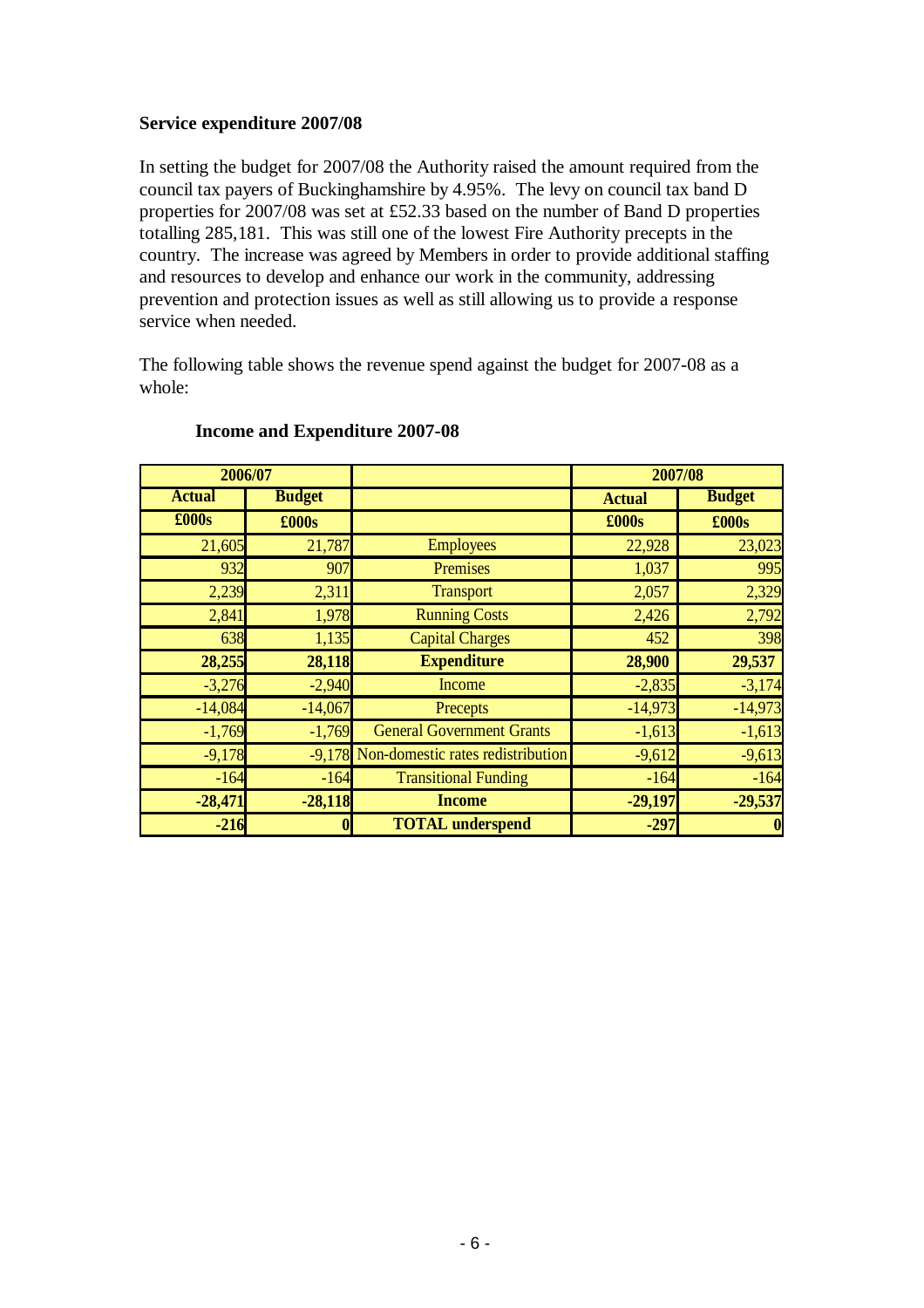**Service expenditure 2007/08**

In setting the budget for 2007/08 the Authority raised the amount required from the council tax payers of Buckinghamshire by 4.95%. The levy on council tax band D properties for 2007/08 was set at £52.33 based on the number of Band D properties totalling 285,181. This was still one of the lowest Fire Authority precepts in the country. The increase was agreed by Members in order to provide additional staffing and resources to develop and enhance our work in the community, addressing prevention and protection issues as well as still allowing us to provide a response service when needed.

The following table shows the revenue spend against the budget for 2007-08 as a whole:

**Income and Expenditure 2007-08**

| 2006/07 | | | 2007/08 | |
|---|---|---|---|---|
| **Actual** | **Budget** | | **Actual** | **Budget** |
| **£000s** | **£000s** | | **£000s** | **£000s** |
| 21,605 | 21,787 | Employees | 22,928 | 23,023 |
| 932 | 907 | Premises | 1,037 | 995 |
| 2,239 | 2,311 | Transport | 2,057 | 2,329 |
| 2,841 | 1,978 | Running Costs | 2,426 | 2,792 |
| 638 | 1,135 | Capital Charges | 452 | 398 |
| **28,255** | **28,118** | **Expenditure** | **28,900** | **29,537** |
| -3,276 | -2,940 | Income | -2,835 | -3,174 |
| -14,084 | -14,067 | Precepts | -14,973 | -14,973 |
| -1,769 | -1,769 | General Government Grants | -1,613 | -1,613 |
| -9,178 | -9,178 | Non-domestic rates redistribution | -9,612 | -9,613 |
| -164 | -164 | Transitional Funding | -164 | -164 |
| **-28,471** | **-28,118** | **Income** | **-29,197** | **-29,537** |
| **-216** | **0** | **TOTAL underspend** | **-297** | **0** |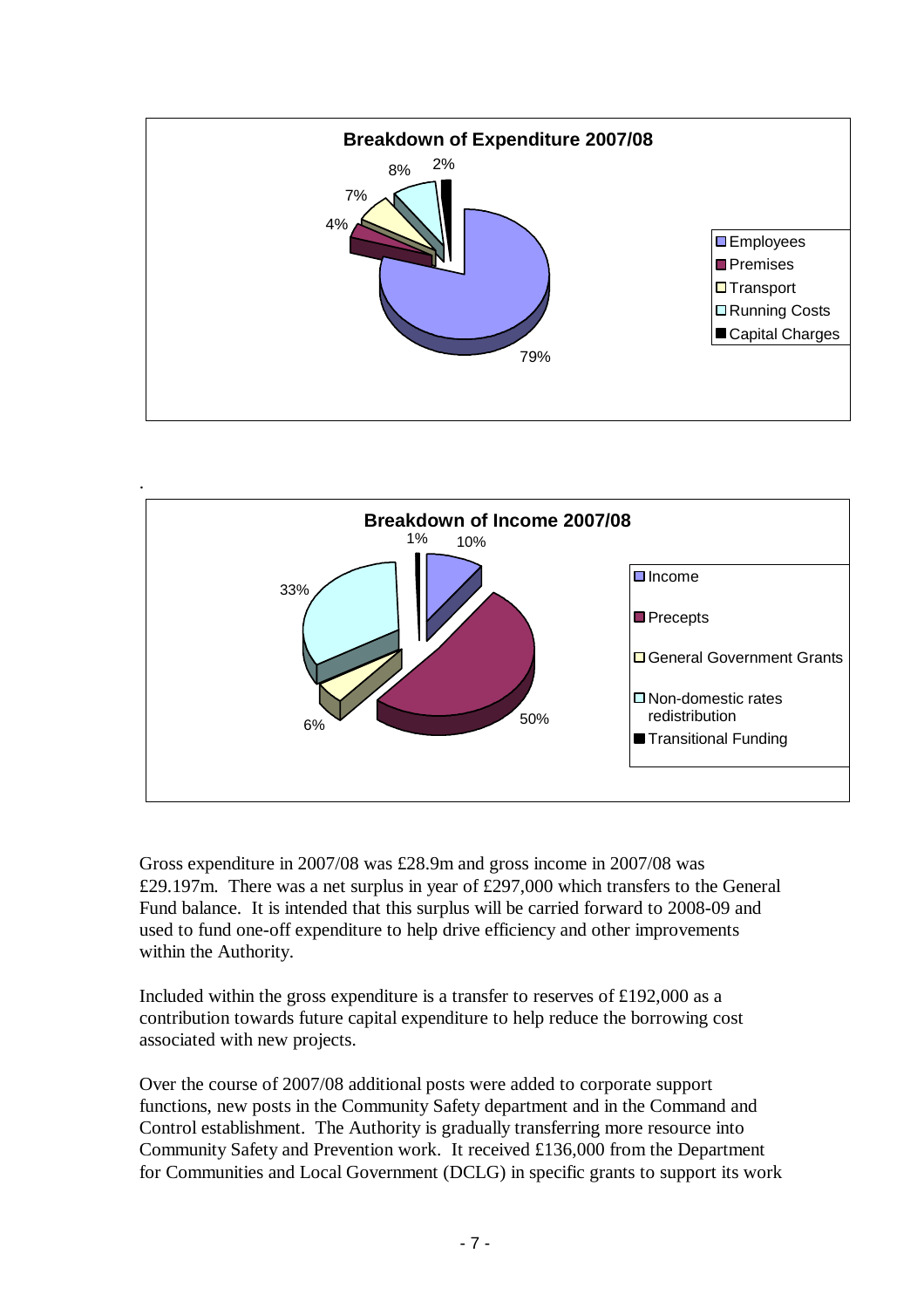**Breakdown of Expenditure 2007/08**

| Category | % |
|---|---|
| Employees | 79% |
| Premises | 4% |
| Transport | 7% |
| Running Costs | 8% |
| Capital Charges | 2% |

**Breakdown of Income 2007/08**

| Category | % |
|---|---|
| Income | 10% |
| Precepts | 50% |
| General Government Grants | 6% |
| Non-domestic rates redistribution | 33% |
| Transitional Funding | 1% |

Gross expenditure in 2007/08 was £28.9m and gross income in 2007/08 was £29.197m. There was a net surplus in year of £297,000 which transfers to the General Fund balance. It is intended that this surplus will be carried forward to 2008-09 and used to fund one-off expenditure to help drive efficiency and other improvements within the Authority.

Included within the gross expenditure is a transfer to reserves of £192,000 as a contribution towards future capital expenditure to help reduce the borrowing cost associated with new projects.

Over the course of 2007/08 additional posts were added to corporate support functions, new posts in the Community Safety department and in the Command and Control establishment. The Authority is gradually transferring more resource into Community Safety and Prevention work. It received £136,000 from the Department for Communities and Local Government (DCLG) in specific grants to support its work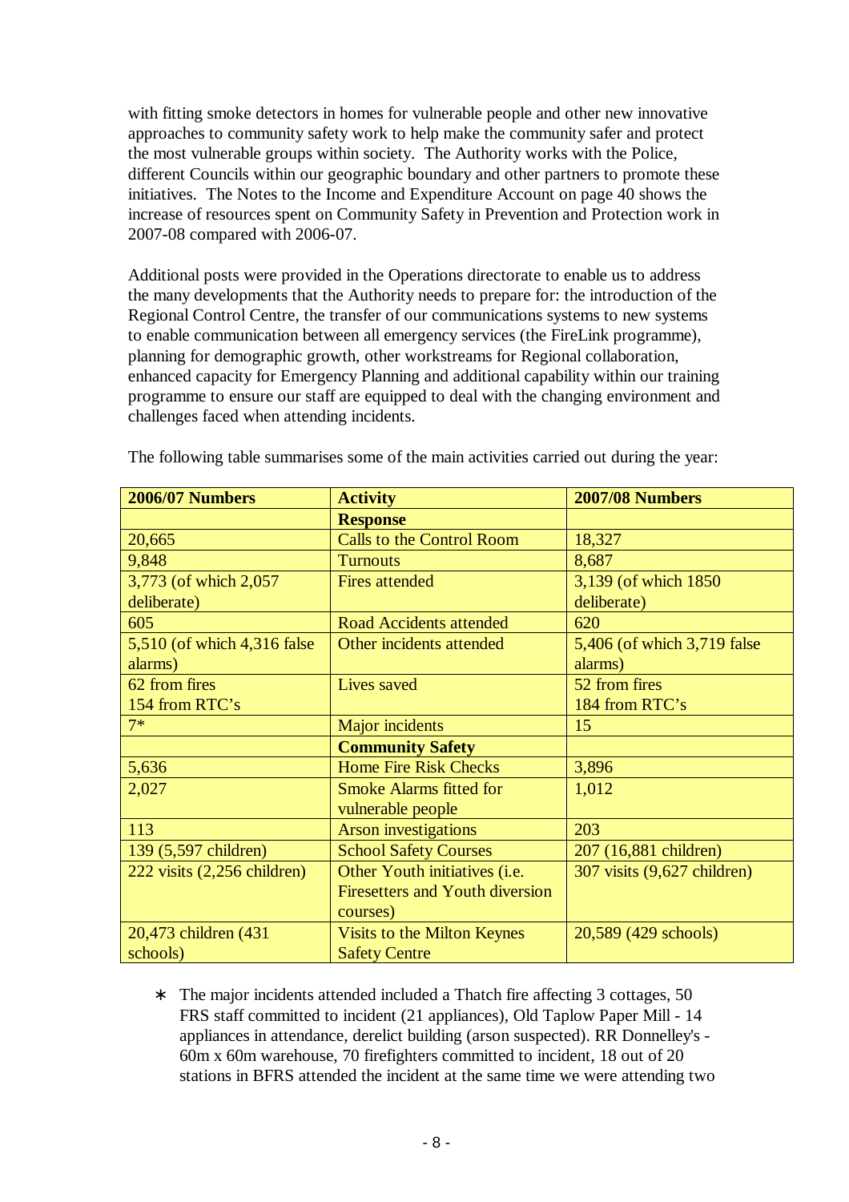with fitting smoke detectors in homes for vulnerable people and other new innovative approaches to community safety work to help make the community safer and protect the most vulnerable groups within society. The Authority works with the Police, different Councils within our geographic boundary and other partners to promote these initiatives. The Notes to the Income and Expenditure Account on page 40 shows the increase of resources spent on Community Safety in Prevention and Protection work in 2007-08 compared with 2006-07.

Additional posts were provided in the Operations directorate to enable us to address the many developments that the Authority needs to prepare for: the introduction of the Regional Control Centre, the transfer of our communications systems to new systems to enable communication between all emergency services (the FireLink programme), planning for demographic growth, other workstreams for Regional collaboration, enhanced capacity for Emergency Planning and additional capability within our training programme to ensure our staff are equipped to deal with the changing environment and challenges faced when attending incidents.

The following table summarises some of the main activities carried out during the year:

| 2006/07 Numbers | Activity | 2007/08 Numbers |
|---|---|---|
| | **Response** | |
| 20,665 | Calls to the Control Room | 18,327 |
| 9,848 | Turnouts | 8,687 |
| 3,773 (of which 2,057 deliberate) | Fires attended | 3,139 (of which 1850 deliberate) |
| 605 | Road Accidents attended | 620 |
| 5,510 (of which 4,316 false alarms) | Other incidents attended | 5,406 (of which 3,719 false alarms) |
| 62 from fires<br>154 from RTC's | Lives saved | 52 from fires<br>184 from RTC's |
| 7* | Major incidents | 15 |
| | **Community Safety** | |
| 5,636 | Home Fire Risk Checks | 3,896 |
| 2,027 | Smoke Alarms fitted for vulnerable people | 1,012 |
| 113 | Arson investigations | 203 |
| 139 (5,597 children) | School Safety Courses | 207 (16,881 children) |
| 222 visits (2,256 children) | Other Youth initiatives (i.e. Firesetters and Youth diversion courses) | 307 visits (9,627 children) |
| 20,473 children (431 schools) | Visits to the Milton Keynes Safety Centre | 20,589 (429 schools) |

* The major incidents attended included a Thatch fire affecting 3 cottages, 50 FRS staff committed to incident (21 appliances), Old Taplow Paper Mill - 14 appliances in attendance, derelict building (arson suspected). RR Donnelley's - 60m x 60m warehouse, 70 firefighters committed to incident, 18 out of 20 stations in BFRS attended the incident at the same time we were attending two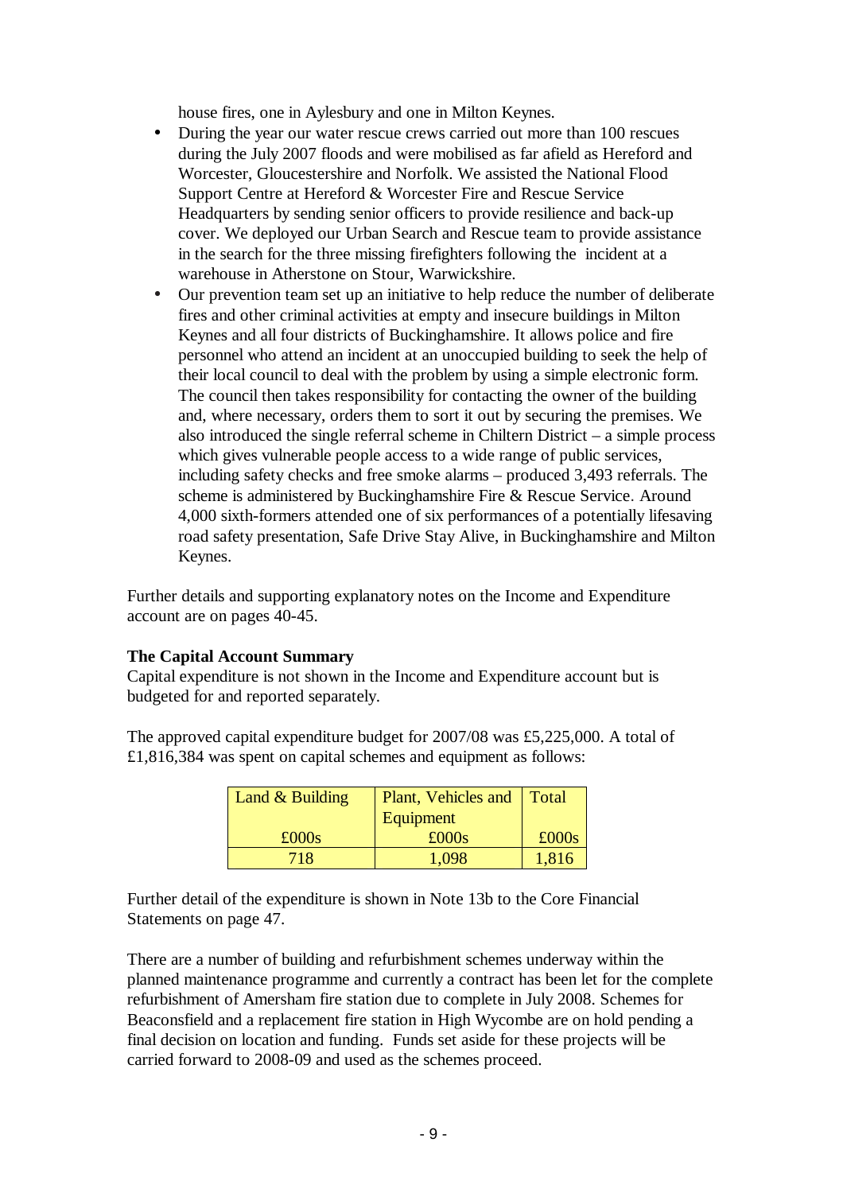house fires, one in Aylesbury and one in Milton Keynes.

- During the year our water rescue crews carried out more than 100 rescues during the July 2007 floods and were mobilised as far afield as Hereford and Worcester, Gloucestershire and Norfolk. We assisted the National Flood Support Centre at Hereford & Worcester Fire and Rescue Service Headquarters by sending senior officers to provide resilience and back-up cover. We deployed our Urban Search and Rescue team to provide assistance in the search for the three missing firefighters following the incident at a warehouse in Atherstone on Stour, Warwickshire.
- Our prevention team set up an initiative to help reduce the number of deliberate fires and other criminal activities at empty and insecure buildings in Milton Keynes and all four districts of Buckinghamshire. It allows police and fire personnel who attend an incident at an unoccupied building to seek the help of their local council to deal with the problem by using a simple electronic form. The council then takes responsibility for contacting the owner of the building and, where necessary, orders them to sort it out by securing the premises. We also introduced the single referral scheme in Chiltern District – a simple process which gives vulnerable people access to a wide range of public services, including safety checks and free smoke alarms – produced 3,493 referrals. The scheme is administered by Buckinghamshire Fire & Rescue Service. Around 4,000 sixth-formers attended one of six performances of a potentially lifesaving road safety presentation, Safe Drive Stay Alive, in Buckinghamshire and Milton Keynes.

Further details and supporting explanatory notes on the Income and Expenditure account are on pages 40-45.

**The Capital Account Summary**

Capital expenditure is not shown in the Income and Expenditure account but is budgeted for and reported separately.

The approved capital expenditure budget for 2007/08 was £5,225,000. A total of £1,816,384 was spent on capital schemes and equipment as follows:

| Land & Building | Plant, Vehicles and Equipment | Total |
|---|---|---|
| £000s | £000s | £000s |
| 718 | 1,098 | 1,816 |

Further detail of the expenditure is shown in Note 13b to the Core Financial Statements on page 47.

There are a number of building and refurbishment schemes underway within the planned maintenance programme and currently a contract has been let for the complete refurbishment of Amersham fire station due to complete in July 2008. Schemes for Beaconsfield and a replacement fire station in High Wycombe are on hold pending a final decision on location and funding. Funds set aside for these projects will be carried forward to 2008-09 and used as the schemes proceed.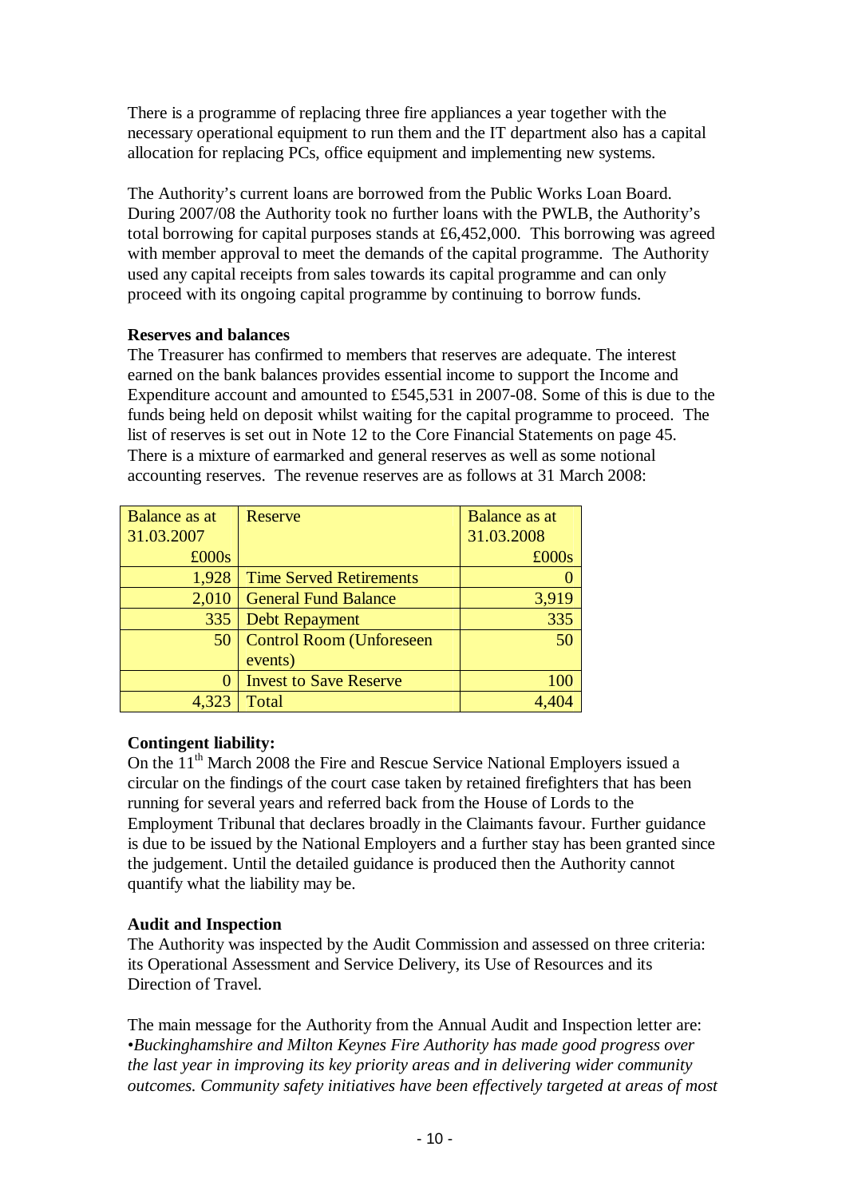There is a programme of replacing three fire appliances a year together with the necessary operational equipment to run them and the IT department also has a capital allocation for replacing PCs, office equipment and implementing new systems.

The Authority's current loans are borrowed from the Public Works Loan Board. During 2007/08 the Authority took no further loans with the PWLB, the Authority's total borrowing for capital purposes stands at £6,452,000. This borrowing was agreed with member approval to meet the demands of the capital programme. The Authority used any capital receipts from sales towards its capital programme and can only proceed with its ongoing capital programme by continuing to borrow funds.

**Reserves and balances**

The Treasurer has confirmed to members that reserves are adequate. The interest earned on the bank balances provides essential income to support the Income and Expenditure account and amounted to £545,531 in 2007-08. Some of this is due to the funds being held on deposit whilst waiting for the capital programme to proceed. The list of reserves is set out in Note 12 to the Core Financial Statements on page 45. There is a mixture of earmarked and general reserves as well as some notional accounting reserves. The revenue reserves are as follows at 31 March 2008:

| Balance as at 31.03.2007 £000s | Reserve | Balance as at 31.03.2008 £000s |
|---|---|---|
| 1,928 | Time Served Retirements | 0 |
| 2,010 | General Fund Balance | 3,919 |
| 335 | Debt Repayment | 335 |
| 50 | Control Room (Unforeseen events) | 50 |
| 0 | Invest to Save Reserve | 100 |
| 4,323 | Total | 4,404 |

**Contingent liability:**

On the 11th March 2008 the Fire and Rescue Service National Employers issued a circular on the findings of the court case taken by retained firefighters that has been running for several years and referred back from the House of Lords to the Employment Tribunal that declares broadly in the Claimants favour. Further guidance is due to be issued by the National Employers and a further stay has been granted since the judgement. Until the detailed guidance is produced then the Authority cannot quantify what the liability may be.

**Audit and Inspection**

The Authority was inspected by the Audit Commission and assessed on three criteria: its Operational Assessment and Service Delivery, its Use of Resources and its Direction of Travel.

The main message for the Authority from the Annual Audit and Inspection letter are:

•*Buckinghamshire and Milton Keynes Fire Authority has made good progress over the last year in improving its key priority areas and in delivering wider community outcomes. Community safety initiatives have been effectively targeted at areas of most*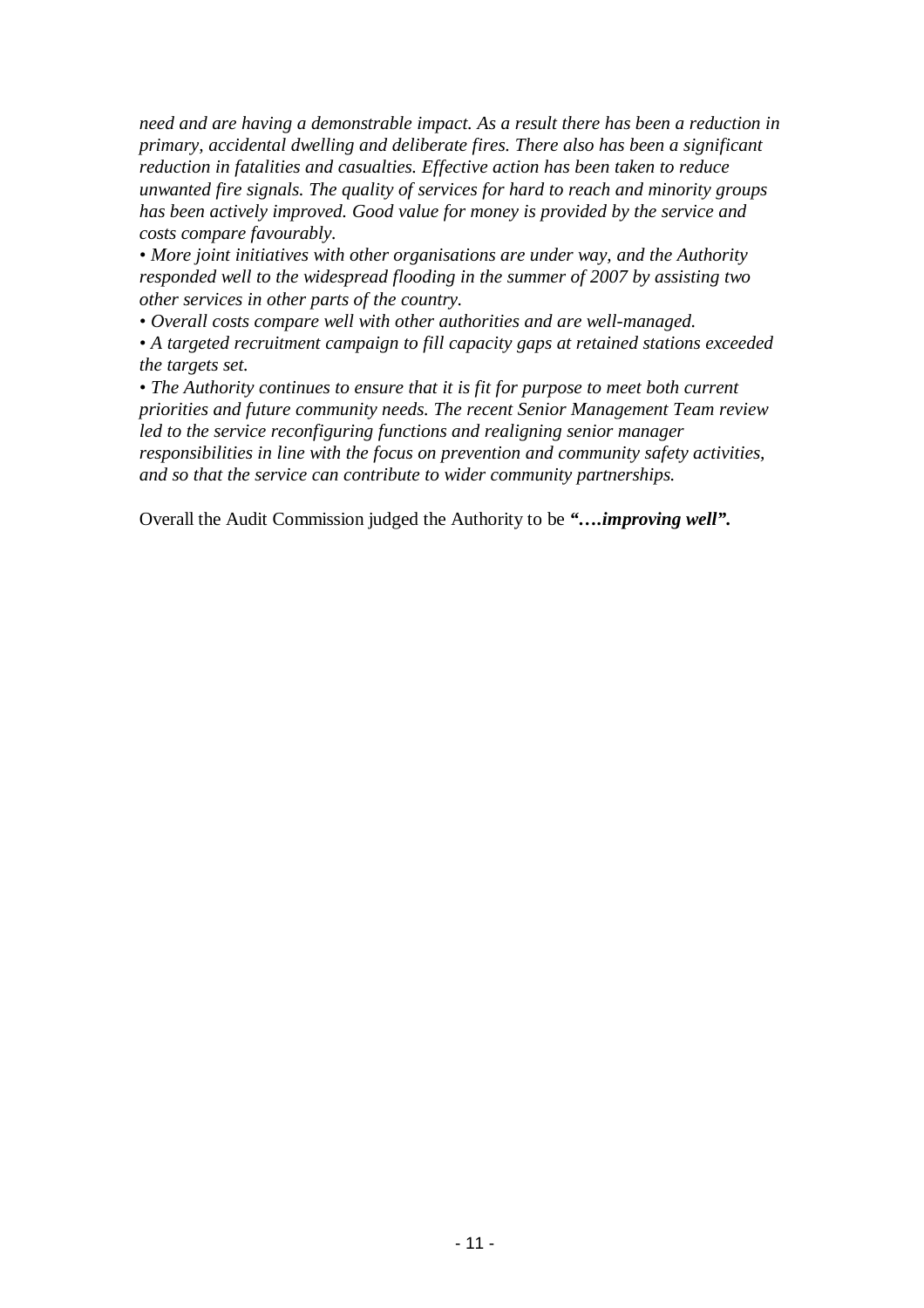*need and are having a demonstrable impact. As a result there has been a reduction in primary, accidental dwelling and deliberate fires. There also has been a significant reduction in fatalities and casualties. Effective action has been taken to reduce unwanted fire signals. The quality of services for hard to reach and minority groups has been actively improved. Good value for money is provided by the service and costs compare favourably.*

- *More joint initiatives with other organisations are under way, and the Authority responded well to the widespread flooding in the summer of 2007 by assisting two other services in other parts of the country.*
- *Overall costs compare well with other authorities and are well-managed.*
- *A targeted recruitment campaign to fill capacity gaps at retained stations exceeded the targets set.*
- *The Authority continues to ensure that it is fit for purpose to meet both current priorities and future community needs. The recent Senior Management Team review led to the service reconfiguring functions and realigning senior manager responsibilities in line with the focus on prevention and community safety activities, and so that the service can contribute to wider community partnerships.*

Overall the Audit Commission judged the Authority to be ***"….improving well".***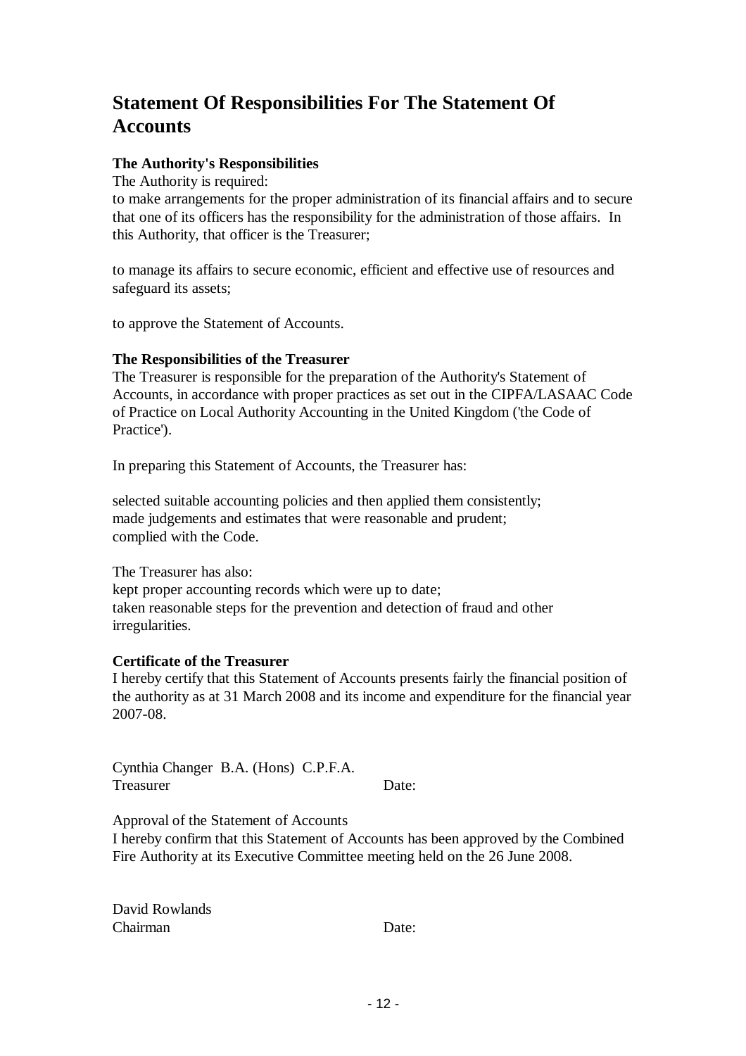# Statement Of Responsibilities For The Statement Of Accounts

**The Authority's Responsibilities**

The Authority is required:

to make arrangements for the proper administration of its financial affairs and to secure that one of its officers has the responsibility for the administration of those affairs. In this Authority, that officer is the Treasurer;

to manage its affairs to secure economic, efficient and effective use of resources and safeguard its assets;

to approve the Statement of Accounts.

**The Responsibilities of the Treasurer**

The Treasurer is responsible for the preparation of the Authority's Statement of Accounts, in accordance with proper practices as set out in the CIPFA/LASAAC Code of Practice on Local Authority Accounting in the United Kingdom ('the Code of Practice').

In preparing this Statement of Accounts, the Treasurer has:

selected suitable accounting policies and then applied them consistently;
made judgements and estimates that were reasonable and prudent;
complied with the Code.

The Treasurer has also:
kept proper accounting records which were up to date;
taken reasonable steps for the prevention and detection of fraud and other irregularities.

**Certificate of the Treasurer**

I hereby certify that this Statement of Accounts presents fairly the financial position of the authority as at 31 March 2008 and its income and expenditure for the financial year 2007-08.

Cynthia Changer B.A. (Hons) C.P.F.A.
Treasurer Date:

Approval of the Statement of Accounts
I hereby confirm that this Statement of Accounts has been approved by the Combined Fire Authority at its Executive Committee meeting held on the 26 June 2008.

David Rowlands
Chairman Date: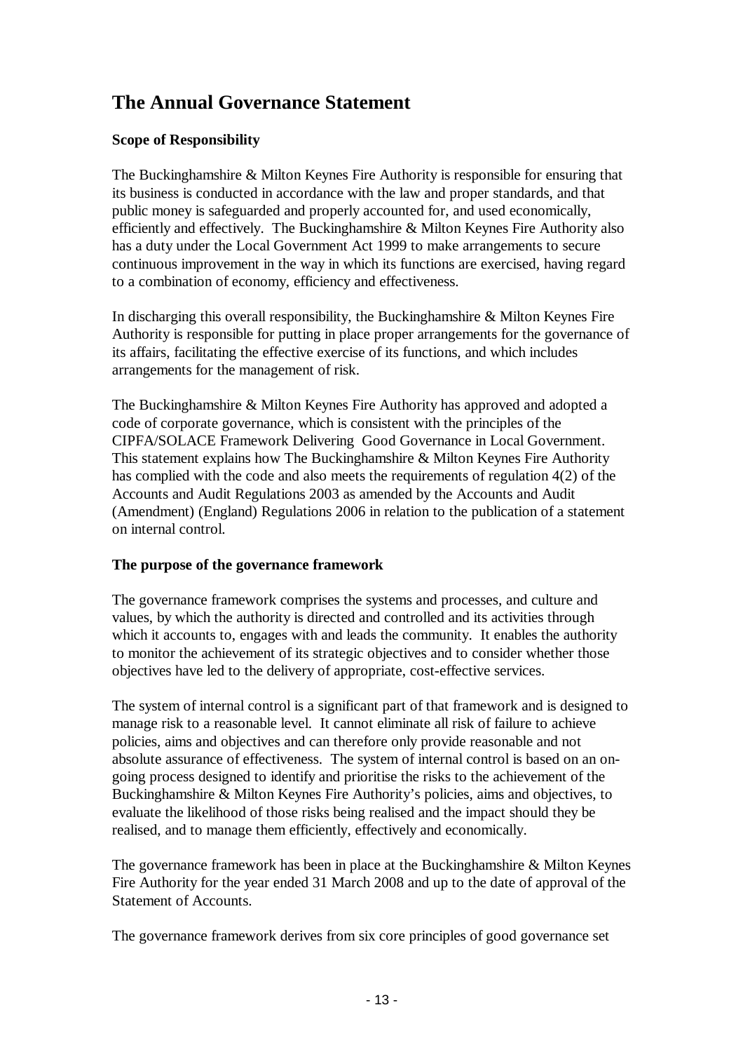# The Annual Governance Statement

**Scope of Responsibility**

The Buckinghamshire & Milton Keynes Fire Authority is responsible for ensuring that its business is conducted in accordance with the law and proper standards, and that public money is safeguarded and properly accounted for, and used economically, efficiently and effectively. The Buckinghamshire & Milton Keynes Fire Authority also has a duty under the Local Government Act 1999 to make arrangements to secure continuous improvement in the way in which its functions are exercised, having regard to a combination of economy, efficiency and effectiveness.

In discharging this overall responsibility, the Buckinghamshire & Milton Keynes Fire Authority is responsible for putting in place proper arrangements for the governance of its affairs, facilitating the effective exercise of its functions, and which includes arrangements for the management of risk.

The Buckinghamshire & Milton Keynes Fire Authority has approved and adopted a code of corporate governance, which is consistent with the principles of the CIPFA/SOLACE Framework Delivering Good Governance in Local Government. This statement explains how The Buckinghamshire & Milton Keynes Fire Authority has complied with the code and also meets the requirements of regulation 4(2) of the Accounts and Audit Regulations 2003 as amended by the Accounts and Audit (Amendment) (England) Regulations 2006 in relation to the publication of a statement on internal control.

**The purpose of the governance framework**

The governance framework comprises the systems and processes, and culture and values, by which the authority is directed and controlled and its activities through which it accounts to, engages with and leads the community. It enables the authority to monitor the achievement of its strategic objectives and to consider whether those objectives have led to the delivery of appropriate, cost-effective services.

The system of internal control is a significant part of that framework and is designed to manage risk to a reasonable level. It cannot eliminate all risk of failure to achieve policies, aims and objectives and can therefore only provide reasonable and not absolute assurance of effectiveness. The system of internal control is based on an on-going process designed to identify and prioritise the risks to the achievement of the Buckinghamshire & Milton Keynes Fire Authority's policies, aims and objectives, to evaluate the likelihood of those risks being realised and the impact should they be realised, and to manage them efficiently, effectively and economically.

The governance framework has been in place at the Buckinghamshire & Milton Keynes Fire Authority for the year ended 31 March 2008 and up to the date of approval of the Statement of Accounts.

The governance framework derives from six core principles of good governance set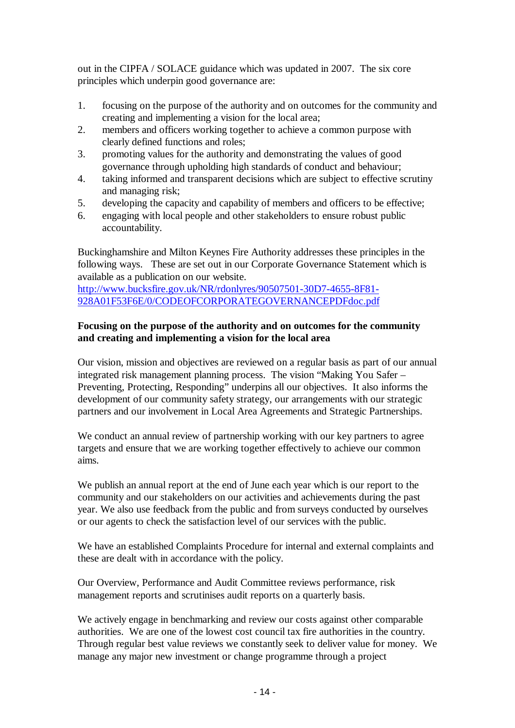out in the CIPFA / SOLACE guidance which was updated in 2007. The six core principles which underpin good governance are:

1. focusing on the purpose of the authority and on outcomes for the community and creating and implementing a vision for the local area;
2. members and officers working together to achieve a common purpose with clearly defined functions and roles;
3. promoting values for the authority and demonstrating the values of good governance through upholding high standards of conduct and behaviour;
4. taking informed and transparent decisions which are subject to effective scrutiny and managing risk;
5. developing the capacity and capability of members and officers to be effective;
6. engaging with local people and other stakeholders to ensure robust public accountability.

Buckinghamshire and Milton Keynes Fire Authority addresses these principles in the following ways. These are set out in our Corporate Governance Statement which is available as a publication on our website.
[http://www.bucksfire.gov.uk/NR/rdonlyres/90507501-30D7-4655-8F81-928A01F53F6E/0/CODEOFCORPORATEGOVERNANCEPDFdoc.pdf](http://www.bucksfire.gov.uk/NR/rdonlyres/90507501-30D7-4655-8F81-928A01F53F6E/0/CODEOFCORPORATEGOVERNANCEPDFdoc.pdf)

**Focusing on the purpose of the authority and on outcomes for the community and creating and implementing a vision for the local area**

Our vision, mission and objectives are reviewed on a regular basis as part of our annual integrated risk management planning process. The vision "Making You Safer – Preventing, Protecting, Responding" underpins all our objectives. It also informs the development of our community safety strategy, our arrangements with our strategic partners and our involvement in Local Area Agreements and Strategic Partnerships.

We conduct an annual review of partnership working with our key partners to agree targets and ensure that we are working together effectively to achieve our common aims.

We publish an annual report at the end of June each year which is our report to the community and our stakeholders on our activities and achievements during the past year. We also use feedback from the public and from surveys conducted by ourselves or our agents to check the satisfaction level of our services with the public.

We have an established Complaints Procedure for internal and external complaints and these are dealt with in accordance with the policy.

Our Overview, Performance and Audit Committee reviews performance, risk management reports and scrutinises audit reports on a quarterly basis.

We actively engage in benchmarking and review our costs against other comparable authorities. We are one of the lowest cost council tax fire authorities in the country. Through regular best value reviews we constantly seek to deliver value for money. We manage any major new investment or change programme through a project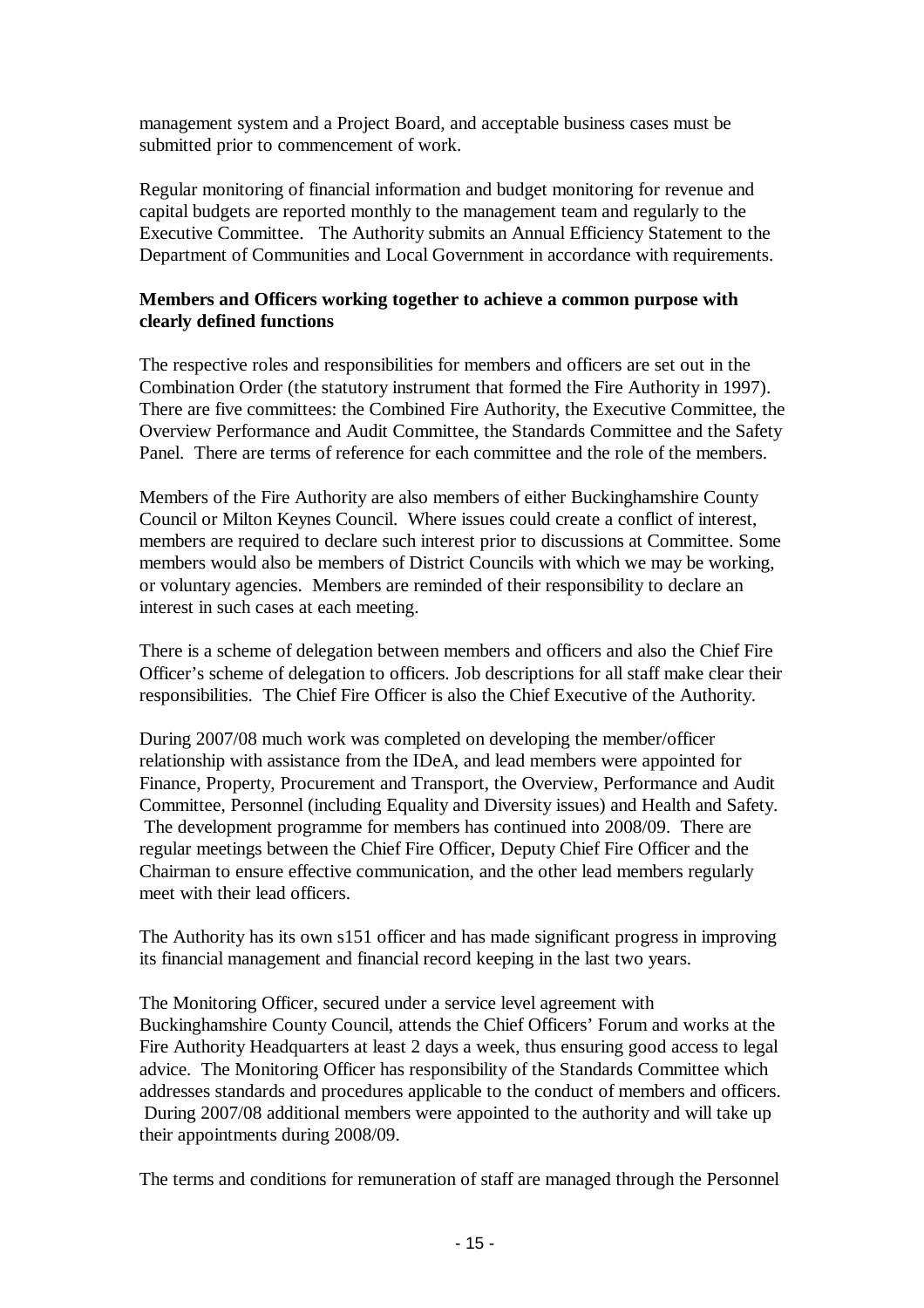management system and a Project Board, and acceptable business cases must be submitted prior to commencement of work.

Regular monitoring of financial information and budget monitoring for revenue and capital budgets are reported monthly to the management team and regularly to the Executive Committee. The Authority submits an Annual Efficiency Statement to the Department of Communities and Local Government in accordance with requirements.

**Members and Officers working together to achieve a common purpose with clearly defined functions**

The respective roles and responsibilities for members and officers are set out in the Combination Order (the statutory instrument that formed the Fire Authority in 1997). There are five committees: the Combined Fire Authority, the Executive Committee, the Overview Performance and Audit Committee, the Standards Committee and the Safety Panel. There are terms of reference for each committee and the role of the members.

Members of the Fire Authority are also members of either Buckinghamshire County Council or Milton Keynes Council. Where issues could create a conflict of interest, members are required to declare such interest prior to discussions at Committee. Some members would also be members of District Councils with which we may be working, or voluntary agencies. Members are reminded of their responsibility to declare an interest in such cases at each meeting.

There is a scheme of delegation between members and officers and also the Chief Fire Officer's scheme of delegation to officers. Job descriptions for all staff make clear their responsibilities. The Chief Fire Officer is also the Chief Executive of the Authority.

During 2007/08 much work was completed on developing the member/officer relationship with assistance from the IDeA, and lead members were appointed for Finance, Property, Procurement and Transport, the Overview, Performance and Audit Committee, Personnel (including Equality and Diversity issues) and Health and Safety. The development programme for members has continued into 2008/09. There are regular meetings between the Chief Fire Officer, Deputy Chief Fire Officer and the Chairman to ensure effective communication, and the other lead members regularly meet with their lead officers.

The Authority has its own s151 officer and has made significant progress in improving its financial management and financial record keeping in the last two years.

The Monitoring Officer, secured under a service level agreement with Buckinghamshire County Council, attends the Chief Officers' Forum and works at the Fire Authority Headquarters at least 2 days a week, thus ensuring good access to legal advice. The Monitoring Officer has responsibility of the Standards Committee which addresses standards and procedures applicable to the conduct of members and officers. During 2007/08 additional members were appointed to the authority and will take up their appointments during 2008/09.

The terms and conditions for remuneration of staff are managed through the Personnel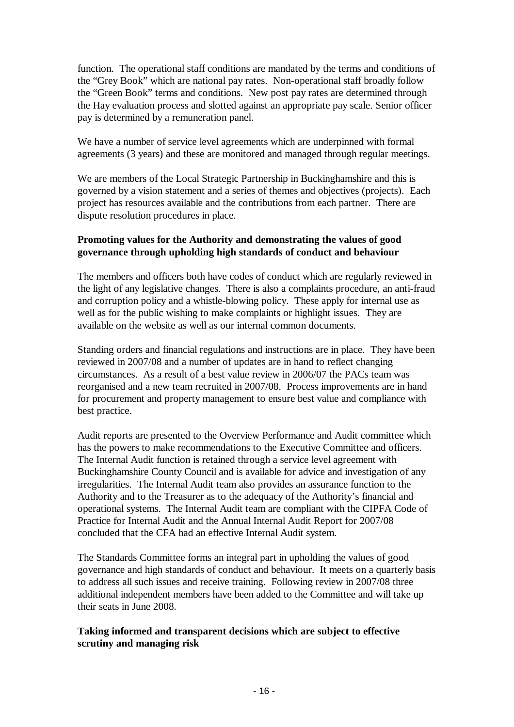function. The operational staff conditions are mandated by the terms and conditions of the "Grey Book" which are national pay rates. Non-operational staff broadly follow the "Green Book" terms and conditions. New post pay rates are determined through the Hay evaluation process and slotted against an appropriate pay scale. Senior officer pay is determined by a remuneration panel.

We have a number of service level agreements which are underpinned with formal agreements (3 years) and these are monitored and managed through regular meetings.

We are members of the Local Strategic Partnership in Buckinghamshire and this is governed by a vision statement and a series of themes and objectives (projects). Each project has resources available and the contributions from each partner. There are dispute resolution procedures in place.

**Promoting values for the Authority and demonstrating the values of good governance through upholding high standards of conduct and behaviour**

The members and officers both have codes of conduct which are regularly reviewed in the light of any legislative changes. There is also a complaints procedure, an anti-fraud and corruption policy and a whistle-blowing policy. These apply for internal use as well as for the public wishing to make complaints or highlight issues. They are available on the website as well as our internal common documents.

Standing orders and financial regulations and instructions are in place. They have been reviewed in 2007/08 and a number of updates are in hand to reflect changing circumstances. As a result of a best value review in 2006/07 the PACs team was reorganised and a new team recruited in 2007/08. Process improvements are in hand for procurement and property management to ensure best value and compliance with best practice.

Audit reports are presented to the Overview Performance and Audit committee which has the powers to make recommendations to the Executive Committee and officers. The Internal Audit function is retained through a service level agreement with Buckinghamshire County Council and is available for advice and investigation of any irregularities. The Internal Audit team also provides an assurance function to the Authority and to the Treasurer as to the adequacy of the Authority's financial and operational systems. The Internal Audit team are compliant with the CIPFA Code of Practice for Internal Audit and the Annual Internal Audit Report for 2007/08 concluded that the CFA had an effective Internal Audit system.

The Standards Committee forms an integral part in upholding the values of good governance and high standards of conduct and behaviour. It meets on a quarterly basis to address all such issues and receive training. Following review in 2007/08 three additional independent members have been added to the Committee and will take up their seats in June 2008.

**Taking informed and transparent decisions which are subject to effective scrutiny and managing risk**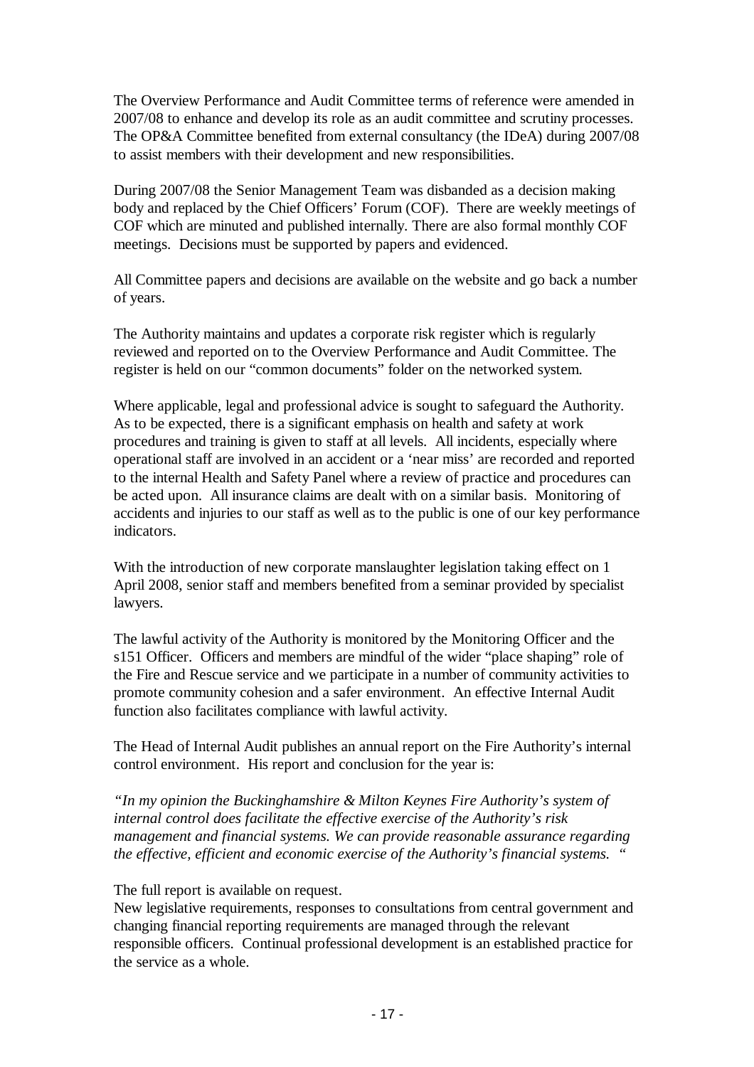The Overview Performance and Audit Committee terms of reference were amended in 2007/08 to enhance and develop its role as an audit committee and scrutiny processes. The OP&A Committee benefited from external consultancy (the IDeA) during 2007/08 to assist members with their development and new responsibilities.

During 2007/08 the Senior Management Team was disbanded as a decision making body and replaced by the Chief Officers' Forum (COF). There are weekly meetings of COF which are minuted and published internally. There are also formal monthly COF meetings. Decisions must be supported by papers and evidenced.

All Committee papers and decisions are available on the website and go back a number of years.

The Authority maintains and updates a corporate risk register which is regularly reviewed and reported on to the Overview Performance and Audit Committee. The register is held on our "common documents" folder on the networked system.

Where applicable, legal and professional advice is sought to safeguard the Authority. As to be expected, there is a significant emphasis on health and safety at work procedures and training is given to staff at all levels. All incidents, especially where operational staff are involved in an accident or a 'near miss' are recorded and reported to the internal Health and Safety Panel where a review of practice and procedures can be acted upon. All insurance claims are dealt with on a similar basis. Monitoring of accidents and injuries to our staff as well as to the public is one of our key performance indicators.

With the introduction of new corporate manslaughter legislation taking effect on 1 April 2008, senior staff and members benefited from a seminar provided by specialist lawyers.

The lawful activity of the Authority is monitored by the Monitoring Officer and the s151 Officer. Officers and members are mindful of the wider "place shaping" role of the Fire and Rescue service and we participate in a number of community activities to promote community cohesion and a safer environment. An effective Internal Audit function also facilitates compliance with lawful activity.

The Head of Internal Audit publishes an annual report on the Fire Authority's internal control environment. His report and conclusion for the year is:

*"In my opinion the Buckinghamshire & Milton Keynes Fire Authority's system of internal control does facilitate the effective exercise of the Authority's risk management and financial systems. We can provide reasonable assurance regarding the effective, efficient and economic exercise of the Authority's financial systems. "*

The full report is available on request.
New legislative requirements, responses to consultations from central government and changing financial reporting requirements are managed through the relevant responsible officers. Continual professional development is an established practice for the service as a whole.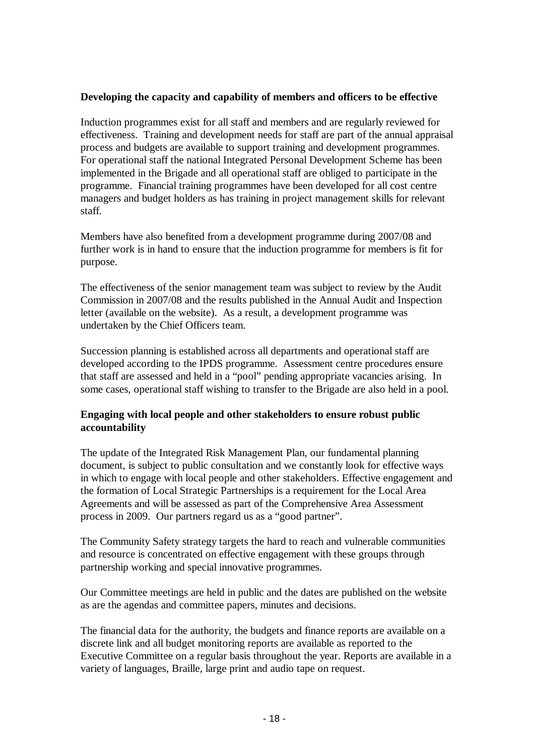**Developing the capacity and capability of members and officers to be effective**

Induction programmes exist for all staff and members and are regularly reviewed for effectiveness. Training and development needs for staff are part of the annual appraisal process and budgets are available to support training and development programmes. For operational staff the national Integrated Personal Development Scheme has been implemented in the Brigade and all operational staff are obliged to participate in the programme. Financial training programmes have been developed for all cost centre managers and budget holders as has training in project management skills for relevant staff.

Members have also benefited from a development programme during 2007/08 and further work is in hand to ensure that the induction programme for members is fit for purpose.

The effectiveness of the senior management team was subject to review by the Audit Commission in 2007/08 and the results published in the Annual Audit and Inspection letter (available on the website). As a result, a development programme was undertaken by the Chief Officers team.

Succession planning is established across all departments and operational staff are developed according to the IPDS programme. Assessment centre procedures ensure that staff are assessed and held in a "pool" pending appropriate vacancies arising. In some cases, operational staff wishing to transfer to the Brigade are also held in a pool.

**Engaging with local people and other stakeholders to ensure robust public accountability**

The update of the Integrated Risk Management Plan, our fundamental planning document, is subject to public consultation and we constantly look for effective ways in which to engage with local people and other stakeholders. Effective engagement and the formation of Local Strategic Partnerships is a requirement for the Local Area Agreements and will be assessed as part of the Comprehensive Area Assessment process in 2009. Our partners regard us as a "good partner".

The Community Safety strategy targets the hard to reach and vulnerable communities and resource is concentrated on effective engagement with these groups through partnership working and special innovative programmes.

Our Committee meetings are held in public and the dates are published on the website as are the agendas and committee papers, minutes and decisions.

The financial data for the authority, the budgets and finance reports are available on a discrete link and all budget monitoring reports are available as reported to the Executive Committee on a regular basis throughout the year. Reports are available in a variety of languages, Braille, large print and audio tape on request.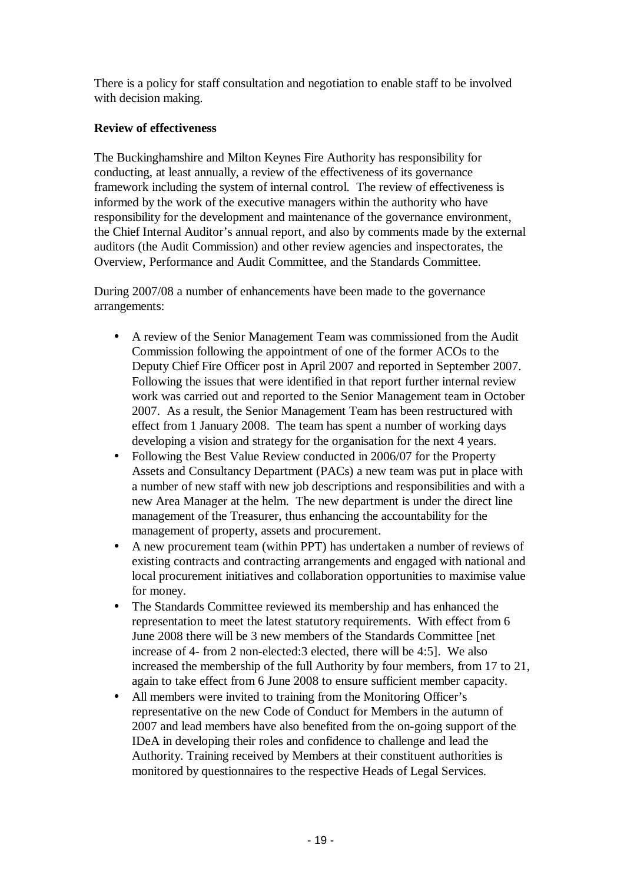There is a policy for staff consultation and negotiation to enable staff to be involved with decision making.

**Review of effectiveness**

The Buckinghamshire and Milton Keynes Fire Authority has responsibility for conducting, at least annually, a review of the effectiveness of its governance framework including the system of internal control. The review of effectiveness is informed by the work of the executive managers within the authority who have responsibility for the development and maintenance of the governance environment, the Chief Internal Auditor's annual report, and also by comments made by the external auditors (the Audit Commission) and other review agencies and inspectorates, the Overview, Performance and Audit Committee, and the Standards Committee.

During 2007/08 a number of enhancements have been made to the governance arrangements:

- A review of the Senior Management Team was commissioned from the Audit Commission following the appointment of one of the former ACOs to the Deputy Chief Fire Officer post in April 2007 and reported in September 2007. Following the issues that were identified in that report further internal review work was carried out and reported to the Senior Management team in October 2007. As a result, the Senior Management Team has been restructured with effect from 1 January 2008. The team has spent a number of working days developing a vision and strategy for the organisation for the next 4 years.
- Following the Best Value Review conducted in 2006/07 for the Property Assets and Consultancy Department (PACs) a new team was put in place with a number of new staff with new job descriptions and responsibilities and with a new Area Manager at the helm. The new department is under the direct line management of the Treasurer, thus enhancing the accountability for the management of property, assets and procurement.
- A new procurement team (within PPT) has undertaken a number of reviews of existing contracts and contracting arrangements and engaged with national and local procurement initiatives and collaboration opportunities to maximise value for money.
- The Standards Committee reviewed its membership and has enhanced the representation to meet the latest statutory requirements. With effect from 6 June 2008 there will be 3 new members of the Standards Committee [net increase of 4- from 2 non-elected:3 elected, there will be 4:5]. We also increased the membership of the full Authority by four members, from 17 to 21, again to take effect from 6 June 2008 to ensure sufficient member capacity.
- All members were invited to training from the Monitoring Officer's representative on the new Code of Conduct for Members in the autumn of 2007 and lead members have also benefited from the on-going support of the IDeA in developing their roles and confidence to challenge and lead the Authority. Training received by Members at their constituent authorities is monitored by questionnaires to the respective Heads of Legal Services.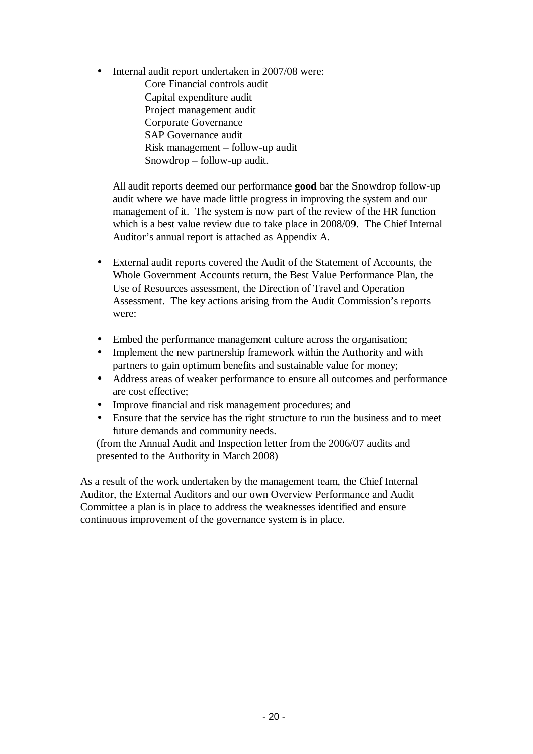- Internal audit report undertaken in 2007/08 were:
  - Core Financial controls audit
  - Capital expenditure audit
  - Project management audit
  - Corporate Governance
  - SAP Governance audit
  - Risk management – follow-up audit
  - Snowdrop – follow-up audit.

  All audit reports deemed our performance **good** bar the Snowdrop follow-up audit where we have made little progress in improving the system and our management of it. The system is now part of the review of the HR function which is a best value review due to take place in 2008/09. The Chief Internal Auditor's annual report is attached as Appendix A.

- External audit reports covered the Audit of the Statement of Accounts, the Whole Government Accounts return, the Best Value Performance Plan, the Use of Resources assessment, the Direction of Travel and Operation Assessment. The key actions arising from the Audit Commission's reports were:

- Embed the performance management culture across the organisation;
- Implement the new partnership framework within the Authority and with partners to gain optimum benefits and sustainable value for money;
- Address areas of weaker performance to ensure all outcomes and performance are cost effective;
- Improve financial and risk management procedures; and
- Ensure that the service has the right structure to run the business and to meet future demands and community needs.

(from the Annual Audit and Inspection letter from the 2006/07 audits and presented to the Authority in March 2008)

As a result of the work undertaken by the management team, the Chief Internal Auditor, the External Auditors and our own Overview Performance and Audit Committee a plan is in place to address the weaknesses identified and ensure continuous improvement of the governance system is in place.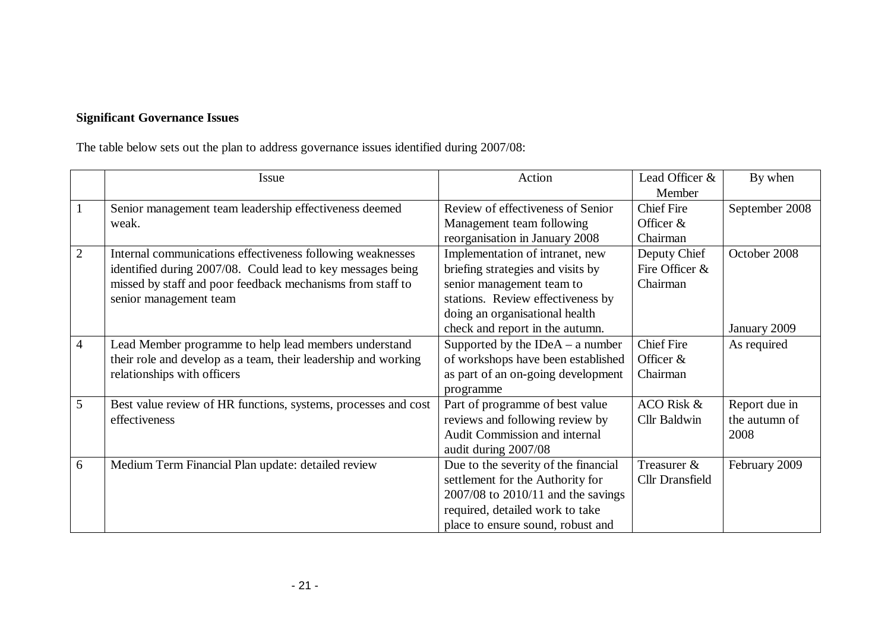**Significant Governance Issues**

The table below sets out the plan to address governance issues identified during 2007/08:

| | Issue | Action | Lead Officer & Member | By when |
|---|---|---|---|---|
| 1 | Senior management team leadership effectiveness deemed weak. | Review of effectiveness of Senior Management team following reorganisation in January 2008 | Chief Fire Officer & Chairman | September 2008 |
| 2 | Internal communications effectiveness following weaknesses identified during 2007/08. Could lead to key messages being missed by staff and poor feedback mechanisms from staff to senior management team | Implementation of intranet, new briefing strategies and visits by senior management team to stations. Review effectiveness by doing an organisational health check and report in the autumn. | Deputy Chief Fire Officer & Chairman | October 2008<br><br>January 2009 |
| 4 | Lead Member programme to help lead members understand their role and develop as a team, their leadership and working relationships with officers | Supported by the IDeA – a number of workshops have been established as part of an on-going development programme | Chief Fire Officer & Chairman | As required |
| 5 | Best value review of HR functions, systems, processes and cost effectiveness | Part of programme of best value reviews and following review by Audit Commission and internal audit during 2007/08 | ACO Risk & Cllr Baldwin | Report due in the autumn of 2008 |
| 6 | Medium Term Financial Plan update: detailed review | Due to the severity of the financial settlement for the Authority for 2007/08 to 2010/11 and the savings required, detailed work to take place to ensure sound, robust and | Treasurer & Cllr Dransfield | February 2009 |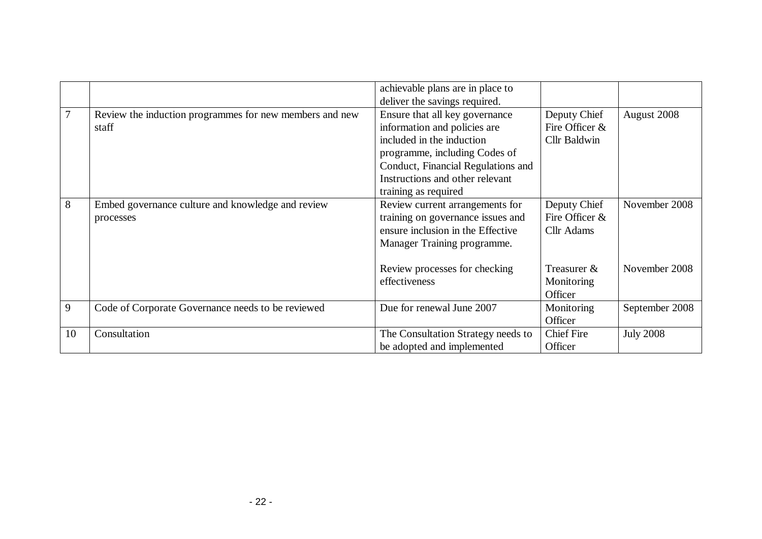| | | | | |
|---|---|---|---|---|
| | | achievable plans are in place to deliver the savings required. | | |
| 7 | Review the induction programmes for new members and new staff | Ensure that all key governance information and policies are included in the induction programme, including Codes of Conduct, Financial Regulations and Instructions and other relevant training as required | Deputy Chief Fire Officer & Cllr Baldwin | August 2008 |
| 8 | Embed governance culture and knowledge and review processes | Review current arrangements for training on governance issues and ensure inclusion in the Effective Manager Training programme. | Deputy Chief Fire Officer & Cllr Adams | November 2008 |
| | | Review processes for checking effectiveness | Treasurer & Monitoring Officer | November 2008 |
| 9 | Code of Corporate Governance needs to be reviewed | Due for renewal June 2007 | Monitoring Officer | September 2008 |
| 10 | Consultation | The Consultation Strategy needs to be adopted and implemented | Chief Fire Officer | July 2008 |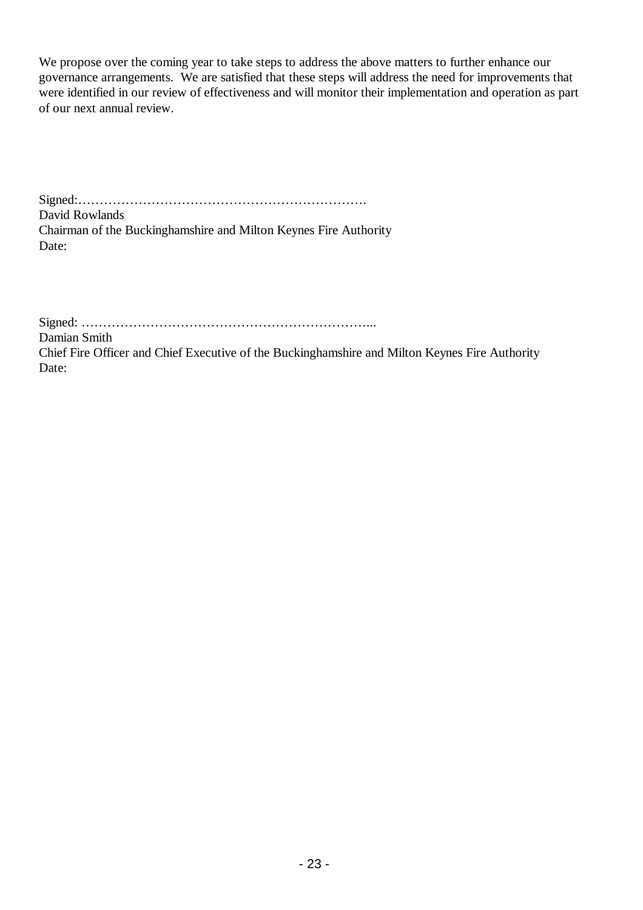We propose over the coming year to take steps to address the above matters to further enhance our governance arrangements. We are satisfied that these steps will address the need for improvements that were identified in our review of effectiveness and will monitor their implementation and operation as part of our next annual review.

Signed:………………………………………………………….
David Rowlands
Chairman of the Buckinghamshire and Milton Keynes Fire Authority
Date:

Signed: …………………………………………………………...
Damian Smith
Chief Fire Officer and Chief Executive of the Buckinghamshire and Milton Keynes Fire Authority
Date: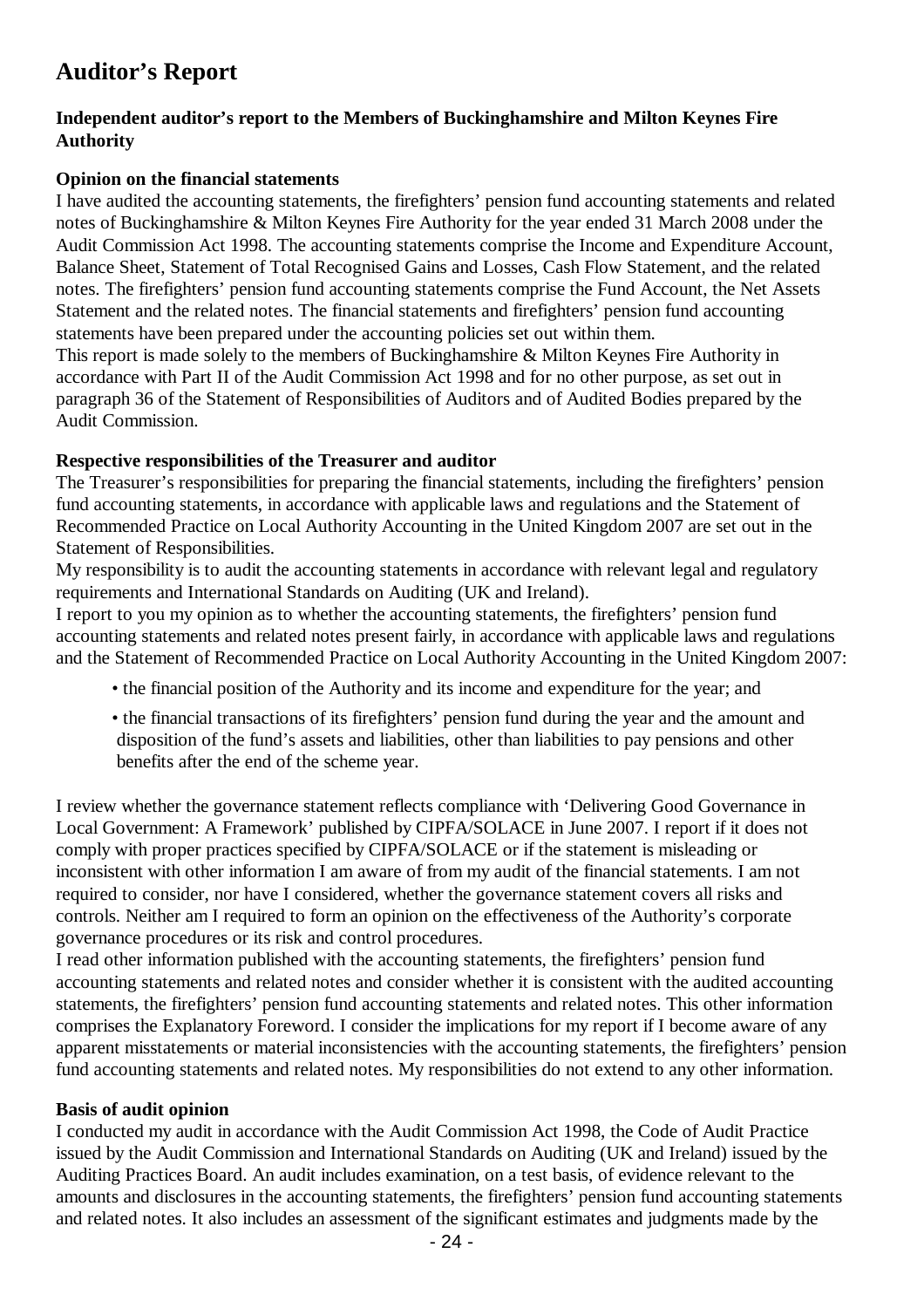# Auditor's Report

**Independent auditor's report to the Members of Buckinghamshire and Milton Keynes Fire Authority**

**Opinion on the financial statements**

I have audited the accounting statements, the firefighters' pension fund accounting statements and related notes of Buckinghamshire & Milton Keynes Fire Authority for the year ended 31 March 2008 under the Audit Commission Act 1998. The accounting statements comprise the Income and Expenditure Account, Balance Sheet, Statement of Total Recognised Gains and Losses, Cash Flow Statement, and the related notes. The firefighters' pension fund accounting statements comprise the Fund Account, the Net Assets Statement and the related notes. The financial statements and firefighters' pension fund accounting statements have been prepared under the accounting policies set out within them.

This report is made solely to the members of Buckinghamshire & Milton Keynes Fire Authority in accordance with Part II of the Audit Commission Act 1998 and for no other purpose, as set out in paragraph 36 of the Statement of Responsibilities of Auditors and of Audited Bodies prepared by the Audit Commission.

**Respective responsibilities of the Treasurer and auditor**

The Treasurer's responsibilities for preparing the financial statements, including the firefighters' pension fund accounting statements, in accordance with applicable laws and regulations and the Statement of Recommended Practice on Local Authority Accounting in the United Kingdom 2007 are set out in the Statement of Responsibilities.

My responsibility is to audit the accounting statements in accordance with relevant legal and regulatory requirements and International Standards on Auditing (UK and Ireland).

I report to you my opinion as to whether the accounting statements, the firefighters' pension fund accounting statements and related notes present fairly, in accordance with applicable laws and regulations and the Statement of Recommended Practice on Local Authority Accounting in the United Kingdom 2007:

- the financial position of the Authority and its income and expenditure for the year; and
- the financial transactions of its firefighters' pension fund during the year and the amount and disposition of the fund's assets and liabilities, other than liabilities to pay pensions and other benefits after the end of the scheme year.

I review whether the governance statement reflects compliance with 'Delivering Good Governance in Local Government: A Framework' published by CIPFA/SOLACE in June 2007. I report if it does not comply with proper practices specified by CIPFA/SOLACE or if the statement is misleading or inconsistent with other information I am aware of from my audit of the financial statements. I am not required to consider, nor have I considered, whether the governance statement covers all risks and controls. Neither am I required to form an opinion on the effectiveness of the Authority's corporate governance procedures or its risk and control procedures.

I read other information published with the accounting statements, the firefighters' pension fund accounting statements and related notes and consider whether it is consistent with the audited accounting statements, the firefighters' pension fund accounting statements and related notes. This other information comprises the Explanatory Foreword. I consider the implications for my report if I become aware of any apparent misstatements or material inconsistencies with the accounting statements, the firefighters' pension fund accounting statements and related notes. My responsibilities do not extend to any other information.

**Basis of audit opinion**

I conducted my audit in accordance with the Audit Commission Act 1998, the Code of Audit Practice issued by the Audit Commission and International Standards on Auditing (UK and Ireland) issued by the Auditing Practices Board. An audit includes examination, on a test basis, of evidence relevant to the amounts and disclosures in the accounting statements, the firefighters' pension fund accounting statements and related notes. It also includes an assessment of the significant estimates and judgments made by the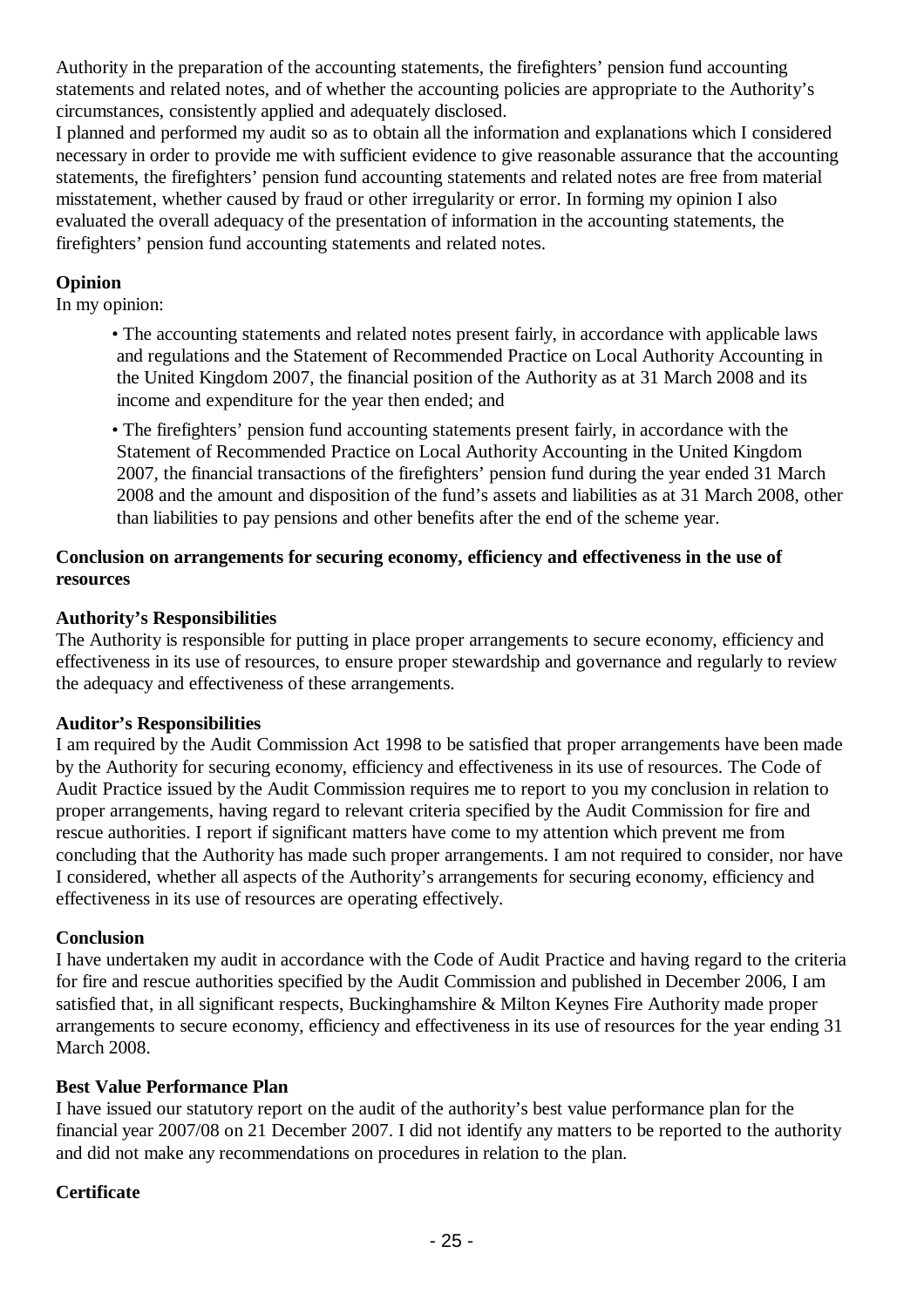Authority in the preparation of the accounting statements, the firefighters' pension fund accounting statements and related notes, and of whether the accounting policies are appropriate to the Authority's circumstances, consistently applied and adequately disclosed.

I planned and performed my audit so as to obtain all the information and explanations which I considered necessary in order to provide me with sufficient evidence to give reasonable assurance that the accounting statements, the firefighters' pension fund accounting statements and related notes are free from material misstatement, whether caused by fraud or other irregularity or error. In forming my opinion I also evaluated the overall adequacy of the presentation of information in the accounting statements, the firefighters' pension fund accounting statements and related notes.

**Opinion**

In my opinion:

- The accounting statements and related notes present fairly, in accordance with applicable laws and regulations and the Statement of Recommended Practice on Local Authority Accounting in the United Kingdom 2007, the financial position of the Authority as at 31 March 2008 and its income and expenditure for the year then ended; and
- The firefighters' pension fund accounting statements present fairly, in accordance with the Statement of Recommended Practice on Local Authority Accounting in the United Kingdom 2007, the financial transactions of the firefighters' pension fund during the year ended 31 March 2008 and the amount and disposition of the fund's assets and liabilities as at 31 March 2008, other than liabilities to pay pensions and other benefits after the end of the scheme year.

**Conclusion on arrangements for securing economy, efficiency and effectiveness in the use of resources**

**Authority's Responsibilities**

The Authority is responsible for putting in place proper arrangements to secure economy, efficiency and effectiveness in its use of resources, to ensure proper stewardship and governance and regularly to review the adequacy and effectiveness of these arrangements.

**Auditor's Responsibilities**

I am required by the Audit Commission Act 1998 to be satisfied that proper arrangements have been made by the Authority for securing economy, efficiency and effectiveness in its use of resources. The Code of Audit Practice issued by the Audit Commission requires me to report to you my conclusion in relation to proper arrangements, having regard to relevant criteria specified by the Audit Commission for fire and rescue authorities. I report if significant matters have come to my attention which prevent me from concluding that the Authority has made such proper arrangements. I am not required to consider, nor have I considered, whether all aspects of the Authority's arrangements for securing economy, efficiency and effectiveness in its use of resources are operating effectively.

**Conclusion**

I have undertaken my audit in accordance with the Code of Audit Practice and having regard to the criteria for fire and rescue authorities specified by the Audit Commission and published in December 2006, I am satisfied that, in all significant respects, Buckinghamshire & Milton Keynes Fire Authority made proper arrangements to secure economy, efficiency and effectiveness in its use of resources for the year ending 31 March 2008.

**Best Value Performance Plan**

I have issued our statutory report on the audit of the authority's best value performance plan for the financial year 2007/08 on 21 December 2007. I did not identify any matters to be reported to the authority and did not make any recommendations on procedures in relation to the plan.

**Certificate**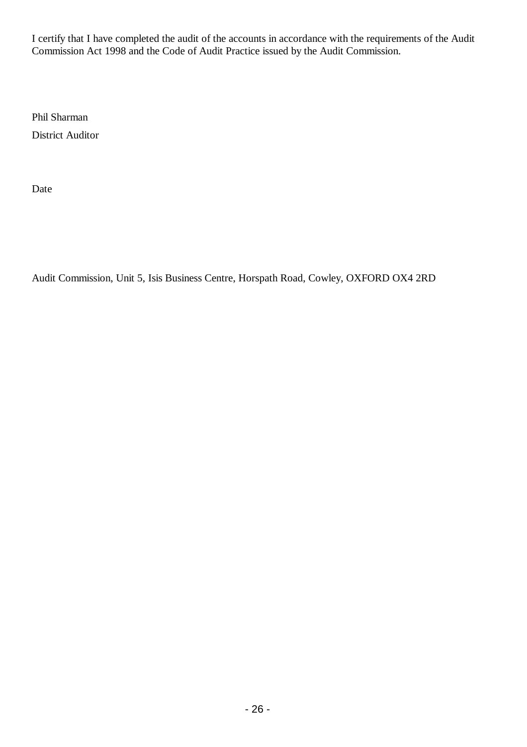I certify that I have completed the audit of the accounts in accordance with the requirements of the Audit Commission Act 1998 and the Code of Audit Practice issued by the Audit Commission.

Phil Sharman

District Auditor

Date

Audit Commission, Unit 5, Isis Business Centre, Horspath Road, Cowley, OXFORD OX4 2RD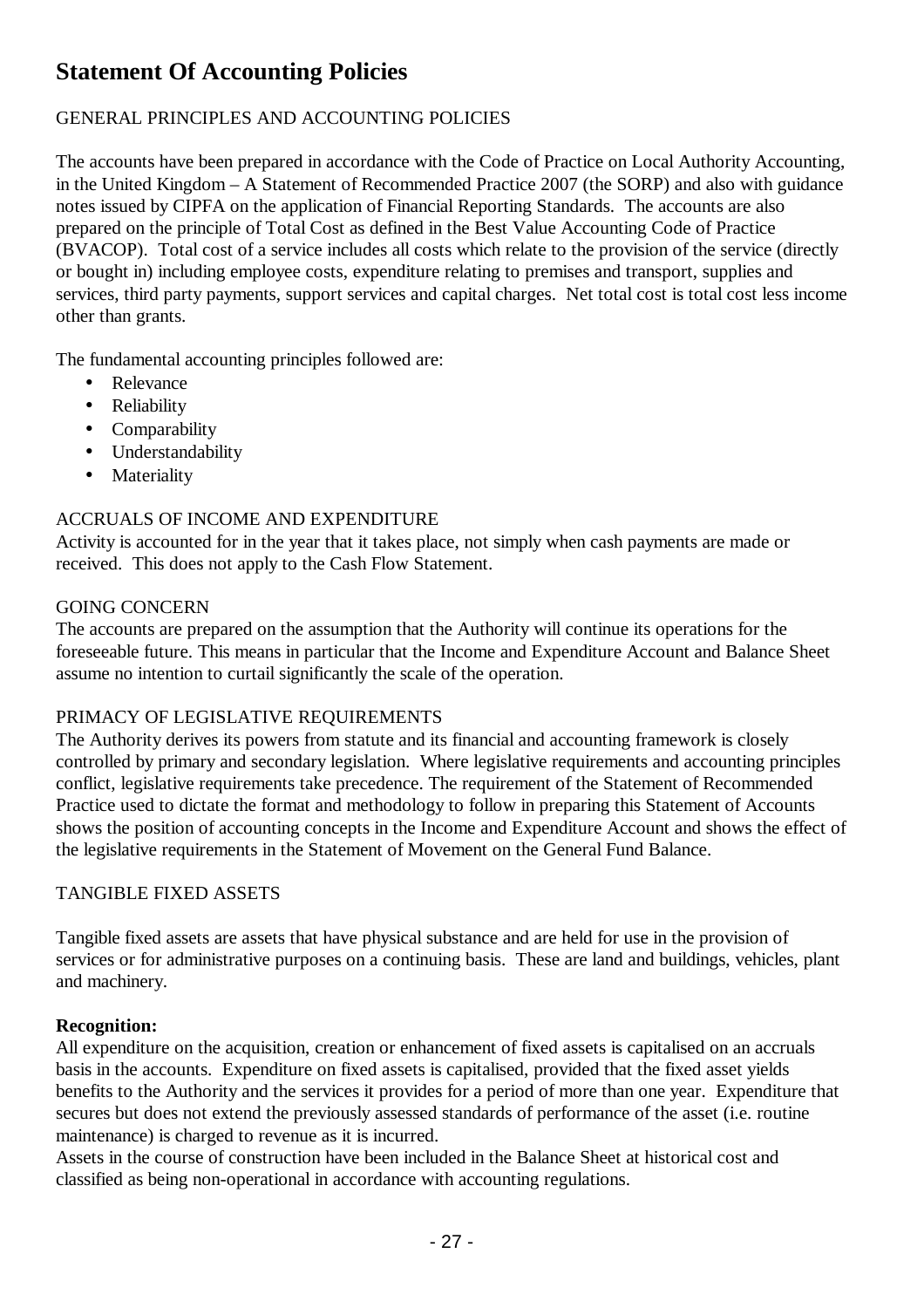# Statement Of Accounting Policies

## GENERAL PRINCIPLES AND ACCOUNTING POLICIES

The accounts have been prepared in accordance with the Code of Practice on Local Authority Accounting, in the United Kingdom – A Statement of Recommended Practice 2007 (the SORP) and also with guidance notes issued by CIPFA on the application of Financial Reporting Standards. The accounts are also prepared on the principle of Total Cost as defined in the Best Value Accounting Code of Practice (BVACOP). Total cost of a service includes all costs which relate to the provision of the service (directly or bought in) including employee costs, expenditure relating to premises and transport, supplies and services, third party payments, support services and capital charges. Net total cost is total cost less income other than grants.

The fundamental accounting principles followed are:

- Relevance
- Reliability
- Comparability
- Understandability
- Materiality

## ACCRUALS OF INCOME AND EXPENDITURE

Activity is accounted for in the year that it takes place, not simply when cash payments are made or received. This does not apply to the Cash Flow Statement.

## GOING CONCERN

The accounts are prepared on the assumption that the Authority will continue its operations for the foreseeable future. This means in particular that the Income and Expenditure Account and Balance Sheet assume no intention to curtail significantly the scale of the operation.

## PRIMACY OF LEGISLATIVE REQUIREMENTS

The Authority derives its powers from statute and its financial and accounting framework is closely controlled by primary and secondary legislation. Where legislative requirements and accounting principles conflict, legislative requirements take precedence. The requirement of the Statement of Recommended Practice used to dictate the format and methodology to follow in preparing this Statement of Accounts shows the position of accounting concepts in the Income and Expenditure Account and shows the effect of the legislative requirements in the Statement of Movement on the General Fund Balance.

## TANGIBLE FIXED ASSETS

Tangible fixed assets are assets that have physical substance and are held for use in the provision of services or for administrative purposes on a continuing basis. These are land and buildings, vehicles, plant and machinery.

**Recognition:**

All expenditure on the acquisition, creation or enhancement of fixed assets is capitalised on an accruals basis in the accounts. Expenditure on fixed assets is capitalised, provided that the fixed asset yields benefits to the Authority and the services it provides for a period of more than one year. Expenditure that secures but does not extend the previously assessed standards of performance of the asset (i.e. routine maintenance) is charged to revenue as it is incurred.

Assets in the course of construction have been included in the Balance Sheet at historical cost and classified as being non-operational in accordance with accounting regulations.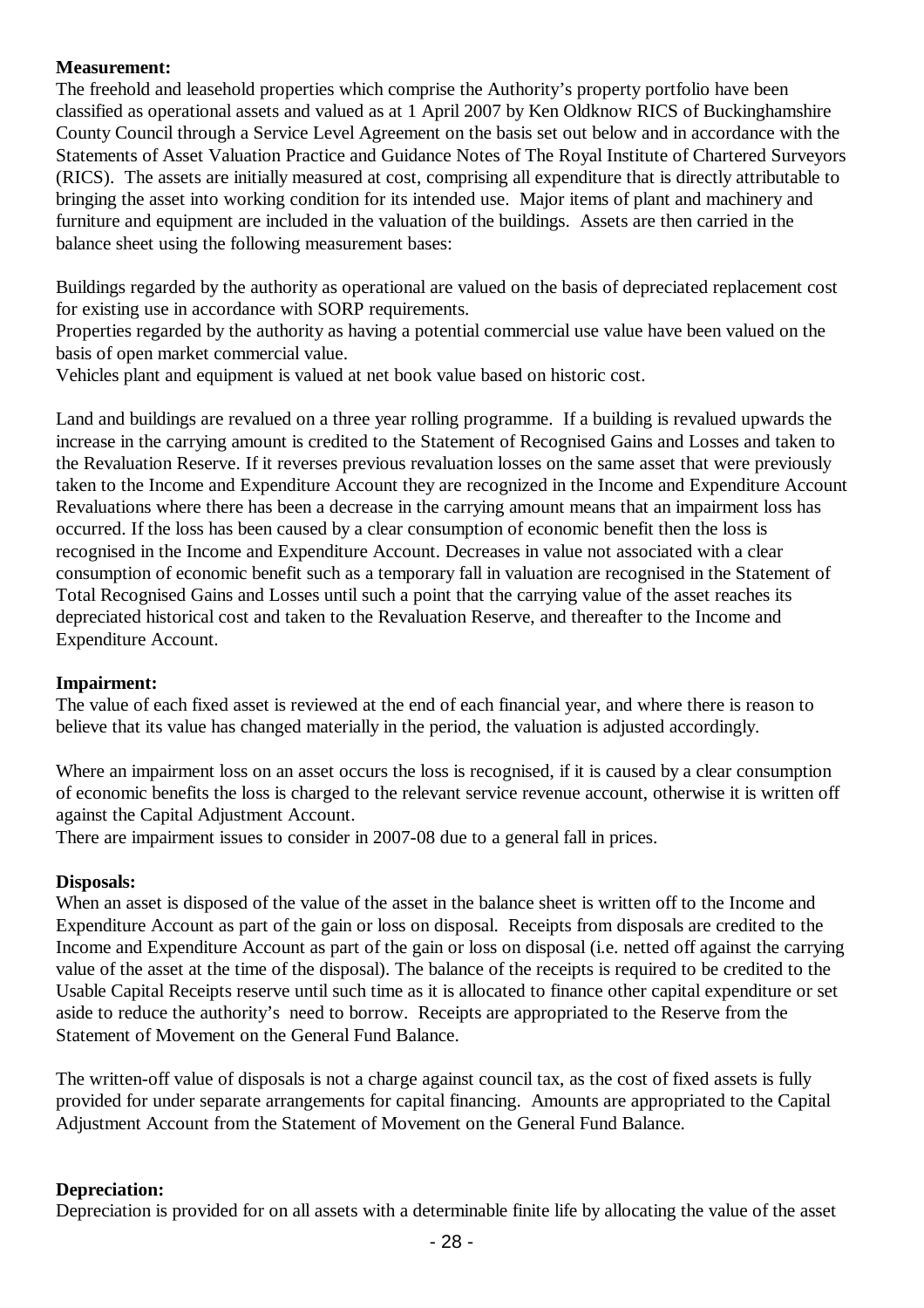**Measurement:**
The freehold and leasehold properties which comprise the Authority's property portfolio have been classified as operational assets and valued as at 1 April 2007 by Ken Oldknow RICS of Buckinghamshire County Council through a Service Level Agreement on the basis set out below and in accordance with the Statements of Asset Valuation Practice and Guidance Notes of The Royal Institute of Chartered Surveyors (RICS). The assets are initially measured at cost, comprising all expenditure that is directly attributable to bringing the asset into working condition for its intended use. Major items of plant and machinery and furniture and equipment are included in the valuation of the buildings. Assets are then carried in the balance sheet using the following measurement bases:

Buildings regarded by the authority as operational are valued on the basis of depreciated replacement cost for existing use in accordance with SORP requirements.
Properties regarded by the authority as having a potential commercial use value have been valued on the basis of open market commercial value.
Vehicles plant and equipment is valued at net book value based on historic cost.

Land and buildings are revalued on a three year rolling programme. If a building is revalued upwards the increase in the carrying amount is credited to the Statement of Recognised Gains and Losses and taken to the Revaluation Reserve. If it reverses previous revaluation losses on the same asset that were previously taken to the Income and Expenditure Account they are recognized in the Income and Expenditure Account Revaluations where there has been a decrease in the carrying amount means that an impairment loss has occurred. If the loss has been caused by a clear consumption of economic benefit then the loss is recognised in the Income and Expenditure Account. Decreases in value not associated with a clear consumption of economic benefit such as a temporary fall in valuation are recognised in the Statement of Total Recognised Gains and Losses until such a point that the carrying value of the asset reaches its depreciated historical cost and taken to the Revaluation Reserve, and thereafter to the Income and Expenditure Account.

**Impairment:**
The value of each fixed asset is reviewed at the end of each financial year, and where there is reason to believe that its value has changed materially in the period, the valuation is adjusted accordingly.

Where an impairment loss on an asset occurs the loss is recognised, if it is caused by a clear consumption of economic benefits the loss is charged to the relevant service revenue account, otherwise it is written off against the Capital Adjustment Account.
There are impairment issues to consider in 2007-08 due to a general fall in prices.

**Disposals:**
When an asset is disposed of the value of the asset in the balance sheet is written off to the Income and Expenditure Account as part of the gain or loss on disposal. Receipts from disposals are credited to the Income and Expenditure Account as part of the gain or loss on disposal (i.e. netted off against the carrying value of the asset at the time of the disposal). The balance of the receipts is required to be credited to the Usable Capital Receipts reserve until such time as it is allocated to finance other capital expenditure or set aside to reduce the authority's need to borrow. Receipts are appropriated to the Reserve from the Statement of Movement on the General Fund Balance.

The written-off value of disposals is not a charge against council tax, as the cost of fixed assets is fully provided for under separate arrangements for capital financing. Amounts are appropriated to the Capital Adjustment Account from the Statement of Movement on the General Fund Balance.

**Depreciation:**
Depreciation is provided for on all assets with a determinable finite life by allocating the value of the asset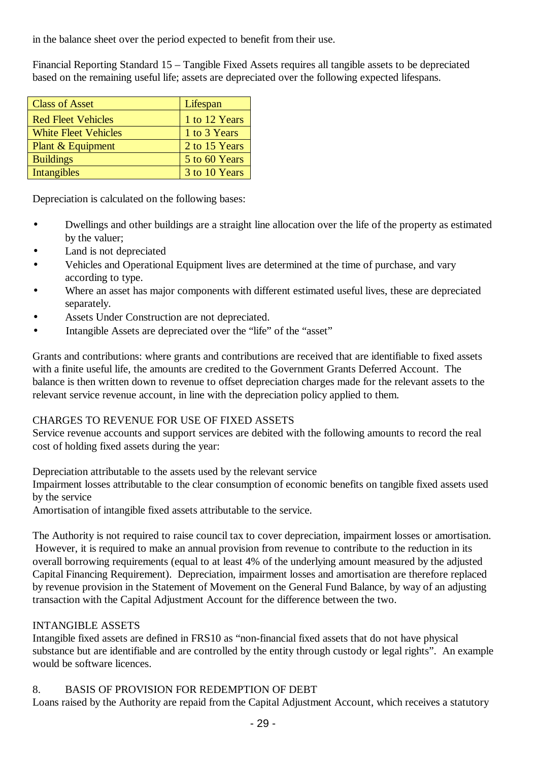in the balance sheet over the period expected to benefit from their use.

Financial Reporting Standard 15 – Tangible Fixed Assets requires all tangible assets to be depreciated based on the remaining useful life; assets are depreciated over the following expected lifespans.

| Class of Asset | Lifespan |
|---|---|
| Red Fleet Vehicles | 1 to 12 Years |
| White Fleet Vehicles | 1 to 3 Years |
| Plant & Equipment | 2 to 15 Years |
| Buildings | 5 to 60 Years |
| Intangibles | 3 to 10 Years |

Depreciation is calculated on the following bases:

- Dwellings and other buildings are a straight line allocation over the life of the property as estimated by the valuer;
- Land is not depreciated
- Vehicles and Operational Equipment lives are determined at the time of purchase, and vary according to type.
- Where an asset has major components with different estimated useful lives, these are depreciated separately.
- Assets Under Construction are not depreciated.
- Intangible Assets are depreciated over the "life" of the "asset"

Grants and contributions: where grants and contributions are received that are identifiable to fixed assets with a finite useful life, the amounts are credited to the Government Grants Deferred Account. The balance is then written down to revenue to offset depreciation charges made for the relevant assets to the relevant service revenue account, in line with the depreciation policy applied to them.

CHARGES TO REVENUE FOR USE OF FIXED ASSETS
Service revenue accounts and support services are debited with the following amounts to record the real cost of holding fixed assets during the year:

Depreciation attributable to the assets used by the relevant service
Impairment losses attributable to the clear consumption of economic benefits on tangible fixed assets used by the service
Amortisation of intangible fixed assets attributable to the service.

The Authority is not required to raise council tax to cover depreciation, impairment losses or amortisation. However, it is required to make an annual provision from revenue to contribute to the reduction in its overall borrowing requirements (equal to at least 4% of the underlying amount measured by the adjusted Capital Financing Requirement). Depreciation, impairment losses and amortisation are therefore replaced by revenue provision in the Statement of Movement on the General Fund Balance, by way of an adjusting transaction with the Capital Adjustment Account for the difference between the two.

INTANGIBLE ASSETS
Intangible fixed assets are defined in FRS10 as "non-financial fixed assets that do not have physical substance but are identifiable and are controlled by the entity through custody or legal rights". An example would be software licences.

8. BASIS OF PROVISION FOR REDEMPTION OF DEBT
Loans raised by the Authority are repaid from the Capital Adjustment Account, which receives a statutory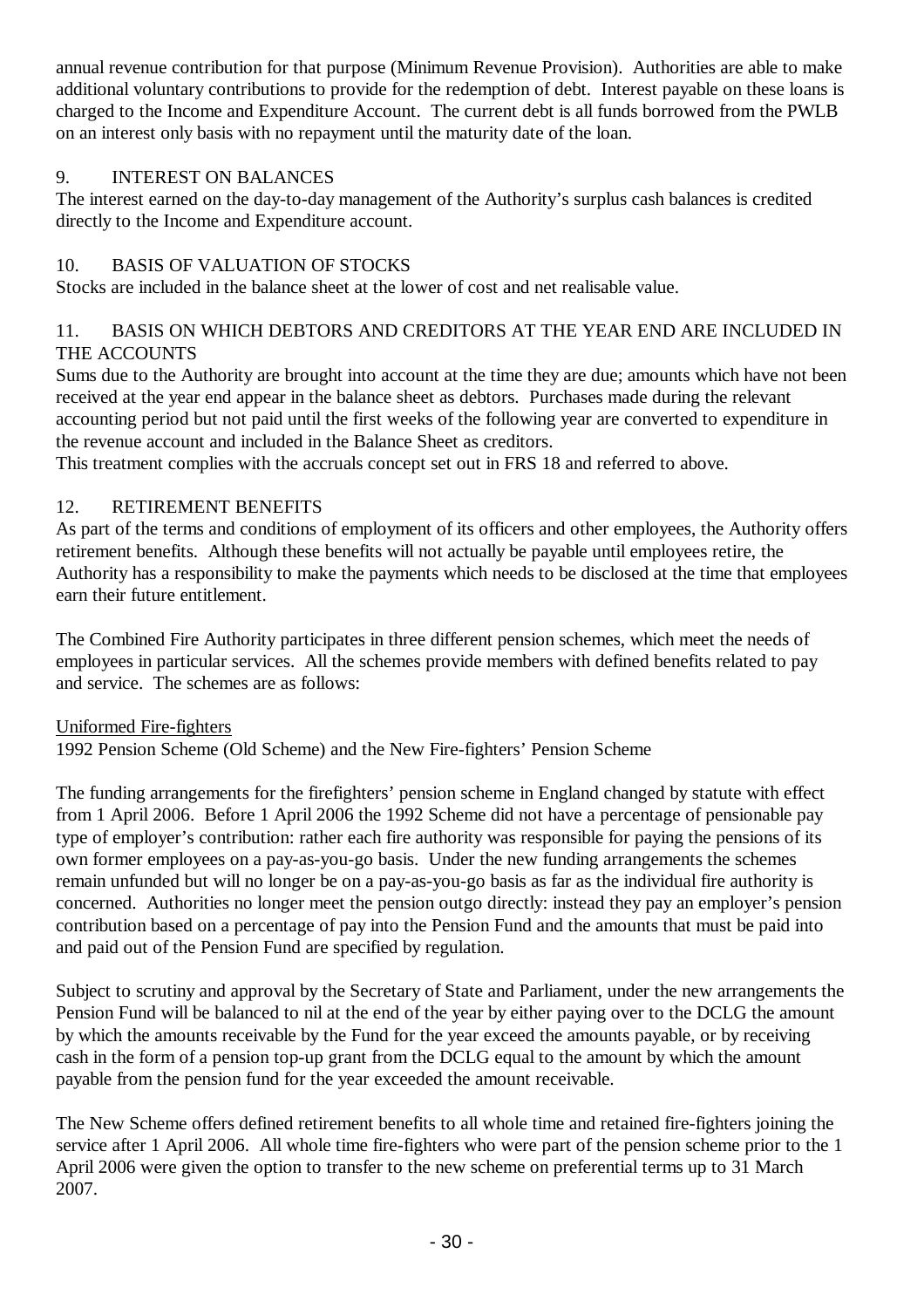annual revenue contribution for that purpose (Minimum Revenue Provision). Authorities are able to make additional voluntary contributions to provide for the redemption of debt. Interest payable on these loans is charged to the Income and Expenditure Account. The current debt is all funds borrowed from the PWLB on an interest only basis with no repayment until the maturity date of the loan.

## 9. INTEREST ON BALANCES

The interest earned on the day-to-day management of the Authority's surplus cash balances is credited directly to the Income and Expenditure account.

## 10. BASIS OF VALUATION OF STOCKS

Stocks are included in the balance sheet at the lower of cost and net realisable value.

## 11. BASIS ON WHICH DEBTORS AND CREDITORS AT THE YEAR END ARE INCLUDED IN THE ACCOUNTS

Sums due to the Authority are brought into account at the time they are due; amounts which have not been received at the year end appear in the balance sheet as debtors. Purchases made during the relevant accounting period but not paid until the first weeks of the following year are converted to expenditure in the revenue account and included in the Balance Sheet as creditors.

This treatment complies with the accruals concept set out in FRS 18 and referred to above.

## 12. RETIREMENT BENEFITS

As part of the terms and conditions of employment of its officers and other employees, the Authority offers retirement benefits. Although these benefits will not actually be payable until employees retire, the Authority has a responsibility to make the payments which needs to be disclosed at the time that employees earn their future entitlement.

The Combined Fire Authority participates in three different pension schemes, which meet the needs of employees in particular services. All the schemes provide members with defined benefits related to pay and service. The schemes are as follows:

Uniformed Fire-fighters

1992 Pension Scheme (Old Scheme) and the New Fire-fighters' Pension Scheme

The funding arrangements for the firefighters' pension scheme in England changed by statute with effect from 1 April 2006. Before 1 April 2006 the 1992 Scheme did not have a percentage of pensionable pay type of employer's contribution: rather each fire authority was responsible for paying the pensions of its own former employees on a pay-as-you-go basis. Under the new funding arrangements the schemes remain unfunded but will no longer be on a pay-as-you-go basis as far as the individual fire authority is concerned. Authorities no longer meet the pension outgo directly: instead they pay an employer's pension contribution based on a percentage of pay into the Pension Fund and the amounts that must be paid into and paid out of the Pension Fund are specified by regulation.

Subject to scrutiny and approval by the Secretary of State and Parliament, under the new arrangements the Pension Fund will be balanced to nil at the end of the year by either paying over to the DCLG the amount by which the amounts receivable by the Fund for the year exceed the amounts payable, or by receiving cash in the form of a pension top-up grant from the DCLG equal to the amount by which the amount payable from the pension fund for the year exceeded the amount receivable.

The New Scheme offers defined retirement benefits to all whole time and retained fire-fighters joining the service after 1 April 2006. All whole time fire-fighters who were part of the pension scheme prior to the 1 April 2006 were given the option to transfer to the new scheme on preferential terms up to 31 March 2007.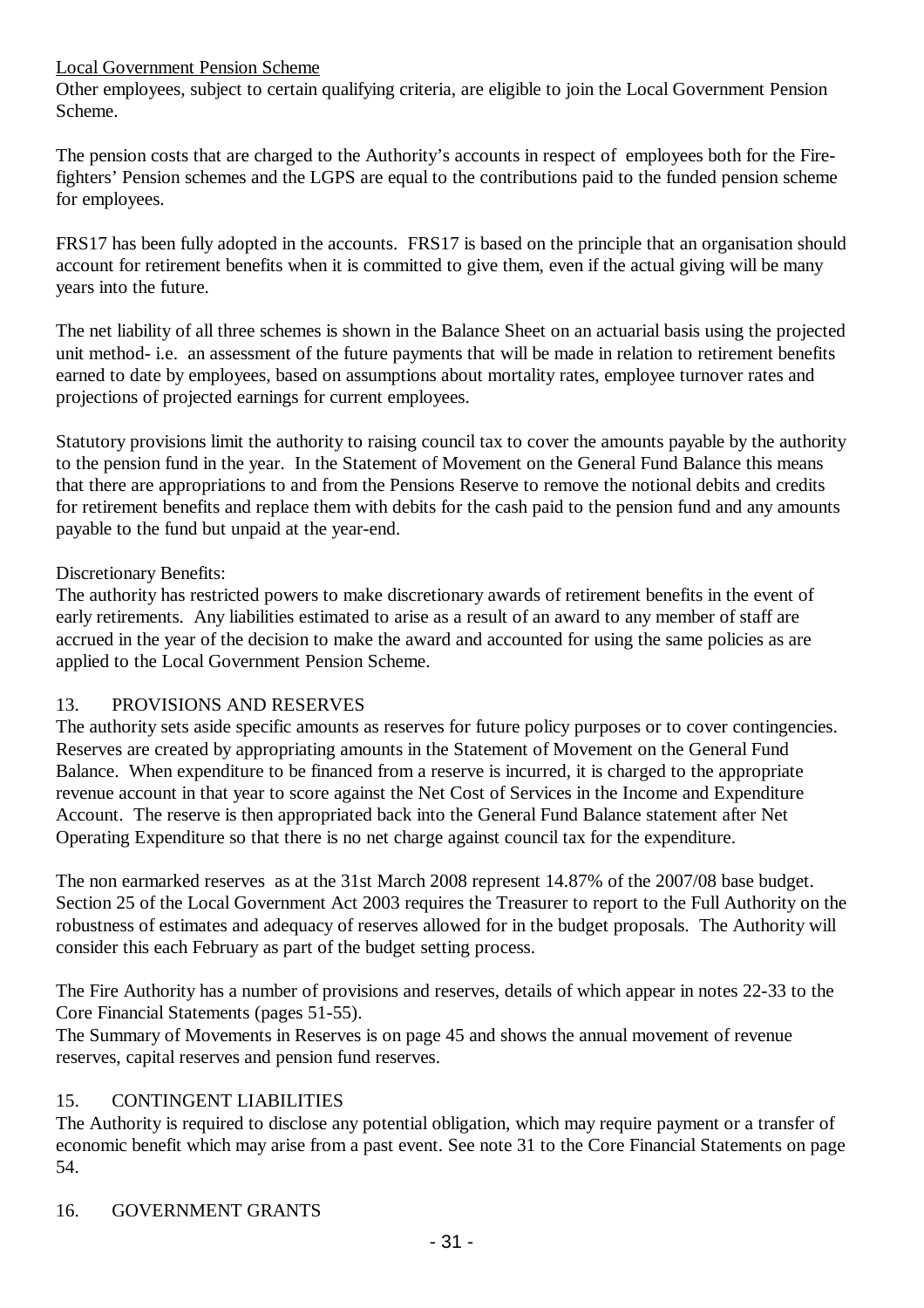Local Government Pension Scheme

Other employees, subject to certain qualifying criteria, are eligible to join the Local Government Pension Scheme.

The pension costs that are charged to the Authority's accounts in respect of employees both for the Fire-fighters' Pension schemes and the LGPS are equal to the contributions paid to the funded pension scheme for employees.

FRS17 has been fully adopted in the accounts. FRS17 is based on the principle that an organisation should account for retirement benefits when it is committed to give them, even if the actual giving will be many years into the future.

The net liability of all three schemes is shown in the Balance Sheet on an actuarial basis using the projected unit method- i.e. an assessment of the future payments that will be made in relation to retirement benefits earned to date by employees, based on assumptions about mortality rates, employee turnover rates and projections of projected earnings for current employees.

Statutory provisions limit the authority to raising council tax to cover the amounts payable by the authority to the pension fund in the year. In the Statement of Movement on the General Fund Balance this means that there are appropriations to and from the Pensions Reserve to remove the notional debits and credits for retirement benefits and replace them with debits for the cash paid to the pension fund and any amounts payable to the fund but unpaid at the year-end.

Discretionary Benefits:

The authority has restricted powers to make discretionary awards of retirement benefits in the event of early retirements. Any liabilities estimated to arise as a result of an award to any member of staff are accrued in the year of the decision to make the award and accounted for using the same policies as are applied to the Local Government Pension Scheme.

## 13. PROVISIONS AND RESERVES

The authority sets aside specific amounts as reserves for future policy purposes or to cover contingencies. Reserves are created by appropriating amounts in the Statement of Movement on the General Fund Balance. When expenditure to be financed from a reserve is incurred, it is charged to the appropriate revenue account in that year to score against the Net Cost of Services in the Income and Expenditure Account. The reserve is then appropriated back into the General Fund Balance statement after Net Operating Expenditure so that there is no net charge against council tax for the expenditure.

The non earmarked reserves as at the 31st March 2008 represent 14.87% of the 2007/08 base budget. Section 25 of the Local Government Act 2003 requires the Treasurer to report to the Full Authority on the robustness of estimates and adequacy of reserves allowed for in the budget proposals. The Authority will consider this each February as part of the budget setting process.

The Fire Authority has a number of provisions and reserves, details of which appear in notes 22-33 to the Core Financial Statements (pages 51-55).

The Summary of Movements in Reserves is on page 45 and shows the annual movement of revenue reserves, capital reserves and pension fund reserves.

## 15. CONTINGENT LIABILITIES

The Authority is required to disclose any potential obligation, which may require payment or a transfer of economic benefit which may arise from a past event. See note 31 to the Core Financial Statements on page 54.

## 16. GOVERNMENT GRANTS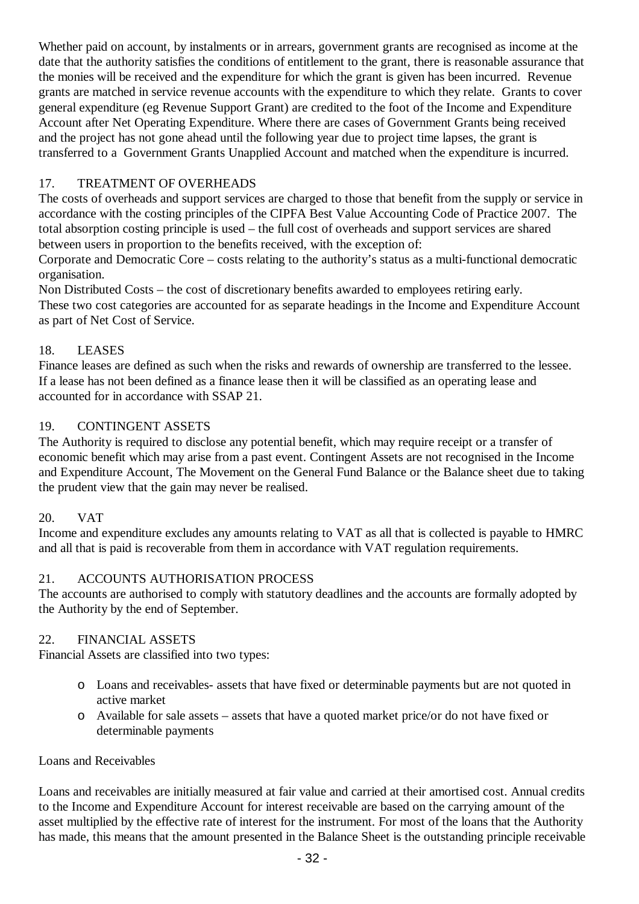Whether paid on account, by instalments or in arrears, government grants are recognised as income at the date that the authority satisfies the conditions of entitlement to the grant, there is reasonable assurance that the monies will be received and the expenditure for which the grant is given has been incurred. Revenue grants are matched in service revenue accounts with the expenditure to which they relate. Grants to cover general expenditure (eg Revenue Support Grant) are credited to the foot of the Income and Expenditure Account after Net Operating Expenditure. Where there are cases of Government Grants being received and the project has not gone ahead until the following year due to project time lapses, the grant is transferred to a Government Grants Unapplied Account and matched when the expenditure is incurred.

## 17. TREATMENT OF OVERHEADS

The costs of overheads and support services are charged to those that benefit from the supply or service in accordance with the costing principles of the CIPFA Best Value Accounting Code of Practice 2007. The total absorption costing principle is used – the full cost of overheads and support services are shared between users in proportion to the benefits received, with the exception of:

Corporate and Democratic Core – costs relating to the authority's status as a multi-functional democratic organisation.

Non Distributed Costs – the cost of discretionary benefits awarded to employees retiring early.

These two cost categories are accounted for as separate headings in the Income and Expenditure Account as part of Net Cost of Service.

## 18. LEASES

Finance leases are defined as such when the risks and rewards of ownership are transferred to the lessee. If a lease has not been defined as a finance lease then it will be classified as an operating lease and accounted for in accordance with SSAP 21.

## 19. CONTINGENT ASSETS

The Authority is required to disclose any potential benefit, which may require receipt or a transfer of economic benefit which may arise from a past event. Contingent Assets are not recognised in the Income and Expenditure Account, The Movement on the General Fund Balance or the Balance sheet due to taking the prudent view that the gain may never be realised.

## 20. VAT

Income and expenditure excludes any amounts relating to VAT as all that is collected is payable to HMRC and all that is paid is recoverable from them in accordance with VAT regulation requirements.

## 21. ACCOUNTS AUTHORISATION PROCESS

The accounts are authorised to comply with statutory deadlines and the accounts are formally adopted by the Authority by the end of September.

## 22. FINANCIAL ASSETS

Financial Assets are classified into two types:

- Loans and receivables- assets that have fixed or determinable payments but are not quoted in active market
- Available for sale assets – assets that have a quoted market price/or do not have fixed or determinable payments

Loans and Receivables

Loans and receivables are initially measured at fair value and carried at their amortised cost. Annual credits to the Income and Expenditure Account for interest receivable are based on the carrying amount of the asset multiplied by the effective rate of interest for the instrument. For most of the loans that the Authority has made, this means that the amount presented in the Balance Sheet is the outstanding principle receivable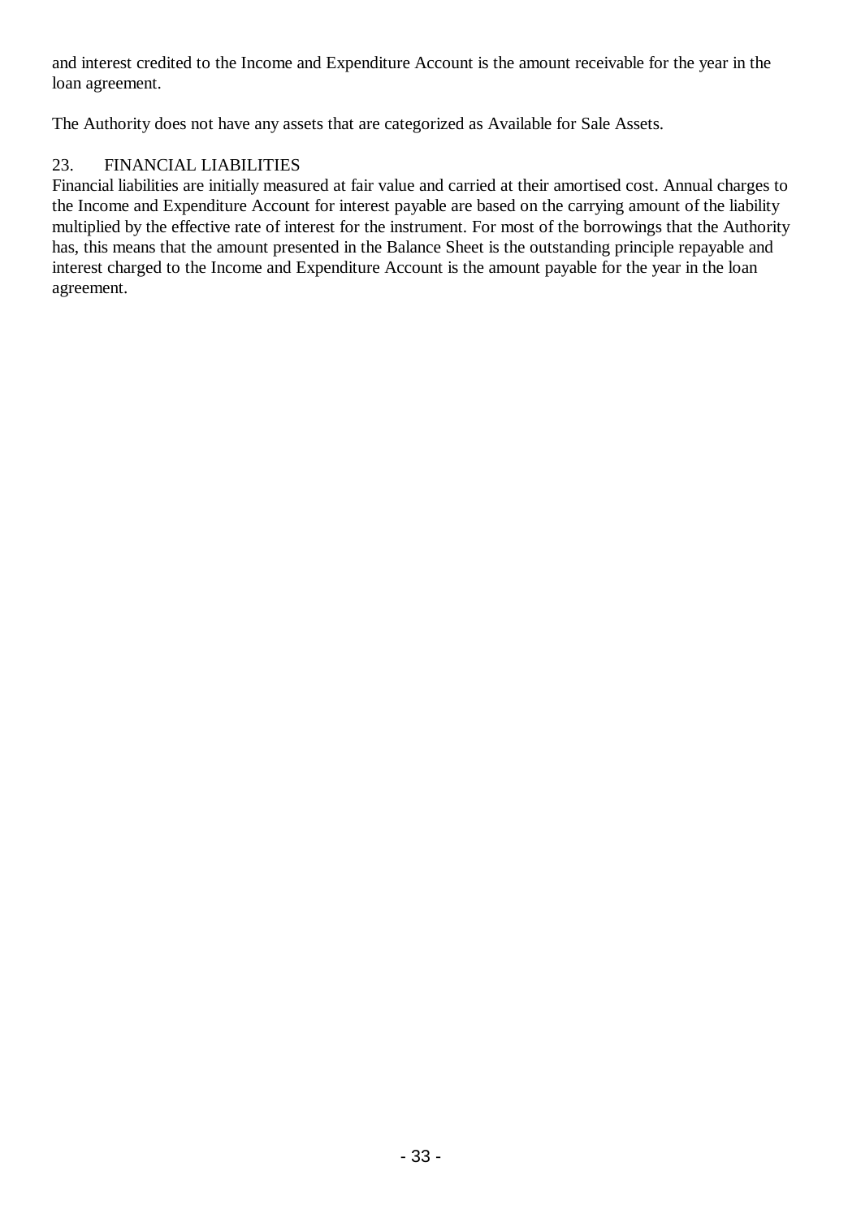and interest credited to the Income and Expenditure Account is the amount receivable for the year in the loan agreement.

The Authority does not have any assets that are categorized as Available for Sale Assets.

## 23. FINANCIAL LIABILITIES

Financial liabilities are initially measured at fair value and carried at their amortised cost. Annual charges to the Income and Expenditure Account for interest payable are based on the carrying amount of the liability multiplied by the effective rate of interest for the instrument. For most of the borrowings that the Authority has, this means that the amount presented in the Balance Sheet is the outstanding principle repayable and interest charged to the Income and Expenditure Account is the amount payable for the year in the loan agreement.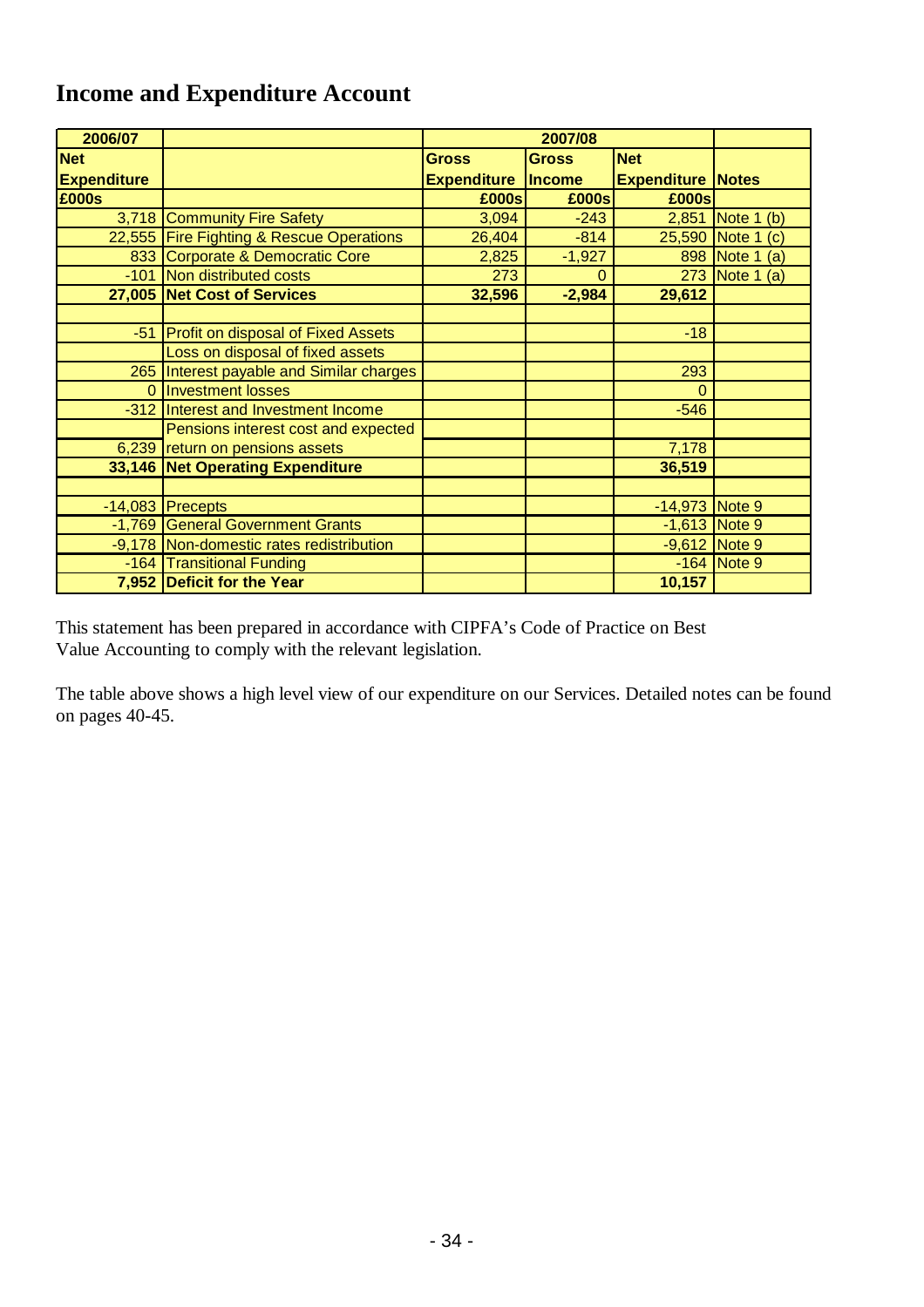# Income and Expenditure Account

| 2006/07 | | 2007/08 | | | |
|---|---|---|---|---|---|
| Net Expenditure | | Gross Expenditure | Gross Income | Net Expenditure | Notes |
| £000s | | £000s | £000s | £000s | |
| 3,718 | Community Fire Safety | 3,094 | -243 | 2,851 | Note 1 (b) |
| 22,555 | Fire Fighting & Rescue Operations | 26,404 | -814 | 25,590 | Note 1 (c) |
| 833 | Corporate & Democratic Core | 2,825 | -1,927 | 898 | Note 1 (a) |
| -101 | Non distributed costs | 273 | 0 | 273 | Note 1 (a) |
| **27,005** | **Net Cost of Services** | **32,596** | **-2,984** | **29,612** | |
| | | | | | |
| -51 | Profit on disposal of Fixed Assets | | | -18 | |
| | Loss on disposal of fixed assets | | | | |
| 265 | Interest payable and Similar charges | | | 293 | |
| 0 | Investment losses | | | 0 | |
| -312 | Interest and Investment Income | | | -546 | |
| 6,239 | Pensions interest cost and expected return on pensions assets | | | 7,178 | |
| **33,146** | **Net Operating Expenditure** | | | **36,519** | |
| | | | | | |
| -14,083 | Precepts | | | -14,973 | Note 9 |
| -1,769 | General Government Grants | | | -1,613 | Note 9 |
| -9,178 | Non-domestic rates redistribution | | | -9,612 | Note 9 |
| -164 | Transitional Funding | | | -164 | Note 9 |
| **7,952** | **Deficit for the Year** | | | **10,157** | |

This statement has been prepared in accordance with CIPFA's Code of Practice on Best Value Accounting to comply with the relevant legislation.

The table above shows a high level view of our expenditure on our Services. Detailed notes can be found on pages 40-45.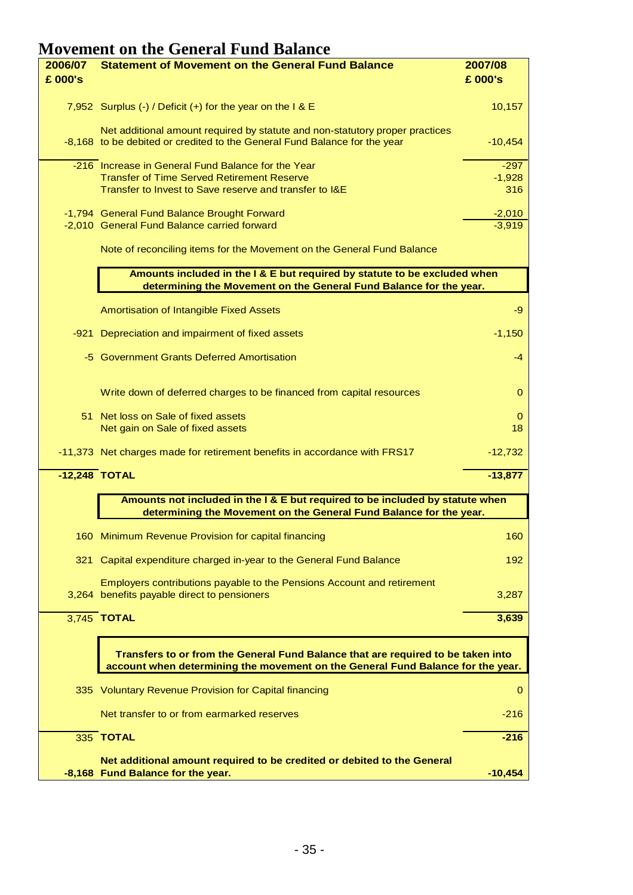# Movement on the General Fund Balance

| 2006/07 £ 000's | Statement of Movement on the General Fund Balance | 2007/08 £ 000's |
|---|---|---|
| 7,952 | Surplus (-) / Deficit (+) for the year on the I & E | 10,157 |
| -8,168 | Net additional amount required by statute and non-statutory proper practices to be debited or credited to the General Fund Balance for the year | -10,454 |
| -216 | Increase in General Fund Balance for the Year | -297 |
| | Transfer of Time Served Retirement Reserve | -1,928 |
| | Transfer to Invest to Save reserve and transfer to I&E | 316 |
| -1,794 | General Fund Balance Brought Forward | -2,010 |
| -2,010 | General Fund Balance carried forward | -3,919 |
| | Note of reconciling items for the Movement on the General Fund Balance | |
| | **Amounts included in the I & E but required by statute to be excluded when determining the Movement on the General Fund Balance for the year.** | |
| | Amortisation of Intangible Fixed Assets | -9 |
| -921 | Depreciation and impairment of fixed assets | -1,150 |
| -5 | Government Grants Deferred Amortisation | -4 |
| | Write down of deferred charges to be financed from capital resources | 0 |
| 51 | Net loss on Sale of fixed assets | 0 |
| | Net gain on Sale of fixed assets | 18 |
| -11,373 | Net charges made for retirement benefits in accordance with FRS17 | -12,732 |
| **-12,248** | **TOTAL** | **-13,877** |
| | **Amounts not included in the I & E but required to be included by statute when determining the Movement on the General Fund Balance for the year.** | |
| 160 | Minimum Revenue Provision for capital financing | 160 |
| 321 | Capital expenditure charged in-year to the General Fund Balance | 192 |
| 3,264 | Employers contributions payable to the Pensions Account and retirement benefits payable direct to pensioners | 3,287 |
| 3,745 | **TOTAL** | **3,639** |
| | **Transfers to or from the General Fund Balance that are required to be taken into account when determining the movement on the General Fund Balance for the year.** | |
| 335 | Voluntary Revenue Provision for Capital financing | 0 |
| | Net transfer to or from earmarked reserves | -216 |
| 335 | **TOTAL** | **-216** |
| **-8,168** | **Net additional amount required to be credited or debited to the General Fund Balance for the year.** | **-10,454** |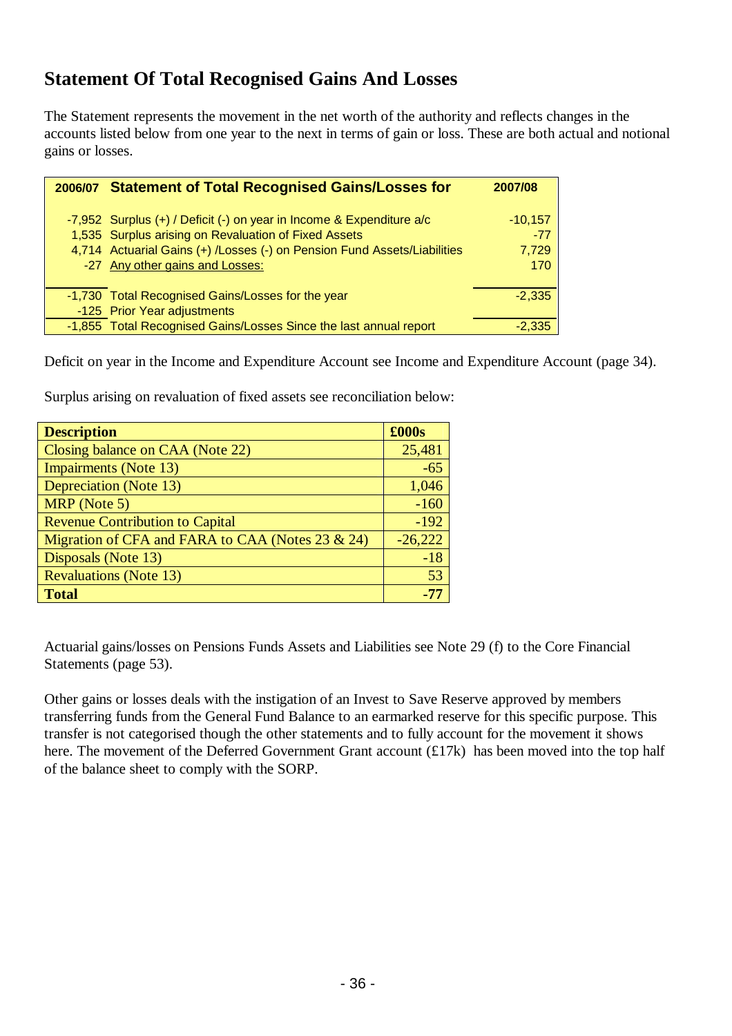# Statement Of Total Recognised Gains And Losses

The Statement represents the movement in the net worth of the authority and reflects changes in the accounts listed below from one year to the next in terms of gain or loss. These are both actual and notional gains or losses.

| 2006/07 | Statement of Total Recognised Gains/Losses for | 2007/08 |
|---|---|---|
| -7,952 | Surplus (+) / Deficit (-) on year in Income & Expenditure a/c | -10,157 |
| 1,535 | Surplus arising on Revaluation of Fixed Assets | -77 |
| 4,714 | Actuarial Gains (+) /Losses (-) on Pension Fund Assets/Liabilities | 7,729 |
| -27 | Any other gains and Losses: | 170 |
| -1,730 | Total Recognised Gains/Losses for the year | -2,335 |
| -125 | Prior Year adjustments | |
| -1,855 | Total Recognised Gains/Losses Since the last annual report | -2,335 |

Deficit on year in the Income and Expenditure Account see Income and Expenditure Account (page 34).

Surplus arising on revaluation of fixed assets see reconciliation below:

| Description | £000s |
|---|---|
| Closing balance on CAA (Note 22) | 25,481 |
| Impairments (Note 13) | -65 |
| Depreciation (Note 13) | 1,046 |
| MRP (Note 5) | -160 |
| Revenue Contribution to Capital | -192 |
| Migration of CFA and FARA to CAA (Notes 23 & 24) | -26,222 |
| Disposals (Note 13) | -18 |
| Revaluations (Note 13) | 53 |
| **Total** | **-77** |

Actuarial gains/losses on Pensions Funds Assets and Liabilities see Note 29 (f) to the Core Financial Statements (page 53).

Other gains or losses deals with the instigation of an Invest to Save Reserve approved by members transferring funds from the General Fund Balance to an earmarked reserve for this specific purpose. This transfer is not categorised though the other statements and to fully account for the movement it shows here. The movement of the Deferred Government Grant account (£17k) has been moved into the top half of the balance sheet to comply with the SORP.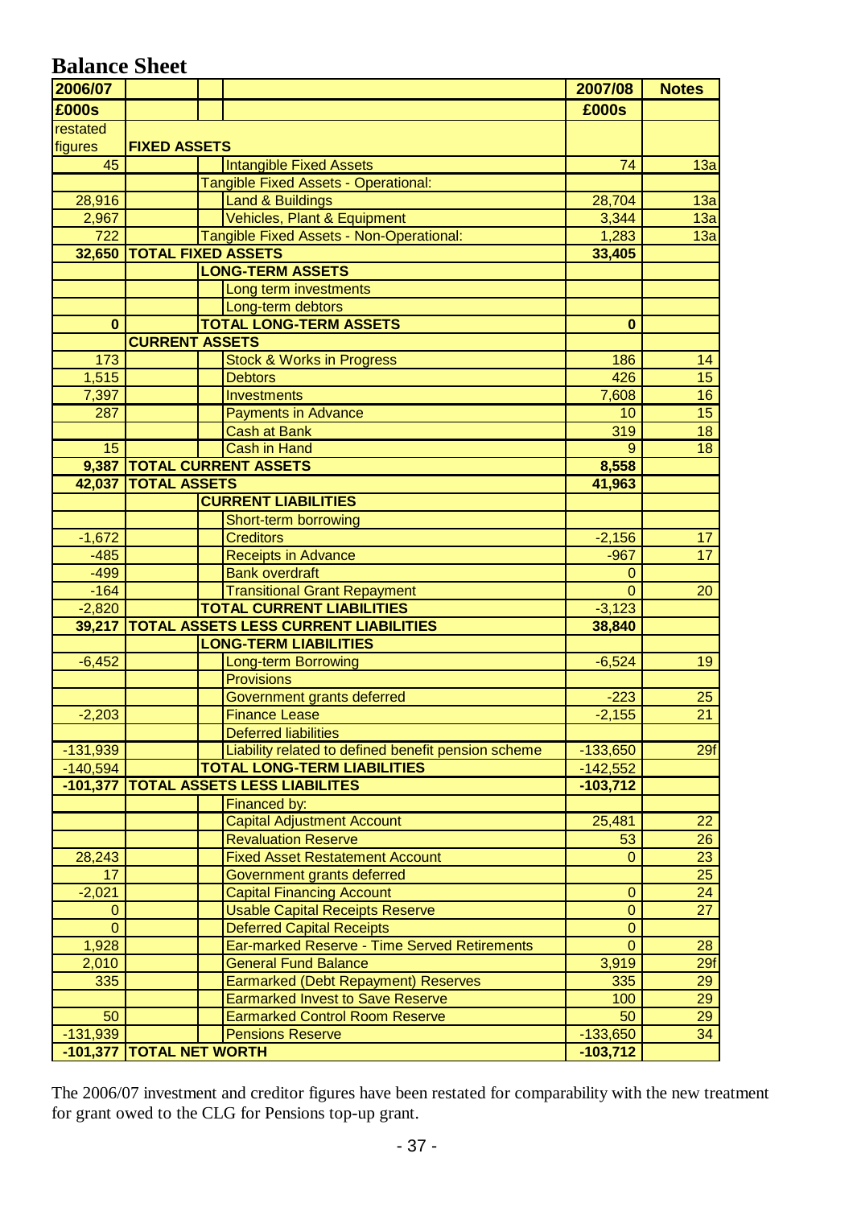# Balance Sheet

| 2006/07 | | | | 2007/08 | Notes |
|---|---|---|---|---|---|
| £000s | | | | £000s | |
| restated figures | FIXED ASSETS | | | | |
| 45 | | | Intangible Fixed Assets | 74 | 13a |
| | | Tangible Fixed Assets - Operational: | | | |
| 28,916 | | | Land & Buildings | 28,704 | 13a |
| 2,967 | | | Vehicles, Plant & Equipment | 3,344 | 13a |
| 722 | | Tangible Fixed Assets - Non-Operational: | | 1,283 | 13a |
| **32,650** | **TOTAL FIXED ASSETS** | | | **33,405** | |
| | | **LONG-TERM ASSETS** | | | |
| | | | Long term investments | | |
| | | | Long-term debtors | | |
| **0** | | **TOTAL LONG-TERM ASSETS** | | **0** | |
| | **CURRENT ASSETS** | | | | |
| 173 | | | Stock & Works in Progress | 186 | 14 |
| 1,515 | | | Debtors | 426 | 15 |
| 7,397 | | | Investments | 7,608 | 16 |
| 287 | | | Payments in Advance | 10 | 15 |
| | | | Cash at Bank | 319 | 18 |
| 15 | | | Cash in Hand | 9 | 18 |
| **9,387** | **TOTAL CURRENT ASSETS** | | | **8,558** | |
| **42,037** | **TOTAL ASSETS** | | | **41,963** | |
| | | **CURRENT LIABILITIES** | | | |
| | | | Short-term borrowing | | |
| -1,672 | | | Creditors | -2,156 | 17 |
| -485 | | | Receipts in Advance | -967 | 17 |
| -499 | | | Bank overdraft | 0 | |
| -164 | | | Transitional Grant Repayment | 0 | 20 |
| -2,820 | | **TOTAL CURRENT LIABILITIES** | | -3,123 | |
| **39,217** | **TOTAL ASSETS LESS CURRENT LIABILITIES** | | | **38,840** | |
| | | **LONG-TERM LIABILITIES** | | | |
| -6,452 | | | Long-term Borrowing | -6,524 | 19 |
| | | | Provisions | | |
| | | | Government grants deferred | -223 | 25 |
| -2,203 | | | Finance Lease | -2,155 | 21 |
| | | | Deferred liabilities | | |
| -131,939 | | | Liability related to defined benefit pension scheme | -133,650 | 29f |
| -140,594 | | **TOTAL LONG-TERM LIABILITIES** | | -142,552 | |
| **-101,377** | **TOTAL ASSETS LESS LIABILITES** | | | **-103,712** | |
| | | | Financed by: | | |
| | | | Capital Adjustment Account | 25,481 | 22 |
| | | | Revaluation Reserve | 53 | 26 |
| 28,243 | | | Fixed Asset Restatement Account | 0 | 23 |
| 17 | | | Government grants deferred | | 25 |
| -2,021 | | | Capital Financing Account | 0 | 24 |
| 0 | | | Usable Capital Receipts Reserve | 0 | 27 |
| 0 | | | Deferred Capital Receipts | 0 | |
| 1,928 | | | Ear-marked Reserve - Time Served Retirements | 0 | 28 |
| 2,010 | | | General Fund Balance | 3,919 | 29f |
| 335 | | | Earmarked (Debt Repayment) Reserves | 335 | 29 |
| | | | Earmarked Invest to Save Reserve | 100 | 29 |
| 50 | | | Earmarked Control Room Reserve | 50 | 29 |
| -131,939 | | | Pensions Reserve | -133,650 | 34 |
| **-101,377** | **TOTAL NET WORTH** | | | **-103,712** | |

The 2006/07 investment and creditor figures have been restated for comparability with the new treatment for grant owed to the CLG for Pensions top-up grant.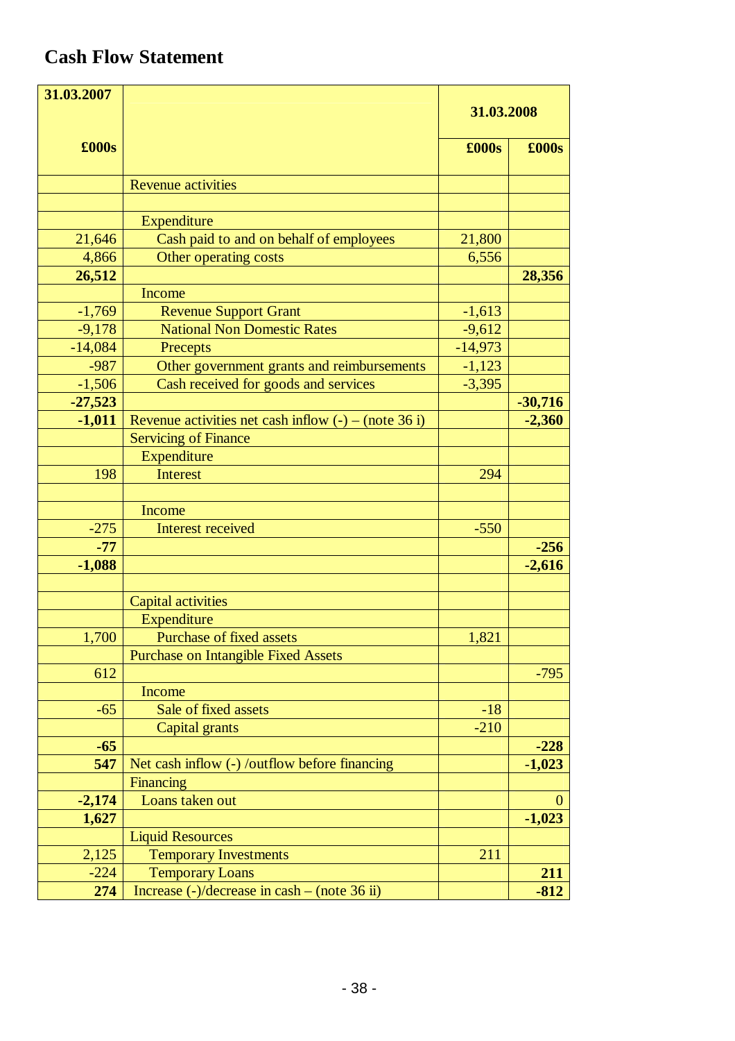# Cash Flow Statement

| 31.03.2007 | | 31.03.2008 | |
|---|---|---|---|
| £000s | | £000s | £000s |
| | Revenue activities | | |
| | | | |
| | Expenditure | | |
| 21,646 | Cash paid to and on behalf of employees | 21,800 | |
| 4,866 | Other operating costs | 6,556 | |
| **26,512** | | | **28,356** |
| | Income | | |
| -1,769 | Revenue Support Grant | -1,613 | |
| -9,178 | National Non Domestic Rates | -9,612 | |
| -14,084 | Precepts | -14,973 | |
| -987 | Other government grants and reimbursements | -1,123 | |
| -1,506 | Cash received for goods and services | -3,395 | |
| **-27,523** | | | **-30,716** |
| **-1,011** | Revenue activities net cash inflow (-) – (note 36 i) | | **-2,360** |
| | Servicing of Finance | | |
| | Expenditure | | |
| 198 | Interest | 294 | |
| | | | |
| | Income | | |
| -275 | Interest received | -550 | |
| **-77** | | | **-256** |
| **-1,088** | | | **-2,616** |
| | | | |
| | Capital activities | | |
| | Expenditure | | |
| 1,700 | Purchase of fixed assets | 1,821 | |
| | Purchase on Intangible Fixed Assets | | |
| 612 | | | -795 |
| | Income | | |
| -65 | Sale of fixed assets | -18 | |
| | Capital grants | -210 | |
| **-65** | | | **-228** |
| **547** | Net cash inflow (-) /outflow before financing | | **-1,023** |
| | Financing | | |
| **-2,174** | Loans taken out | | 0 |
| **1,627** | | | **-1,023** |
| | Liquid Resources | | |
| 2,125 | Temporary Investments | 211 | |
| -224 | Temporary Loans | | **211** |
| **274** | Increase (-)/decrease in cash – (note 36 ii) | | **-812** |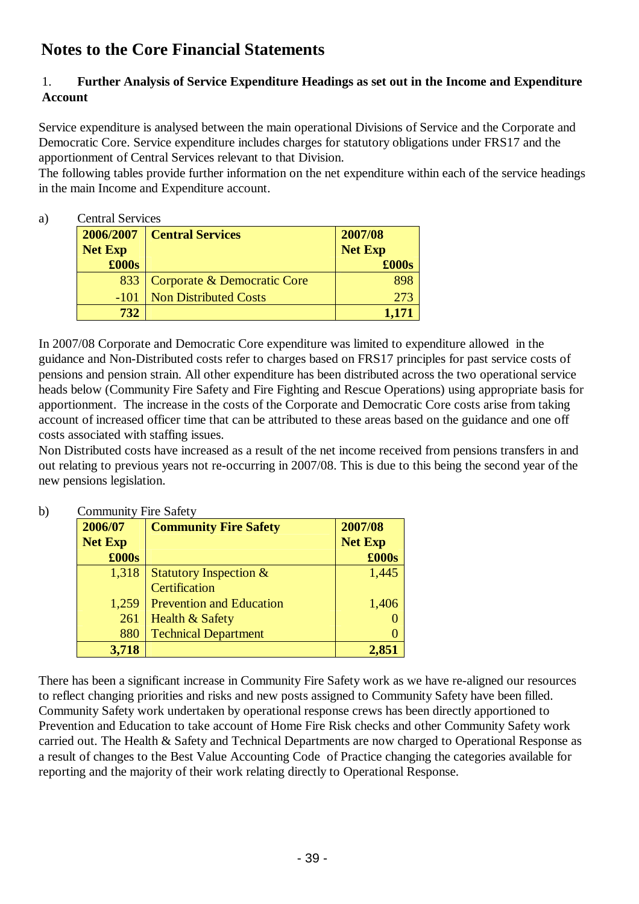# Notes to the Core Financial Statements

## 1. Further Analysis of Service Expenditure Headings as set out in the Income and Expenditure Account

Service expenditure is analysed between the main operational Divisions of Service and the Corporate and Democratic Core. Service expenditure includes charges for statutory obligations under FRS17 and the apportionment of Central Services relevant to that Division.
The following tables provide further information on the net expenditure within each of the service headings in the main Income and Expenditure account.

a) Central Services

| 2006/2007 Net Exp £000s | Central Services | 2007/08 Net Exp £000s |
|---|---|---|
| 833 | Corporate & Democratic Core | 898 |
| -101 | Non Distributed Costs | 273 |
| **732** | | **1,171** |

In 2007/08 Corporate and Democratic Core expenditure was limited to expenditure allowed in the guidance and Non-Distributed costs refer to charges based on FRS17 principles for past service costs of pensions and pension strain. All other expenditure has been distributed across the two operational service heads below (Community Fire Safety and Fire Fighting and Rescue Operations) using appropriate basis for apportionment. The increase in the costs of the Corporate and Democratic Core costs arise from taking account of increased officer time that can be attributed to these areas based on the guidance and one off costs associated with staffing issues.
Non Distributed costs have increased as a result of the net income received from pensions transfers in and out relating to previous years not re-occurring in 2007/08. This is due to this being the second year of the new pensions legislation.

b) Community Fire Safety

| 2006/07 Net Exp £000s | Community Fire Safety | 2007/08 Net Exp £000s |
|---|---|---|
| 1,318 | Statutory Inspection & Certification | 1,445 |
| 1,259 | Prevention and Education | 1,406 |
| 261 | Health & Safety | 0 |
| 880 | Technical Department | 0 |
| **3,718** | | **2,851** |

There has been a significant increase in Community Fire Safety work as we have re-aligned our resources to reflect changing priorities and risks and new posts assigned to Community Safety have been filled. Community Safety work undertaken by operational response crews has been directly apportioned to Prevention and Education to take account of Home Fire Risk checks and other Community Safety work carried out. The Health & Safety and Technical Departments are now charged to Operational Response as a result of changes to the Best Value Accounting Code of Practice changing the categories available for reporting and the majority of their work relating directly to Operational Response.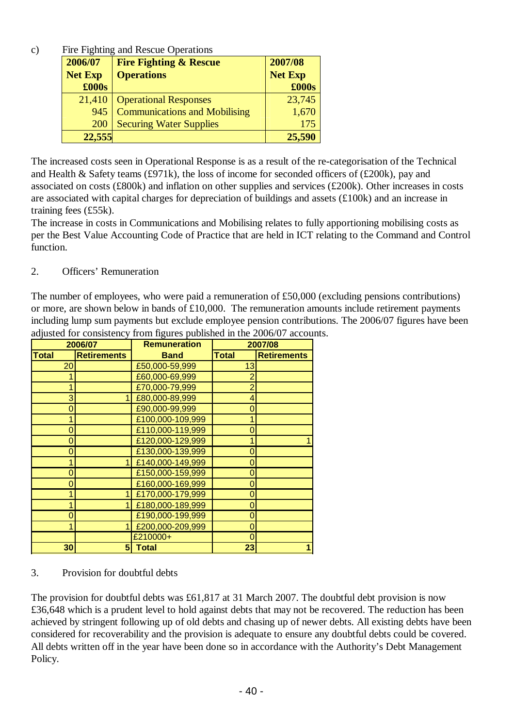c) Fire Fighting and Rescue Operations

| 2006/07 Net Exp £000s | Fire Fighting & Rescue Operations | 2007/08 Net Exp £000s |
|---|---|---|
| 21,410 | Operational Responses | 23,745 |
| 945 | Communications and Mobilising | 1,670 |
| 200 | Securing Water Supplies | 175 |
| **22,555** | | **25,590** |

The increased costs seen in Operational Response is as a result of the re-categorisation of the Technical and Health & Safety teams (£971k), the loss of income for seconded officers of (£200k), pay and associated on costs (£800k) and inflation on other supplies and services (£200k). Other increases in costs are associated with capital charges for depreciation of buildings and assets (£100k) and an increase in training fees (£55k).

The increase in costs in Communications and Mobilising relates to fully apportioning mobilising costs as per the Best Value Accounting Code of Practice that are held in ICT relating to the Command and Control function.

2. Officers' Remuneration

The number of employees, who were paid a remuneration of £50,000 (excluding pensions contributions) or more, are shown below in bands of £10,000. The remuneration amounts include retirement payments including lump sum payments but exclude employee pension contributions. The 2006/07 figures have been adjusted for consistency from figures published in the 2006/07 accounts.

| 2006/07 | | Remuneration | 2007/08 | |
|---|---|---|---|---|
| **Total** | **Retirements** | **Band** | **Total** | **Retirements** |
| 20 | | £50,000-59,999 | 13 | |
| 1 | | £60,000-69,999 | 2 | |
| 1 | | £70,000-79,999 | 2 | |
| 3 | 1 | £80,000-89,999 | 4 | |
| 0 | | £90,000-99,999 | 0 | |
| 1 | | £100,000-109,999 | 1 | |
| 0 | | £110,000-119,999 | 0 | |
| 0 | | £120,000-129,999 | 1 | 1 |
| 0 | | £130,000-139,999 | 0 | |
| 1 | 1 | £140,000-149,999 | 0 | |
| 0 | | £150,000-159,999 | 0 | |
| 0 | | £160,000-169,999 | 0 | |
| 1 | 1 | £170,000-179,999 | 0 | |
| 1 | 1 | £180,000-189,999 | 0 | |
| 0 | | £190,000-199,999 | 0 | |
| 1 | 1 | £200,000-209,999 | 0 | |
| | | £210000+ | 0 | |
| **30** | **5** | **Total** | **23** | **1** |

3. Provision for doubtful debts

The provision for doubtful debts was £61,817 at 31 March 2007. The doubtful debt provision is now £36,648 which is a prudent level to hold against debts that may not be recovered. The reduction has been achieved by stringent following up of old debts and chasing up of newer debts. All existing debts have been considered for recoverability and the provision is adequate to ensure any doubtful debts could be covered. All debts written off in the year have been done so in accordance with the Authority's Debt Management Policy.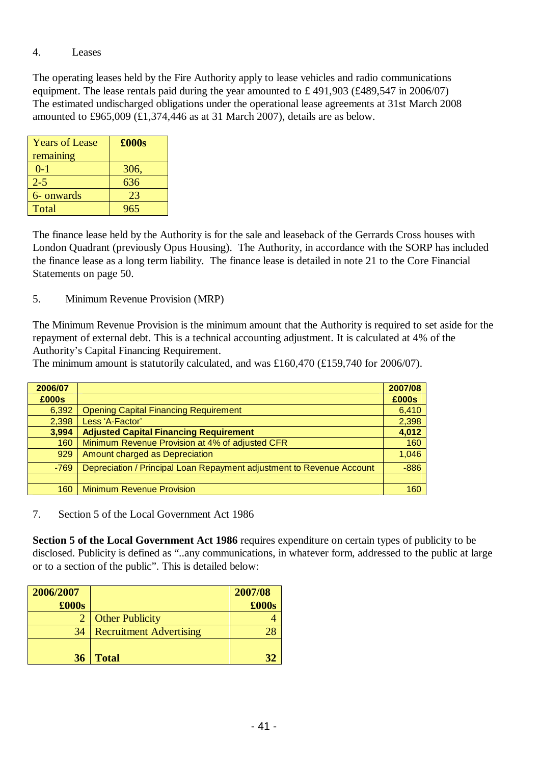4. Leases

The operating leases held by the Fire Authority apply to lease vehicles and radio communications equipment. The lease rentals paid during the year amounted to £ 491,903 (£489,547 in 2006/07) The estimated undischarged obligations under the operational lease agreements at 31st March 2008 amounted to £965,009 (£1,374,446 as at 31 March 2007), details are as below.

| Years of Lease remaining | £000s |
|---|---|
| 0-1 | 306, |
| 2-5 | 636 |
| 6- onwards | 23 |
| Total | 965 |

The finance lease held by the Authority is for the sale and leaseback of the Gerrards Cross houses with London Quadrant (previously Opus Housing). The Authority, in accordance with the SORP has included the finance lease as a long term liability. The finance lease is detailed in note 21 to the Core Financial Statements on page 50.

5. Minimum Revenue Provision (MRP)

The Minimum Revenue Provision is the minimum amount that the Authority is required to set aside for the repayment of external debt. This is a technical accounting adjustment. It is calculated at 4% of the Authority's Capital Financing Requirement.
The minimum amount is statutorily calculated, and was £160,470 (£159,740 for 2006/07).

| 2006/07 | | 2007/08 |
|---|---|---|
| **£000s** | | **£000s** |
| 6,392 | Opening Capital Financing Requirement | 6,410 |
| 2,398 | Less 'A-Factor' | 2,398 |
| **3,994** | **Adjusted Capital Financing Requirement** | **4,012** |
| 160 | Minimum Revenue Provision at 4% of adjusted CFR | 160 |
| 929 | Amount charged as Depreciation | 1,046 |
| -769 | Depreciation / Principal Loan Repayment adjustment to Revenue Account | -886 |
| | | |
| 160 | Minimum Revenue Provision | 160 |

7. Section 5 of the Local Government Act 1986

**Section 5 of the Local Government Act 1986** requires expenditure on certain types of publicity to be disclosed. Publicity is defined as "..any communications, in whatever form, addressed to the public at large or to a section of the public". This is detailed below:

| 2006/2007 | | 2007/08 |
|---|---|---|
| **£000s** | | **£000s** |
| 2 | Other Publicity | 4 |
| 34 | Recruitment Advertising | 28 |
| **36** | **Total** | **32** |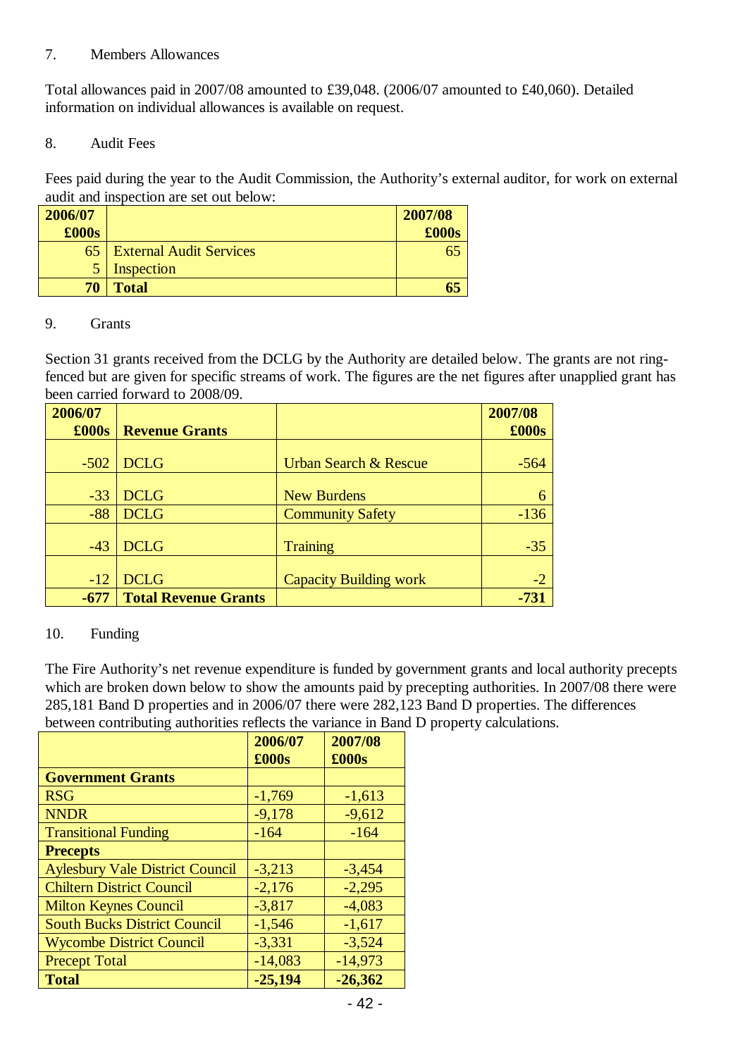## 7. Members Allowances

Total allowances paid in 2007/08 amounted to £39,048. (2006/07 amounted to £40,060). Detailed information on individual allowances is available on request.

## 8. Audit Fees

Fees paid during the year to the Audit Commission, the Authority's external auditor, for work on external audit and inspection are set out below:

| 2006/07 £000s | | 2007/08 £000s |
|---|---|---|
| 65 | External Audit Services | 65 |
| 5 | Inspection | |
| **70** | **Total** | **65** |

## 9. Grants

Section 31 grants received from the DCLG by the Authority are detailed below. The grants are not ring-fenced but are given for specific streams of work. The figures are the net figures after unapplied grant has been carried forward to 2008/09.

| 2006/07 £000s | Revenue Grants | | 2007/08 £000s |
|---|---|---|---|
| -502 | DCLG | Urban Search & Rescue | -564 |
| -33 | DCLG | New Burdens | 6 |
| -88 | DCLG | Community Safety | -136 |
| -43 | DCLG | Training | -35 |
| -12 | DCLG | Capacity Building work | -2 |
| **-677** | **Total Revenue Grants** | | **-731** |

## 10. Funding

The Fire Authority's net revenue expenditure is funded by government grants and local authority precepts which are broken down below to show the amounts paid by precepting authorities. In 2007/08 there were 285,181 Band D properties and in 2006/07 there were 282,123 Band D properties. The differences between contributing authorities reflects the variance in Band D property calculations.

| | 2006/07 £000s | 2007/08 £000s |
|---|---|---|
| **Government Grants** | | |
| RSG | -1,769 | -1,613 |
| NNDR | -9,178 | -9,612 |
| Transitional Funding | -164 | -164 |
| **Precepts** | | |
| Aylesbury Vale District Council | -3,213 | -3,454 |
| Chiltern District Council | -2,176 | -2,295 |
| Milton Keynes Council | -3,817 | -4,083 |
| South Bucks District Council | -1,546 | -1,617 |
| Wycombe District Council | -3,331 | -3,524 |
| Precept Total | -14,083 | -14,973 |
| **Total** | **-25,194** | **-26,362** |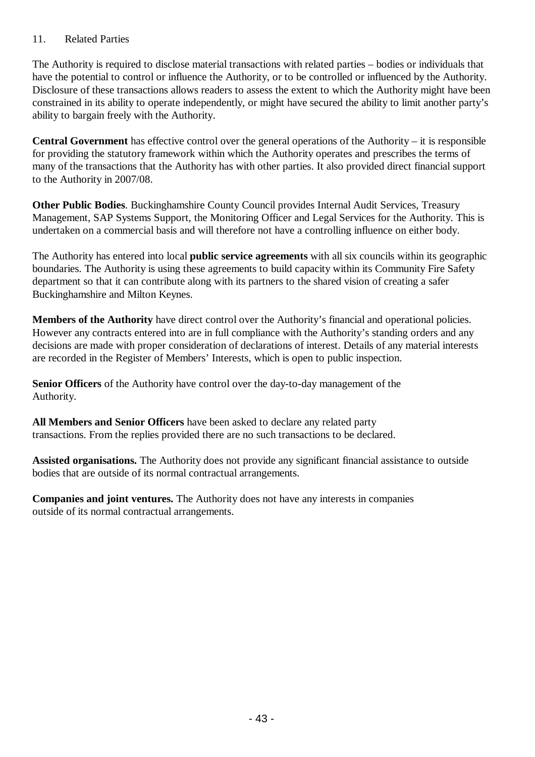## 11. Related Parties

The Authority is required to disclose material transactions with related parties – bodies or individuals that have the potential to control or influence the Authority, or to be controlled or influenced by the Authority. Disclosure of these transactions allows readers to assess the extent to which the Authority might have been constrained in its ability to operate independently, or might have secured the ability to limit another party's ability to bargain freely with the Authority.

**Central Government** has effective control over the general operations of the Authority – it is responsible for providing the statutory framework within which the Authority operates and prescribes the terms of many of the transactions that the Authority has with other parties. It also provided direct financial support to the Authority in 2007/08.

**Other Public Bodies**. Buckinghamshire County Council provides Internal Audit Services, Treasury Management, SAP Systems Support, the Monitoring Officer and Legal Services for the Authority. This is undertaken on a commercial basis and will therefore not have a controlling influence on either body.

The Authority has entered into local **public service agreements** with all six councils within its geographic boundaries. The Authority is using these agreements to build capacity within its Community Fire Safety department so that it can contribute along with its partners to the shared vision of creating a safer Buckinghamshire and Milton Keynes.

**Members of the Authority** have direct control over the Authority's financial and operational policies. However any contracts entered into are in full compliance with the Authority's standing orders and any decisions are made with proper consideration of declarations of interest. Details of any material interests are recorded in the Register of Members' Interests, which is open to public inspection.

**Senior Officers** of the Authority have control over the day-to-day management of the Authority.

**All Members and Senior Officers** have been asked to declare any related party transactions. From the replies provided there are no such transactions to be declared.

**Assisted organisations.** The Authority does not provide any significant financial assistance to outside bodies that are outside of its normal contractual arrangements.

**Companies and joint ventures.** The Authority does not have any interests in companies outside of its normal contractual arrangements.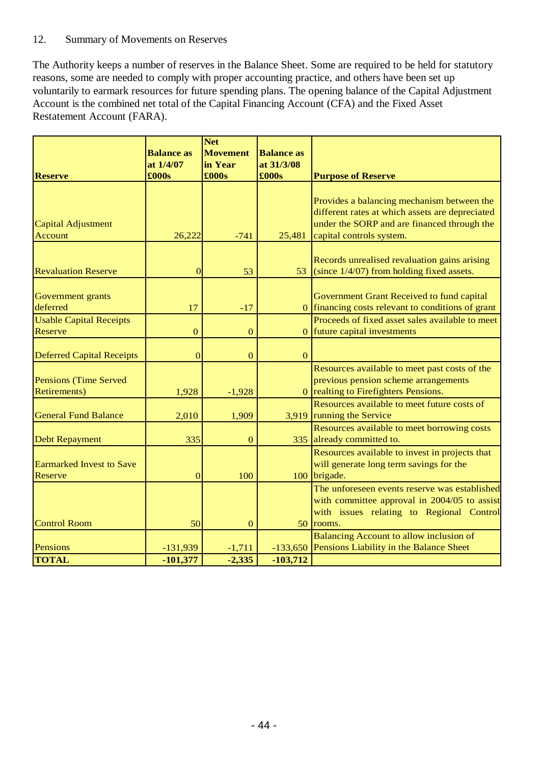12. Summary of Movements on Reserves

The Authority keeps a number of reserves in the Balance Sheet. Some are required to be held for statutory reasons, some are needed to comply with proper accounting practice, and others have been set up voluntarily to earmark resources for future spending plans. The opening balance of the Capital Adjustment Account is the combined net total of the Capital Financing Account (CFA) and the Fixed Asset Restatement Account (FARA).

| Reserve | Balance as at 1/4/07 £000s | Net Movement in Year £000s | Balance as at 31/3/08 £000s | Purpose of Reserve |
|---|---|---|---|---|
| Capital Adjustment Account | 26,222 | -741 | 25,481 | Provides a balancing mechanism between the different rates at which assets are depreciated under the SORP and are financed through the capital controls system. |
| Revaluation Reserve | 0 | 53 | 53 | Records unrealised revaluation gains arising (since 1/4/07) from holding fixed assets. |
| Government grants deferred | 17 | -17 | 0 | Government Grant Received to fund capital financing costs relevant to conditions of grant |
| Usable Capital Receipts Reserve | 0 | 0 | 0 | Proceeds of fixed asset sales available to meet future capital investments |
| Deferred Capital Receipts | 0 | 0 | 0 | |
| Pensions (Time Served Retirements) | 1,928 | -1,928 | 0 | Resources available to meet past costs of the previous pension scheme arrangements realting to Firefighters Pensions. |
| General Fund Balance | 2,010 | 1,909 | 3,919 | Resources available to meet future costs of running the Service |
| Debt Repayment | 335 | 0 | 335 | Resources available to meet borrowing costs already committed to. |
| Earmarked Invest to Save Reserve | 0 | 100 | 100 | Resources available to invest in projects that will generate long term savings for the brigade. |
| Control Room | 50 | 0 | 50 | The unforeseen events reserve was established with committee approval in 2004/05 to assist with issues relating to Regional Control rooms. |
| Pensions | -131,939 | -1,711 | -133,650 | Balancing Account to allow inclusion of Pensions Liability in the Balance Sheet |
| **TOTAL** | **-101,377** | **-2,335** | **-103,712** | |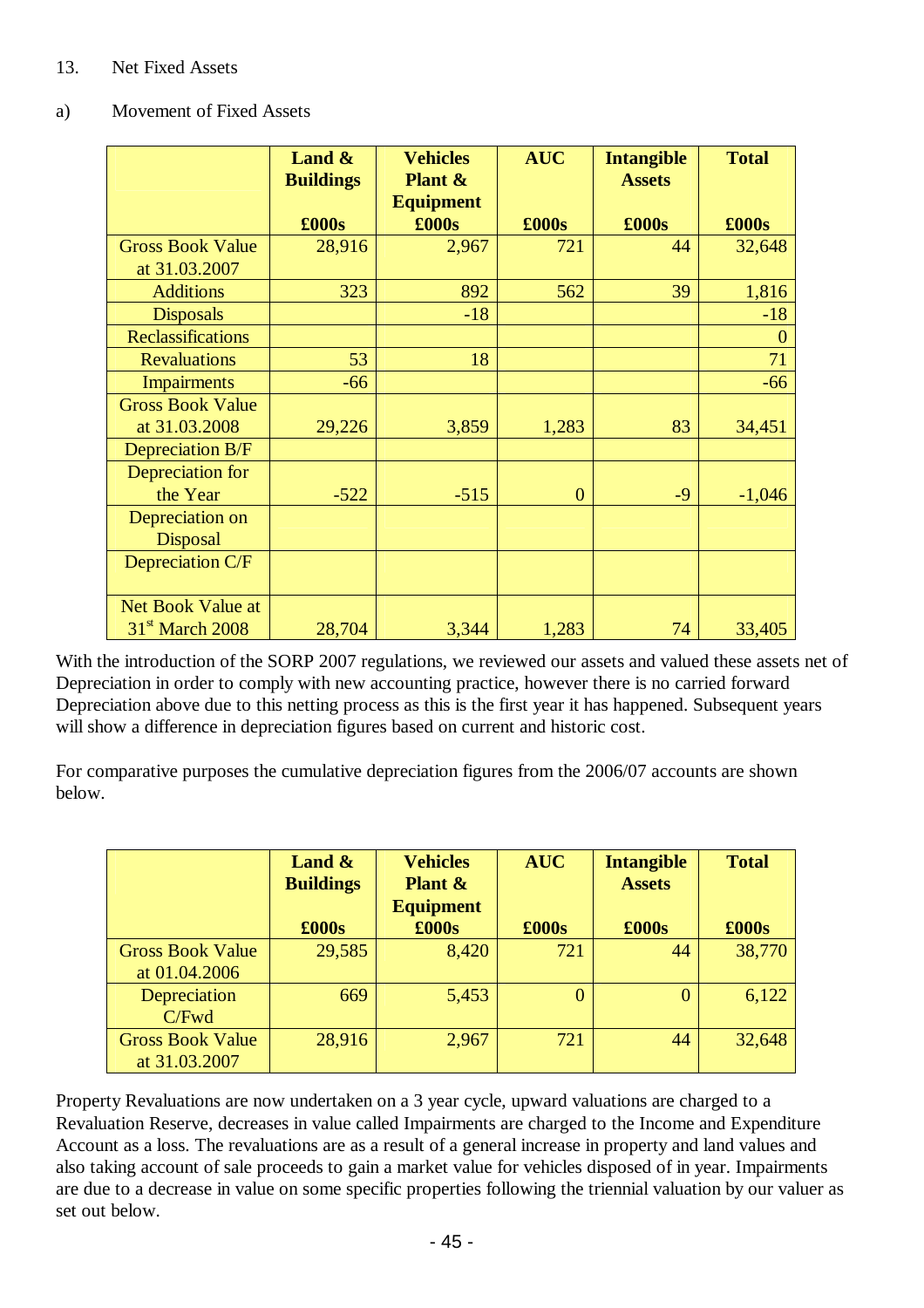13. Net Fixed Assets

a) Movement of Fixed Assets

| | Land & Buildings £000s | Vehicles Plant & Equipment £000s | AUC £000s | Intangible Assets £000s | Total £000s |
|---|---|---|---|---|---|
| Gross Book Value at 31.03.2007 | 28,916 | 2,967 | 721 | 44 | 32,648 |
| Additions | 323 | 892 | 562 | 39 | 1,816 |
| Disposals | | -18 | | | -18 |
| Reclassifications | | | | | 0 |
| Revaluations | 53 | 18 | | | 71 |
| Impairments | -66 | | | | -66 |
| Gross Book Value at 31.03.2008 | 29,226 | 3,859 | 1,283 | 83 | 34,451 |
| Depreciation B/F | | | | | |
| Depreciation for the Year | -522 | -515 | 0 | -9 | -1,046 |
| Depreciation on Disposal | | | | | |
| Depreciation C/F | | | | | |
| Net Book Value at 31st March 2008 | 28,704 | 3,344 | 1,283 | 74 | 33,405 |

With the introduction of the SORP 2007 regulations, we reviewed our assets and valued these assets net of Depreciation in order to comply with new accounting practice, however there is no carried forward Depreciation above due to this netting process as this is the first year it has happened. Subsequent years will show a difference in depreciation figures based on current and historic cost.

For comparative purposes the cumulative depreciation figures from the 2006/07 accounts are shown below.

| | Land & Buildings £000s | Vehicles Plant & Equipment £000s | AUC £000s | Intangible Assets £000s | Total £000s |
|---|---|---|---|---|---|
| Gross Book Value at 01.04.2006 | 29,585 | 8,420 | 721 | 44 | 38,770 |
| Depreciation C/Fwd | 669 | 5,453 | 0 | 0 | 6,122 |
| Gross Book Value at 31.03.2007 | 28,916 | 2,967 | 721 | 44 | 32,648 |

Property Revaluations are now undertaken on a 3 year cycle, upward valuations are charged to a Revaluation Reserve, decreases in value called Impairments are charged to the Income and Expenditure Account as a loss. The revaluations are as a result of a general increase in property and land values and also taking account of sale proceeds to gain a market value for vehicles disposed of in year. Impairments are due to a decrease in value on some specific properties following the triennial valuation by our valuer as set out below.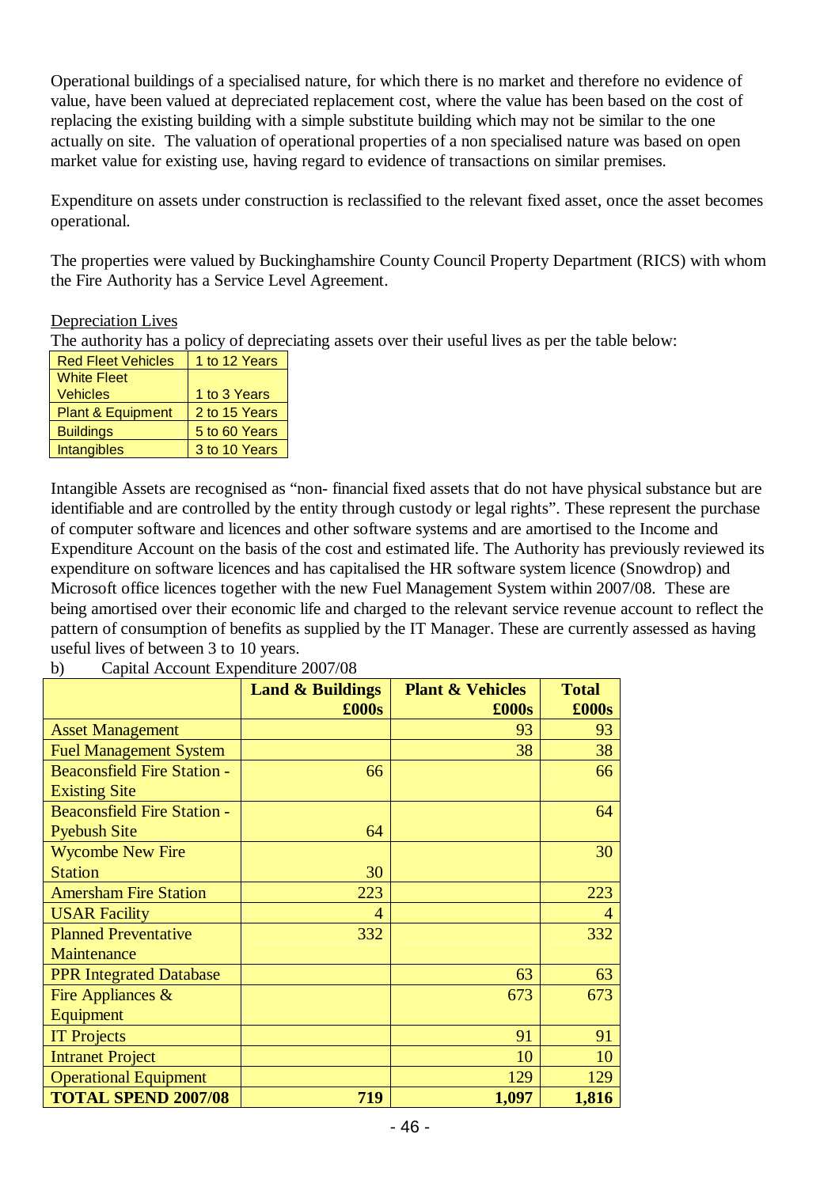Operational buildings of a specialised nature, for which there is no market and therefore no evidence of value, have been valued at depreciated replacement cost, where the value has been based on the cost of replacing the existing building with a simple substitute building which may not be similar to the one actually on site. The valuation of operational properties of a non specialised nature was based on open market value for existing use, having regard to evidence of transactions on similar premises.

Expenditure on assets under construction is reclassified to the relevant fixed asset, once the asset becomes operational.

The properties were valued by Buckinghamshire County Council Property Department (RICS) with whom the Fire Authority has a Service Level Agreement.

<u>Depreciation Lives</u>

The authority has a policy of depreciating assets over their useful lives as per the table below:

| | |
|---|---|
| Red Fleet Vehicles | 1 to 12 Years |
| White Fleet Vehicles | 1 to 3 Years |
| Plant & Equipment | 2 to 15 Years |
| Buildings | 5 to 60 Years |
| Intangibles | 3 to 10 Years |

Intangible Assets are recognised as "non- financial fixed assets that do not have physical substance but are identifiable and are controlled by the entity through custody or legal rights". These represent the purchase of computer software and licences and other software systems and are amortised to the Income and Expenditure Account on the basis of the cost and estimated life. The Authority has previously reviewed its expenditure on software licences and has capitalised the HR software system licence (Snowdrop) and Microsoft office licences together with the new Fuel Management System within 2007/08. These are being amortised over their economic life and charged to the relevant service revenue account to reflect the pattern of consumption of benefits as supplied by the IT Manager. These are currently assessed as having useful lives of between 3 to 10 years.

b) Capital Account Expenditure 2007/08

| | Land & Buildings £000s | Plant & Vehicles £000s | Total £000s |
|---|---:|---:|---:|
| Asset Management | | 93 | 93 |
| Fuel Management System | | 38 | 38 |
| Beaconsfield Fire Station - Existing Site | 66 | | 66 |
| Beaconsfield Fire Station - Pyebush Site | 64 | | 64 |
| Wycombe New Fire Station | 30 | | 30 |
| Amersham Fire Station | 223 | | 223 |
| USAR Facility | 4 | | 4 |
| Planned Preventative Maintenance | 332 | | 332 |
| PPR Integrated Database | | 63 | 63 |
| Fire Appliances & Equipment | | 673 | 673 |
| IT Projects | | 91 | 91 |
| Intranet Project | | 10 | 10 |
| Operational Equipment | | 129 | 129 |
| **TOTAL SPEND 2007/08** | **719** | **1,097** | **1,816** |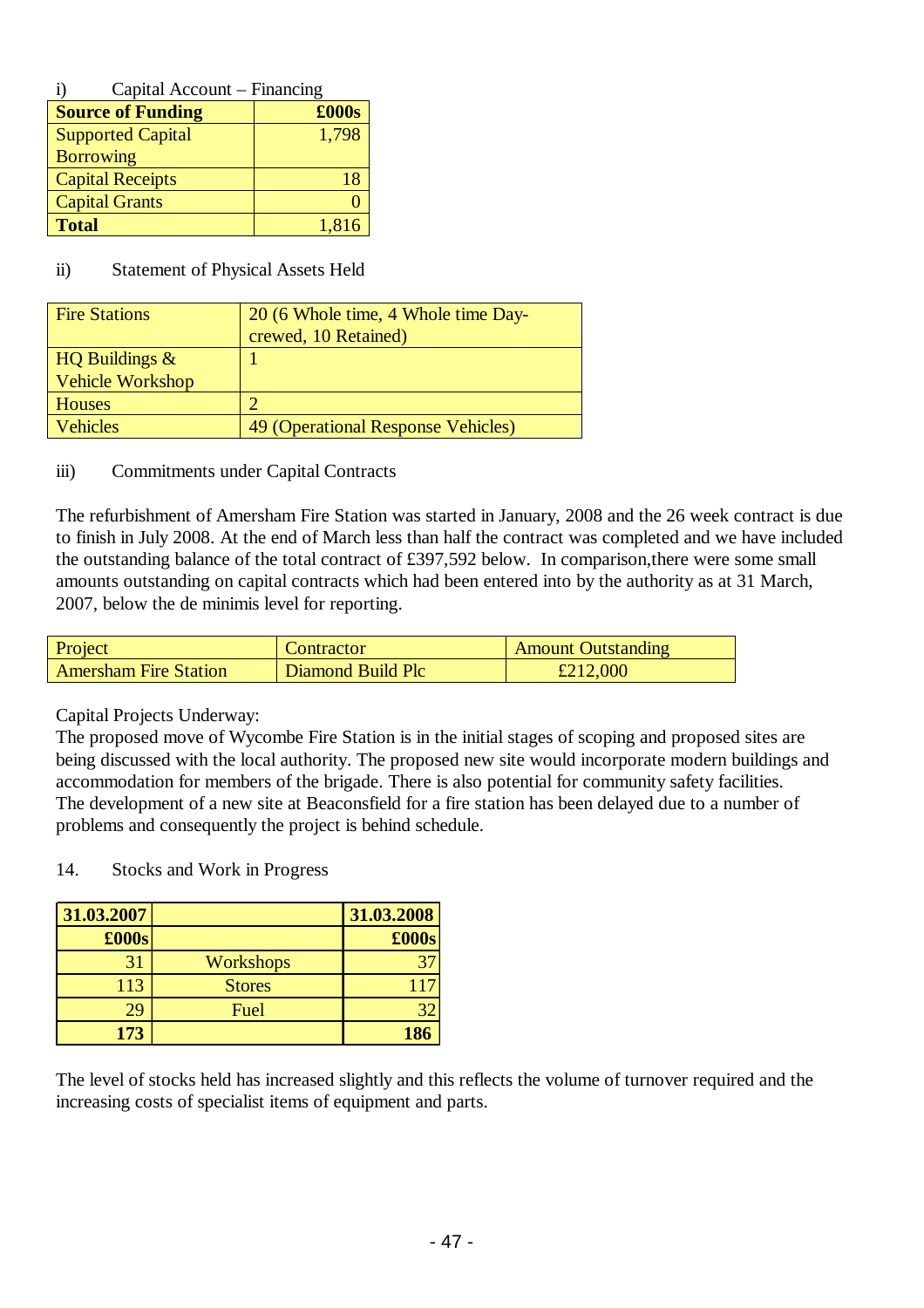i) Capital Account – Financing

| **Source of Funding** | **£000s** |
|---|---|
| Supported Capital Borrowing | 1,798 |
| Capital Receipts | 18 |
| Capital Grants | 0 |
| **Total** | 1,816 |

ii) Statement of Physical Assets Held

| | |
|---|---|
| Fire Stations | 20 (6 Whole time, 4 Whole time Day-crewed, 10 Retained) |
| HQ Buildings & Vehicle Workshop | 1 |
| Houses | 2 |
| Vehicles | 49 (Operational Response Vehicles) |

iii) Commitments under Capital Contracts

The refurbishment of Amersham Fire Station was started in January, 2008 and the 26 week contract is due to finish in July 2008. At the end of March less than half the contract was completed and we have included the outstanding balance of the total contract of £397,592 below. In comparison,there were some small amounts outstanding on capital contracts which had been entered into by the authority as at 31 March, 2007, below the de minimis level for reporting.

| Project | Contractor | Amount Outstanding |
|---|---|---|
| Amersham Fire Station | Diamond Build Plc | £212,000 |

Capital Projects Underway:
The proposed move of Wycombe Fire Station is in the initial stages of scoping and proposed sites are being discussed with the local authority. The proposed new site would incorporate modern buildings and accommodation for members of the brigade. There is also potential for community safety facilities.
The development of a new site at Beaconsfield for a fire station has been delayed due to a number of problems and consequently the project is behind schedule.

14. Stocks and Work in Progress

| **31.03.2007** | | **31.03.2008** |
|---|---|---|
| **£000s** | | **£000s** |
| 31 | Workshops | 37 |
| 113 | Stores | 117 |
| 29 | Fuel | 32 |
| **173** | | **186** |

The level of stocks held has increased slightly and this reflects the volume of turnover required and the increasing costs of specialist items of equipment and parts.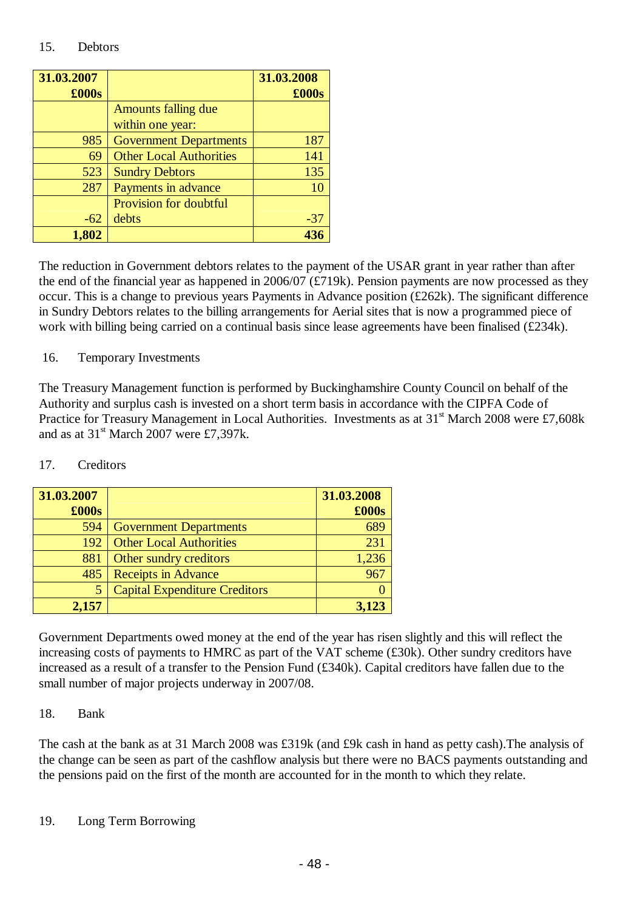15. Debtors

| 31.03.2007 £000s | | 31.03.2008 £000s |
|---:|---|---:|
| | Amounts falling due within one year: | |
| 985 | Government Departments | 187 |
| 69 | Other Local Authorities | 141 |
| 523 | Sundry Debtors | 135 |
| 287 | Payments in advance | 10 |
| -62 | Provision for doubtful debts | -37 |
| **1,802** | | **436** |

The reduction in Government debtors relates to the payment of the USAR grant in year rather than after the end of the financial year as happened in 2006/07 (£719k). Pension payments are now processed as they occur. This is a change to previous years Payments in Advance position (£262k). The significant difference in Sundry Debtors relates to the billing arrangements for Aerial sites that is now a programmed piece of work with billing being carried on a continual basis since lease agreements have been finalised (£234k).

16. Temporary Investments

The Treasury Management function is performed by Buckinghamshire County Council on behalf of the Authority and surplus cash is invested on a short term basis in accordance with the CIPFA Code of Practice for Treasury Management in Local Authorities. Investments as at 31st March 2008 were £7,608k and as at 31st March 2007 were £7,397k.

17. Creditors

| 31.03.2007 £000s | | 31.03.2008 £000s |
|---:|---|---:|
| 594 | Government Departments | 689 |
| 192 | Other Local Authorities | 231 |
| 881 | Other sundry creditors | 1,236 |
| 485 | Receipts in Advance | 967 |
| 5 | Capital Expenditure Creditors | 0 |
| **2,157** | | **3,123** |

Government Departments owed money at the end of the year has risen slightly and this will reflect the increasing costs of payments to HMRC as part of the VAT scheme (£30k). Other sundry creditors have increased as a result of a transfer to the Pension Fund (£340k). Capital creditors have fallen due to the small number of major projects underway in 2007/08.

18. Bank

The cash at the bank as at 31 March 2008 was £319k (and £9k cash in hand as petty cash).The analysis of the change can be seen as part of the cashflow analysis but there were no BACS payments outstanding and the pensions paid on the first of the month are accounted for in the month to which they relate.

19. Long Term Borrowing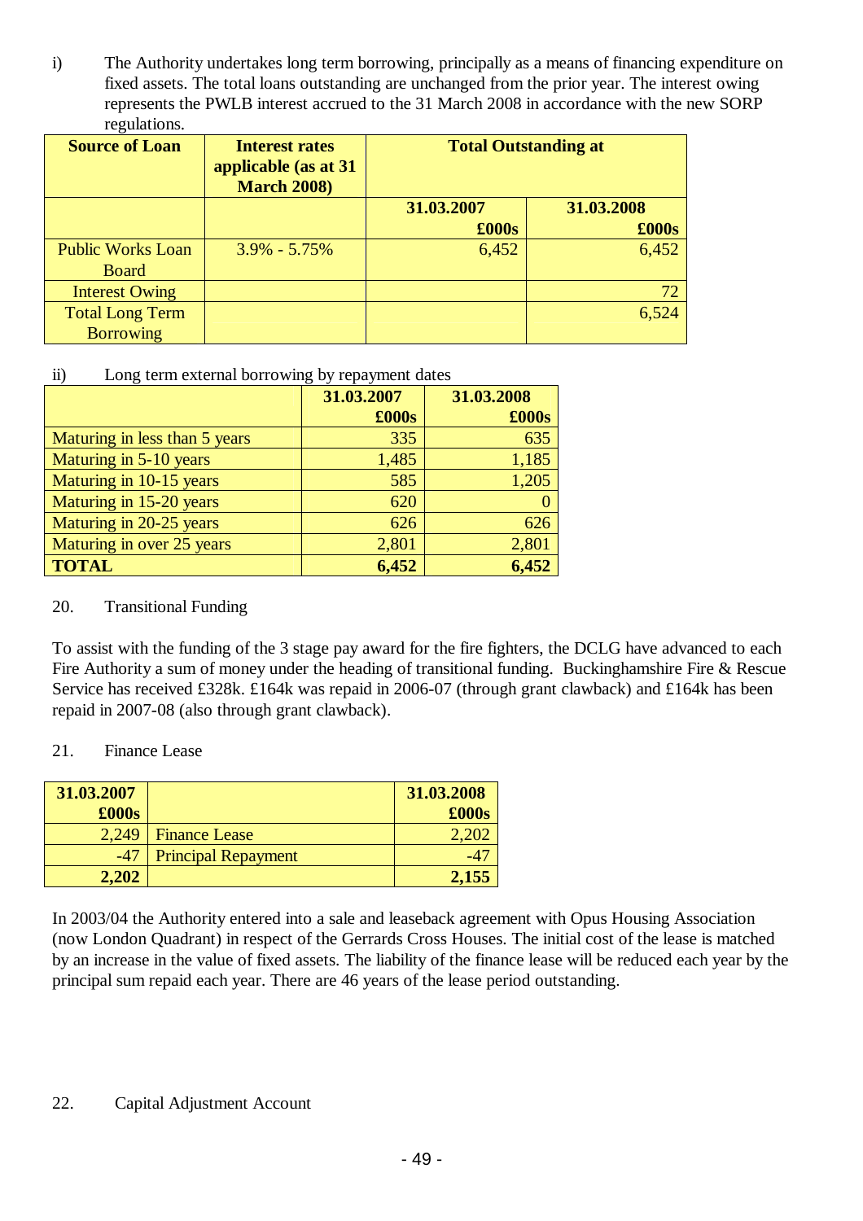i) The Authority undertakes long term borrowing, principally as a means of financing expenditure on fixed assets. The total loans outstanding are unchanged from the prior year. The interest owing represents the PWLB interest accrued to the 31 March 2008 in accordance with the new SORP regulations.

| Source of Loan | Interest rates applicable (as at 31 March 2008) | Total Outstanding at | |
|---|---|---|---|
| | | 31.03.2007 £000s | 31.03.2008 £000s |
| Public Works Loan Board | 3.9% - 5.75% | 6,452 | 6,452 |
| Interest Owing | | | 72 |
| Total Long Term Borrowing | | | 6,524 |

ii) Long term external borrowing by repayment dates

| | 31.03.2007 £000s | 31.03.2008 £000s |
|---|---|---|
| Maturing in less than 5 years | 335 | 635 |
| Maturing in 5-10 years | 1,485 | 1,185 |
| Maturing in 10-15 years | 585 | 1,205 |
| Maturing in 15-20 years | 620 | 0 |
| Maturing in 20-25 years | 626 | 626 |
| Maturing in over 25 years | 2,801 | 2,801 |
| **TOTAL** | **6,452** | **6,452** |

20. Transitional Funding

To assist with the funding of the 3 stage pay award for the fire fighters, the DCLG have advanced to each Fire Authority a sum of money under the heading of transitional funding. Buckinghamshire Fire & Rescue Service has received £328k. £164k was repaid in 2006-07 (through grant clawback) and £164k has been repaid in 2007-08 (also through grant clawback).

21. Finance Lease

| 31.03.2007 £000s | | 31.03.2008 £000s |
|---|---|---|
| 2,249 | Finance Lease | 2,202 |
| -47 | Principal Repayment | -47 |
| **2,202** | | **2,155** |

In 2003/04 the Authority entered into a sale and leaseback agreement with Opus Housing Association (now London Quadrant) in respect of the Gerrards Cross Houses. The initial cost of the lease is matched by an increase in the value of fixed assets. The liability of the finance lease will be reduced each year by the principal sum repaid each year. There are 46 years of the lease period outstanding.

22. Capital Adjustment Account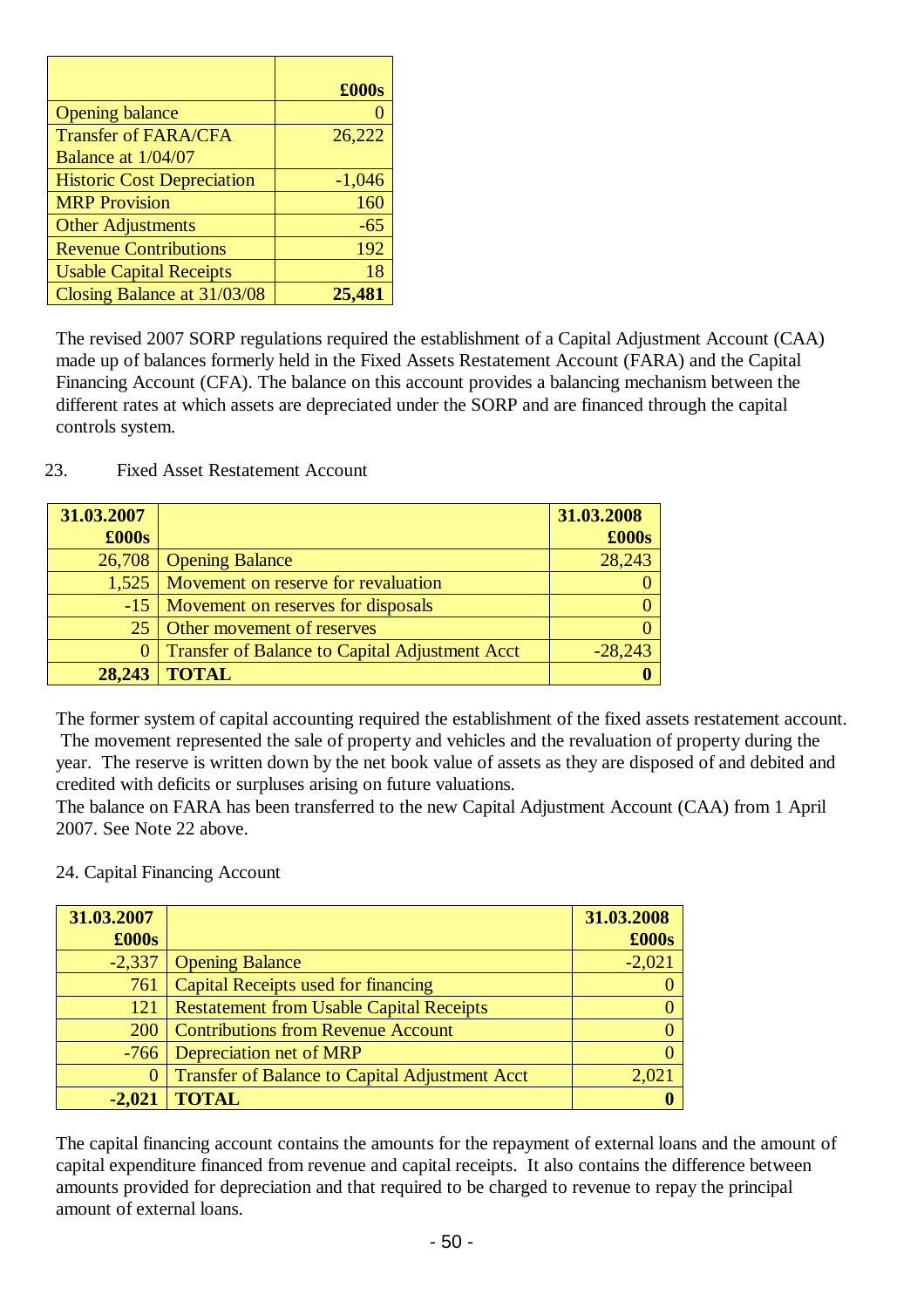| | £000s |
|---|---:|
| Opening balance | 0 |
| Transfer of FARA/CFA Balance at 1/04/07 | 26,222 |
| Historic Cost Depreciation | -1,046 |
| MRP Provision | 160 |
| Other Adjustments | -65 |
| Revenue Contributions | 192 |
| Usable Capital Receipts | 18 |
| Closing Balance at 31/03/08 | **25,481** |

The revised 2007 SORP regulations required the establishment of a Capital Adjustment Account (CAA) made up of balances formerly held in the Fixed Assets Restatement Account (FARA) and the Capital Financing Account (CFA). The balance on this account provides a balancing mechanism between the different rates at which assets are depreciated under the SORP and are financed through the capital controls system.

23. Fixed Asset Restatement Account

| 31.03.2007 £000s | | 31.03.2008 £000s |
|---:|---|---:|
| 26,708 | Opening Balance | 28,243 |
| 1,525 | Movement on reserve for revaluation | 0 |
| -15 | Movement on reserves for disposals | 0 |
| 25 | Other movement of reserves | 0 |
| 0 | Transfer of Balance to Capital Adjustment Acct | -28,243 |
| **28,243** | **TOTAL** | **0** |

The former system of capital accounting required the establishment of the fixed assets restatement account. The movement represented the sale of property and vehicles and the revaluation of property during the year. The reserve is written down by the net book value of assets as they are disposed of and debited and credited with deficits or surpluses arising on future valuations.
The balance on FARA has been transferred to the new Capital Adjustment Account (CAA) from 1 April 2007. See Note 22 above.

24. Capital Financing Account

| 31.03.2007 £000s | | 31.03.2008 £000s |
|---:|---|---:|
| -2,337 | Opening Balance | -2,021 |
| 761 | Capital Receipts used for financing | 0 |
| 121 | Restatement from Usable Capital Receipts | 0 |
| 200 | Contributions from Revenue Account | 0 |
| -766 | Depreciation net of MRP | 0 |
| 0 | Transfer of Balance to Capital Adjustment Acct | 2,021 |
| **-2,021** | **TOTAL** | **0** |

The capital financing account contains the amounts for the repayment of external loans and the amount of capital expenditure financed from revenue and capital receipts. It also contains the difference between amounts provided for depreciation and that required to be charged to revenue to repay the principal amount of external loans.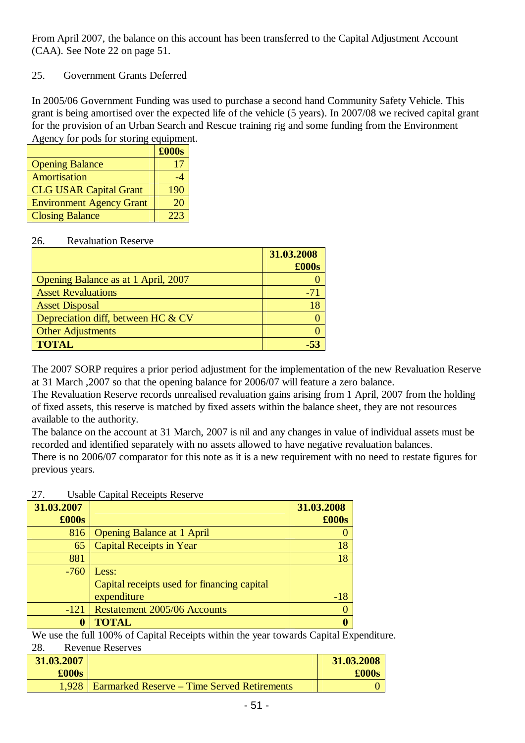From April 2007, the balance on this account has been transferred to the Capital Adjustment Account (CAA). See Note 22 on page 51.

## 25. Government Grants Deferred

In 2005/06 Government Funding was used to purchase a second hand Community Safety Vehicle. This grant is being amortised over the expected life of the vehicle (5 years). In 2007/08 we recived capital grant for the provision of an Urban Search and Rescue training rig and some funding from the Environment Agency for pods for storing equipment.

| | £000s |
|---|---|
| Opening Balance | 17 |
| Amortisation | -4 |
| CLG USAR Capital Grant | 190 |
| Environment Agency Grant | 20 |
| Closing Balance | 223 |

## 26. Revaluation Reserve

| | 31.03.2008 £000s |
|---|---|
| Opening Balance as at 1 April, 2007 | 0 |
| Asset Revaluations | -71 |
| Asset Disposal | 18 |
| Depreciation diff, between HC & CV | 0 |
| Other Adjustments | 0 |
| **TOTAL** | **-53** |

The 2007 SORP requires a prior period adjustment for the implementation of the new Revaluation Reserve at 31 March ,2007 so that the opening balance for 2006/07 will feature a zero balance.
The Revaluation Reserve records unrealised revaluation gains arising from 1 April, 2007 from the holding of fixed assets, this reserve is matched by fixed assets within the balance sheet, they are not resources available to the authority.
The balance on the account at 31 March, 2007 is nil and any changes in value of individual assets must be recorded and identified separately with no assets allowed to have negative revaluation balances.
There is no 2006/07 comparator for this note as it is a new requirement with no need to restate figures for previous years.

## 27. Usable Capital Receipts Reserve

| 31.03.2007 £000s | | 31.03.2008 £000s |
|---|---|---|
| 816 | Opening Balance at 1 April | 0 |
| 65 | Capital Receipts in Year | 18 |
| 881 | | 18 |
| -760 | Less: Capital receipts used for financing capital expenditure | -18 |
| -121 | Restatement 2005/06 Accounts | 0 |
| **0** | **TOTAL** | **0** |

We use the full 100% of Capital Receipts within the year towards Capital Expenditure.

## 28. Revenue Reserves

| 31.03.2007 £000s | | 31.03.2008 £000s |
|---|---|---|
| 1,928 | Earmarked Reserve – Time Served Retirements | 0 |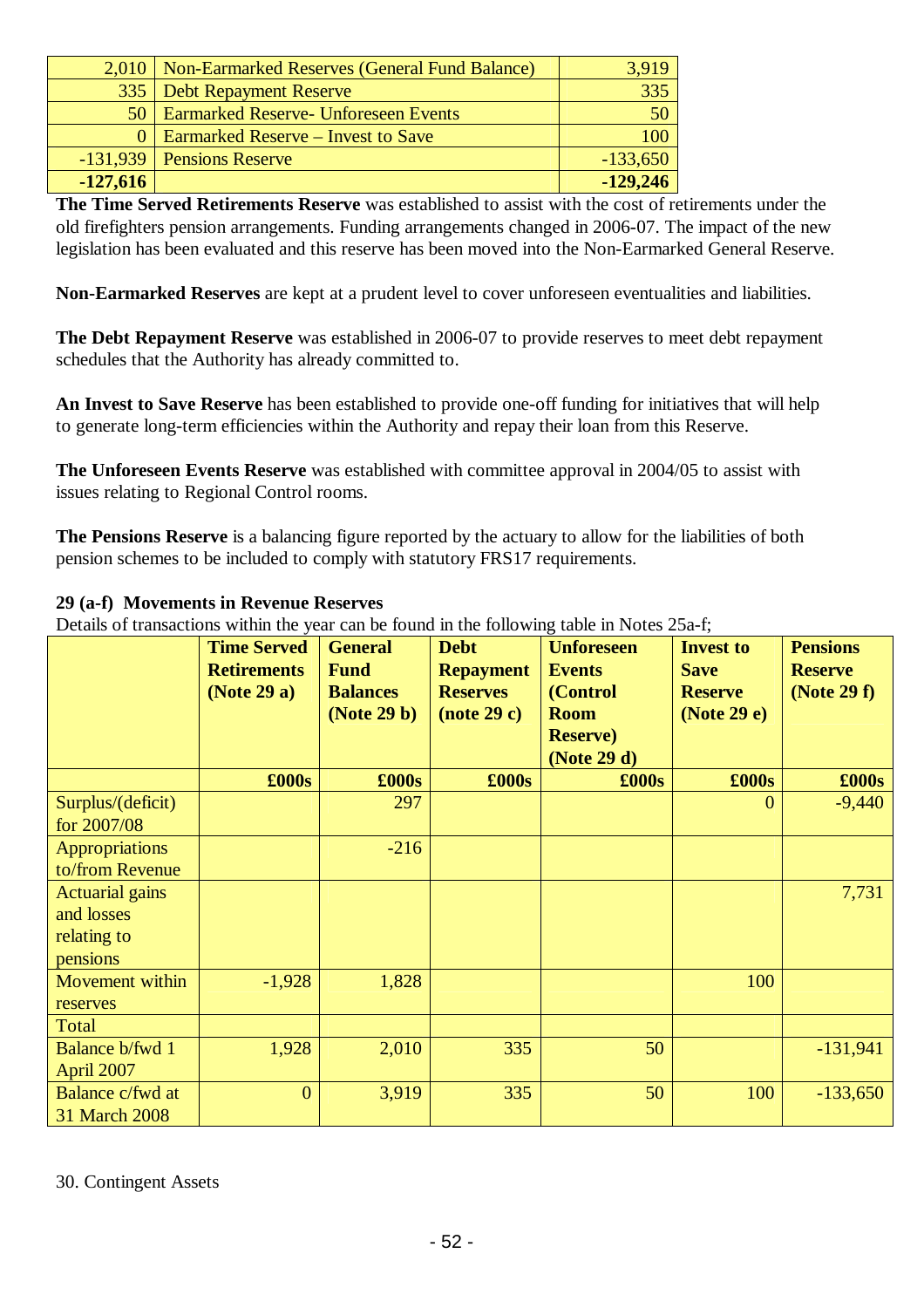| | | |
|---|---|---|
| 2,010 | Non-Earmarked Reserves (General Fund Balance) | 3,919 |
| 335 | Debt Repayment Reserve | 335 |
| 50 | Earmarked Reserve- Unforeseen Events | 50 |
| 0 | Earmarked Reserve – Invest to Save | 100 |
| -131,939 | Pensions Reserve | -133,650 |
| **-127,616** | | **-129,246** |

**The Time Served Retirements Reserve** was established to assist with the cost of retirements under the old firefighters pension arrangements. Funding arrangements changed in 2006-07. The impact of the new legislation has been evaluated and this reserve has been moved into the Non-Earmarked General Reserve.

**Non-Earmarked Reserves** are kept at a prudent level to cover unforeseen eventualities and liabilities.

**The Debt Repayment Reserve** was established in 2006-07 to provide reserves to meet debt repayment schedules that the Authority has already committed to.

**An Invest to Save Reserve** has been established to provide one-off funding for initiatives that will help to generate long-term efficiencies within the Authority and repay their loan from this Reserve.

**The Unforeseen Events Reserve** was established with committee approval in 2004/05 to assist with issues relating to Regional Control rooms.

**The Pensions Reserve** is a balancing figure reported by the actuary to allow for the liabilities of both pension schemes to be included to comply with statutory FRS17 requirements.

**29 (a-f) Movements in Revenue Reserves**

Details of transactions within the year can be found in the following table in Notes 25a-f;

| | **Time Served Retirements (Note 29 a)** | **General Fund Balances (Note 29 b)** | **Debt Repayment Reserves (note 29 c)** | **Unforeseen Events (Control Room Reserve) (Note 29 d)** | **Invest to Save Reserve (Note 29 e)** | **Pensions Reserve (Note 29 f)** |
|---|---|---|---|---|---|---|
| | **£000s** | **£000s** | **£000s** | **£000s** | **£000s** | **£000s** |
| Surplus/(deficit) for 2007/08 | | 297 | | | 0 | -9,440 |
| Appropriations to/from Revenue | | -216 | | | | |
| Actuarial gains and losses relating to pensions | | | | | | 7,731 |
| Movement within reserves | -1,928 | 1,828 | | | 100 | |
| Total | | | | | | |
| Balance b/fwd 1 April 2007 | 1,928 | 2,010 | 335 | 50 | | -131,941 |
| Balance c/fwd at 31 March 2008 | 0 | 3,919 | 335 | 50 | 100 | -133,650 |

30. Contingent Assets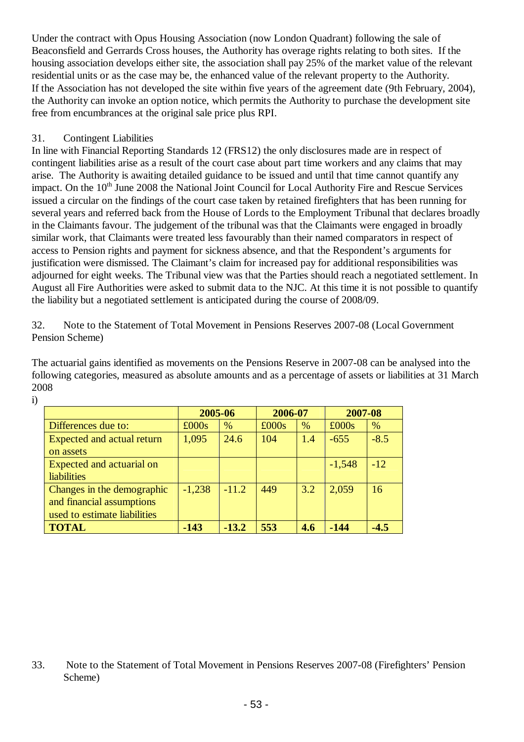Under the contract with Opus Housing Association (now London Quadrant) following the sale of Beaconsfield and Gerrards Cross houses, the Authority has overage rights relating to both sites. If the housing association develops either site, the association shall pay 25% of the market value of the relevant residential units or as the case may be, the enhanced value of the relevant property to the Authority. If the Association has not developed the site within five years of the agreement date (9th February, 2004), the Authority can invoke an option notice, which permits the Authority to purchase the development site free from encumbrances at the original sale price plus RPI.

31. Contingent Liabilities

In line with Financial Reporting Standards 12 (FRS12) the only disclosures made are in respect of contingent liabilities arise as a result of the court case about part time workers and any claims that may arise. The Authority is awaiting detailed guidance to be issued and until that time cannot quantify any impact. On the 10th June 2008 the National Joint Council for Local Authority Fire and Rescue Services issued a circular on the findings of the court case taken by retained firefighters that has been running for several years and referred back from the House of Lords to the Employment Tribunal that declares broadly in the Claimants favour. The judgement of the tribunal was that the Claimants were engaged in broadly similar work, that Claimants were treated less favourably than their named comparators in respect of access to Pension rights and payment for sickness absence, and that the Respondent's arguments for justification were dismissed. The Claimant's claim for increased pay for additional responsibilities was adjourned for eight weeks. The Tribunal view was that the Parties should reach a negotiated settlement. In August all Fire Authorities were asked to submit data to the NJC. At this time it is not possible to quantify the liability but a negotiated settlement is anticipated during the course of 2008/09.

32. Note to the Statement of Total Movement in Pensions Reserves 2007-08 (Local Government Pension Scheme)

The actuarial gains identified as movements on the Pensions Reserve in 2007-08 can be analysed into the following categories, measured as absolute amounts and as a percentage of assets or liabilities at 31 March 2008

i)

| | 2005-06 | | 2006-07 | | 2007-08 | |
|---|---|---|---|---|---|---|
| Differences due to: | £000s | % | £000s | % | £000s | % |
| Expected and actual return on assets | 1,095 | 24.6 | 104 | 1.4 | -655 | -8.5 |
| Expected and actuarial on liabilities | | | | | -1,548 | -12 |
| Changes in the demographic and financial assumptions used to estimate liabilities | -1,238 | -11.2 | 449 | 3.2 | 2,059 | 16 |
| **TOTAL** | **-143** | **-13.2** | **553** | **4.6** | **-144** | **-4.5** |

33. Note to the Statement of Total Movement in Pensions Reserves 2007-08 (Firefighters' Pension Scheme)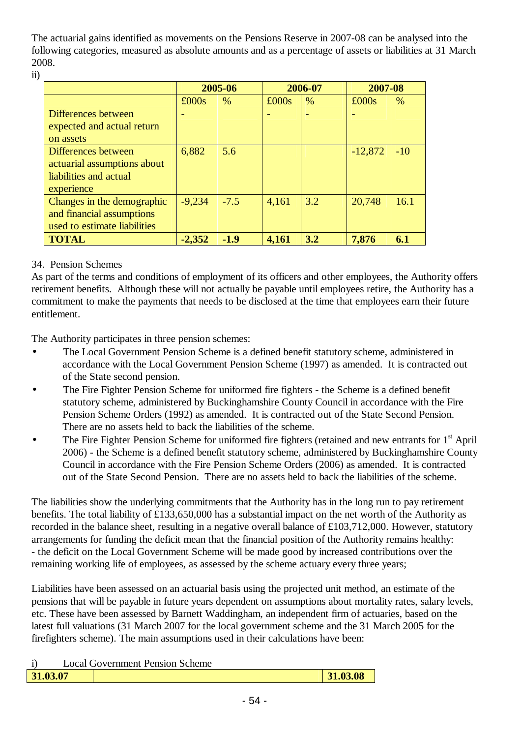The actuarial gains identified as movements on the Pensions Reserve in 2007-08 can be analysed into the following categories, measured as absolute amounts and as a percentage of assets or liabilities at 31 March 2008.

ii)

| | 2005-06 | | 2006-07 | | 2007-08 | |
|---|---|---|---|---|---|---|
| | £000s | % | £000s | % | £000s | % |
| Differences between expected and actual return on assets | - | | - | - | - | |
| Differences between actuarial assumptions about liabilities and actual experience | 6,882 | 5.6 | | | -12,872 | -10 |
| Changes in the demographic and financial assumptions used to estimate liabilities | -9,234 | -7.5 | 4,161 | 3.2 | 20,748 | 16.1 |
| **TOTAL** | **-2,352** | **-1.9** | **4,161** | **3.2** | **7,876** | **6.1** |

34. Pension Schemes

As part of the terms and conditions of employment of its officers and other employees, the Authority offers retirement benefits. Although these will not actually be payable until employees retire, the Authority has a commitment to make the payments that needs to be disclosed at the time that employees earn their future entitlement.

The Authority participates in three pension schemes:

- The Local Government Pension Scheme is a defined benefit statutory scheme, administered in accordance with the Local Government Pension Scheme (1997) as amended. It is contracted out of the State second pension.
- The Fire Fighter Pension Scheme for uniformed fire fighters - the Scheme is a defined benefit statutory scheme, administered by Buckinghamshire County Council in accordance with the Fire Pension Scheme Orders (1992) as amended. It is contracted out of the State Second Pension. There are no assets held to back the liabilities of the scheme.
- The Fire Fighter Pension Scheme for uniformed fire fighters (retained and new entrants for 1st April 2006) - the Scheme is a defined benefit statutory scheme, administered by Buckinghamshire County Council in accordance with the Fire Pension Scheme Orders (2006) as amended. It is contracted out of the State Second Pension. There are no assets held to back the liabilities of the scheme.

The liabilities show the underlying commitments that the Authority has in the long run to pay retirement benefits. The total liability of £133,650,000 has a substantial impact on the net worth of the Authority as recorded in the balance sheet, resulting in a negative overall balance of £103,712,000. However, statutory arrangements for funding the deficit mean that the financial position of the Authority remains healthy:
- the deficit on the Local Government Scheme will be made good by increased contributions over the remaining working life of employees, as assessed by the scheme actuary every three years;

Liabilities have been assessed on an actuarial basis using the projected unit method, an estimate of the pensions that will be payable in future years dependent on assumptions about mortality rates, salary levels, etc. These have been assessed by Barnett Waddingham, an independent firm of actuaries, based on the latest full valuations (31 March 2007 for the local government scheme and the 31 March 2005 for the firefighters scheme). The main assumptions used in their calculations have been:

i) Local Government Pension Scheme

| 31.03.07 | | 31.03.08 |
|---|---|---|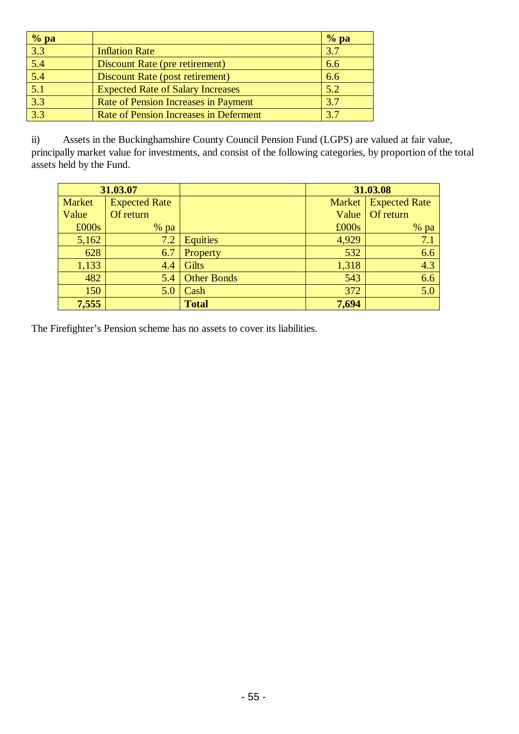| % pa | | % pa |
|---|---|---|
| 3.3 | Inflation Rate | 3.7 |
| 5.4 | Discount Rate (pre retirement) | 6.6 |
| 5.4 | Discount Rate (post retirement) | 6.6 |
| 5.1 | Expected Rate of Salary Increases | 5.2 |
| 3.3 | Rate of Pension Increases in Payment | 3.7 |
| 3.3 | Rate of Pension Increases in Deferment | 3.7 |

ii) Assets in the Buckinghamshire County Council Pension Fund (LGPS) are valued at fair value, principally market value for investments, and consist of the following categories, by proportion of the total assets held by the Fund.

| 31.03.07 | | | 31.03.08 | |
|---|---|---|---|---|
| Market Value £000s | Expected Rate Of return % pa | | Market Value £000s | Expected Rate Of return % pa |
| 5,162 | 7.2 | Equities | 4,929 | 7.1 |
| 628 | 6.7 | Property | 532 | 6.6 |
| 1,133 | 4.4 | Gilts | 1,318 | 4.3 |
| 482 | 5.4 | Other Bonds | 543 | 6.6 |
| 150 | 5.0 | Cash | 372 | 5.0 |
| **7,555** | | **Total** | **7,694** | |

The Firefighter's Pension scheme has no assets to cover its liabilities.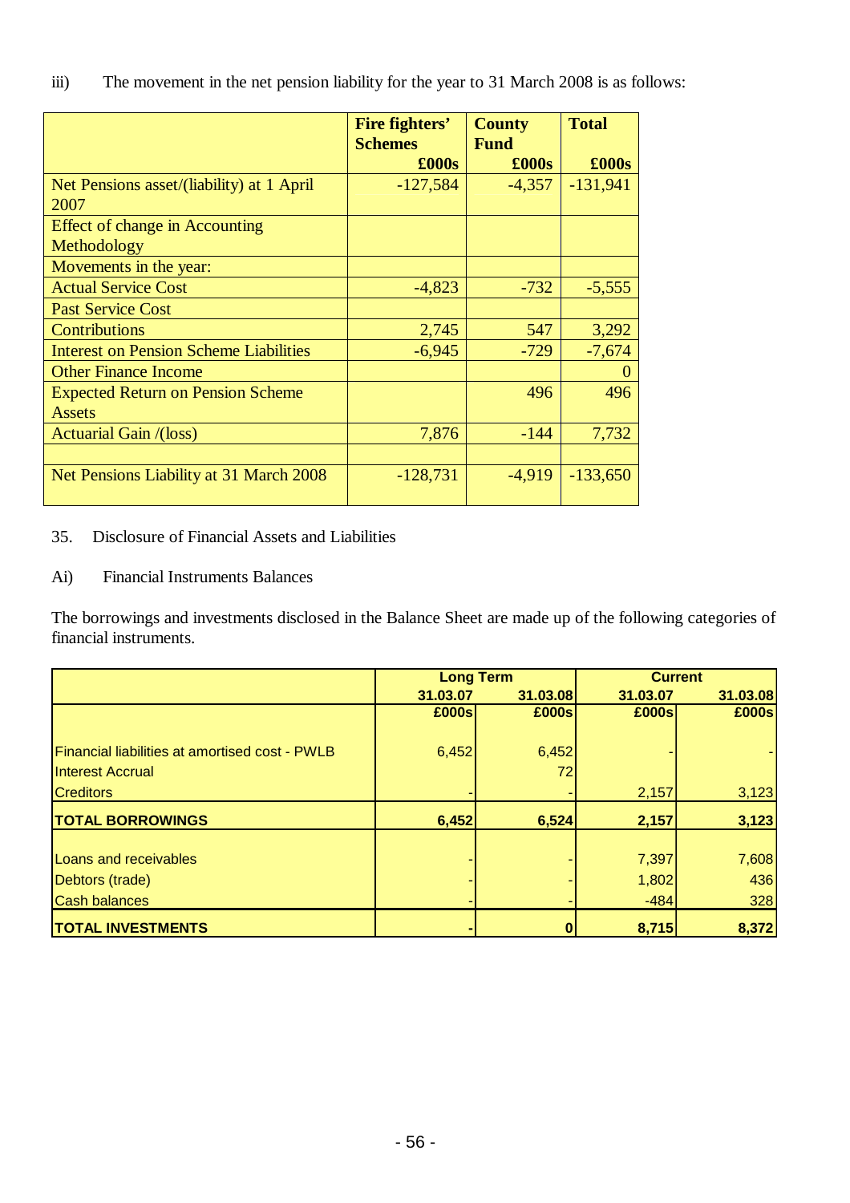iii) The movement in the net pension liability for the year to 31 March 2008 is as follows:

| | Fire fighters' Schemes £000s | County Fund £000s | Total £000s |
|---|---|---|---|
| Net Pensions asset/(liability) at 1 April 2007 | -127,584 | -4,357 | -131,941 |
| Effect of change in Accounting Methodology | | | |
| Movements in the year: | | | |
| Actual Service Cost | -4,823 | -732 | -5,555 |
| Past Service Cost | | | |
| Contributions | 2,745 | 547 | 3,292 |
| Interest on Pension Scheme Liabilities | -6,945 | -729 | -7,674 |
| Other Finance Income | | | 0 |
| Expected Return on Pension Scheme Assets | | 496 | 496 |
| Actuarial Gain /(loss) | 7,876 | -144 | 7,732 |
| | | | |
| Net Pensions Liability at 31 March 2008 | -128,731 | -4,919 | -133,650 |

35. Disclosure of Financial Assets and Liabilities

Ai) Financial Instruments Balances

The borrowings and investments disclosed in the Balance Sheet are made up of the following categories of financial instruments.

| | Long Term | | Current | |
|---|---|---|---|---|
| | 31.03.07 | 31.03.08 | 31.03.07 | 31.03.08 |
| | £000s | £000s | £000s | £000s |
| Financial liabilities at amortised cost - PWLB | 6,452 | 6,452 | - | - |
| Interest Accrual | | 72 | | |
| Creditors | - | - | 2,157 | 3,123 |
| **TOTAL BORROWINGS** | **6,452** | **6,524** | **2,157** | **3,123** |
| Loans and receivables | - | - | 7,397 | 7,608 |
| Debtors (trade) | - | - | 1,802 | 436 |
| Cash balances | - | - | -484 | 328 |
| **TOTAL INVESTMENTS** | **-** | **0** | **8,715** | **8,372** |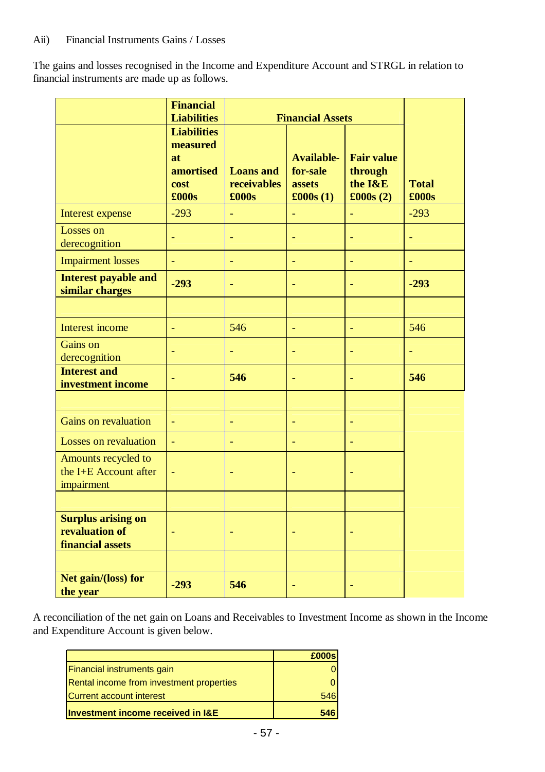Aii) Financial Instruments Gains / Losses

The gains and losses recognised in the Income and Expenditure Account and STRGL in relation to financial instruments are made up as follows.

| | **Financial Liabilities** | **Financial Assets** | | | |
|---|---|---|---|---|---|
| | **Liabilities measured at amortised cost £000s** | **Loans and receivables £000s** | **Available-for-sale assets £000s (1)** | **Fair value through the I&E £000s (2)** | **Total £000s** |
| Interest expense | -293 | - | - | - | -293 |
| Losses on derecognition | - | - | - | - | - |
| Impairment losses | - | - | - | - | - |
| **Interest payable and similar charges** | **-293** | **-** | **-** | **-** | **-293** |
| | | | | | |
| Interest income | - | 546 | - | - | 546 |
| Gains on derecognition | - | - | - | - | - |
| **Interest and investment income** | **-** | **546** | **-** | **-** | **546** |
| | | | | | |
| Gains on revaluation | - | - | - | - | |
| Losses on revaluation | - | - | - | - | |
| Amounts recycled to the I+E Account after impairment | - | - | - | - | |
| | | | | | |
| **Surplus arising on revaluation of financial assets** | - | - | - | - | |
| | | | | | |
| **Net gain/(loss) for the year** | **-293** | **546** | **-** | **-** | |

A reconciliation of the net gain on Loans and Receivables to Investment Income as shown in the Income and Expenditure Account is given below.

| | **£000s** |
|---|---|
| Financial instruments gain | 0 |
| Rental income from investment properties | 0 |
| Current account interest | 546 |
| **Investment income received in I&E** | **546** |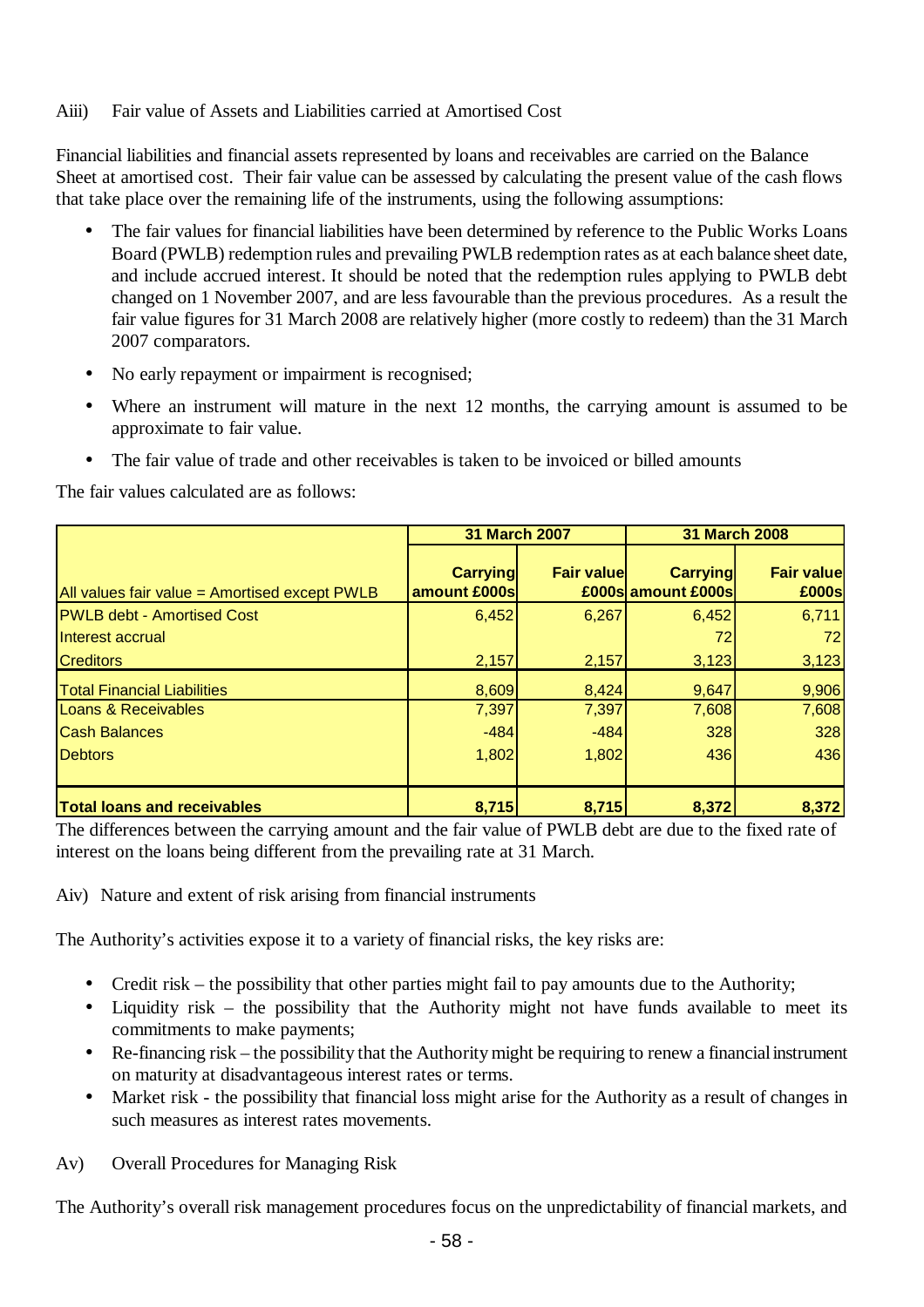Aiii) Fair value of Assets and Liabilities carried at Amortised Cost

Financial liabilities and financial assets represented by loans and receivables are carried on the Balance Sheet at amortised cost. Their fair value can be assessed by calculating the present value of the cash flows that take place over the remaining life of the instruments, using the following assumptions:

- The fair values for financial liabilities have been determined by reference to the Public Works Loans Board (PWLB) redemption rules and prevailing PWLB redemption rates as at each balance sheet date, and include accrued interest. It should be noted that the redemption rules applying to PWLB debt changed on 1 November 2007, and are less favourable than the previous procedures. As a result the fair value figures for 31 March 2008 are relatively higher (more costly to redeem) than the 31 March 2007 comparators.
- No early repayment or impairment is recognised;
- Where an instrument will mature in the next 12 months, the carrying amount is assumed to be approximate to fair value.
- The fair value of trade and other receivables is taken to be invoiced or billed amounts

The fair values calculated are as follows:

| | 31 March 2007 | | 31 March 2008 | |
|---|---|---|---|---|
| All values fair value = Amortised except PWLB | Carrying amount £000s | Fair value £000s | Carrying amount £000s | Fair value £000s |
| PWLB debt - Amortised Cost | 6,452 | 6,267 | 6,452 | 6,711 |
| Interest accrual | | | 72 | 72 |
| Creditors | 2,157 | 2,157 | 3,123 | 3,123 |
| Total Financial Liabilities | 8,609 | 8,424 | 9,647 | 9,906 |
| Loans & Receivables | 7,397 | 7,397 | 7,608 | 7,608 |
| Cash Balances | -484 | -484 | 328 | 328 |
| Debtors | 1,802 | 1,802 | 436 | 436 |
| **Total loans and receivables** | **8,715** | **8,715** | **8,372** | **8,372** |

The differences between the carrying amount and the fair value of PWLB debt are due to the fixed rate of interest on the loans being different from the prevailing rate at 31 March.

Aiv) Nature and extent of risk arising from financial instruments

The Authority's activities expose it to a variety of financial risks, the key risks are:

- Credit risk – the possibility that other parties might fail to pay amounts due to the Authority;
- Liquidity risk – the possibility that the Authority might not have funds available to meet its commitments to make payments;
- Re-financing risk – the possibility that the Authority might be requiring to renew a financial instrument on maturity at disadvantageous interest rates or terms.
- Market risk - the possibility that financial loss might arise for the Authority as a result of changes in such measures as interest rates movements.

Av) Overall Procedures for Managing Risk

The Authority's overall risk management procedures focus on the unpredictability of financial markets, and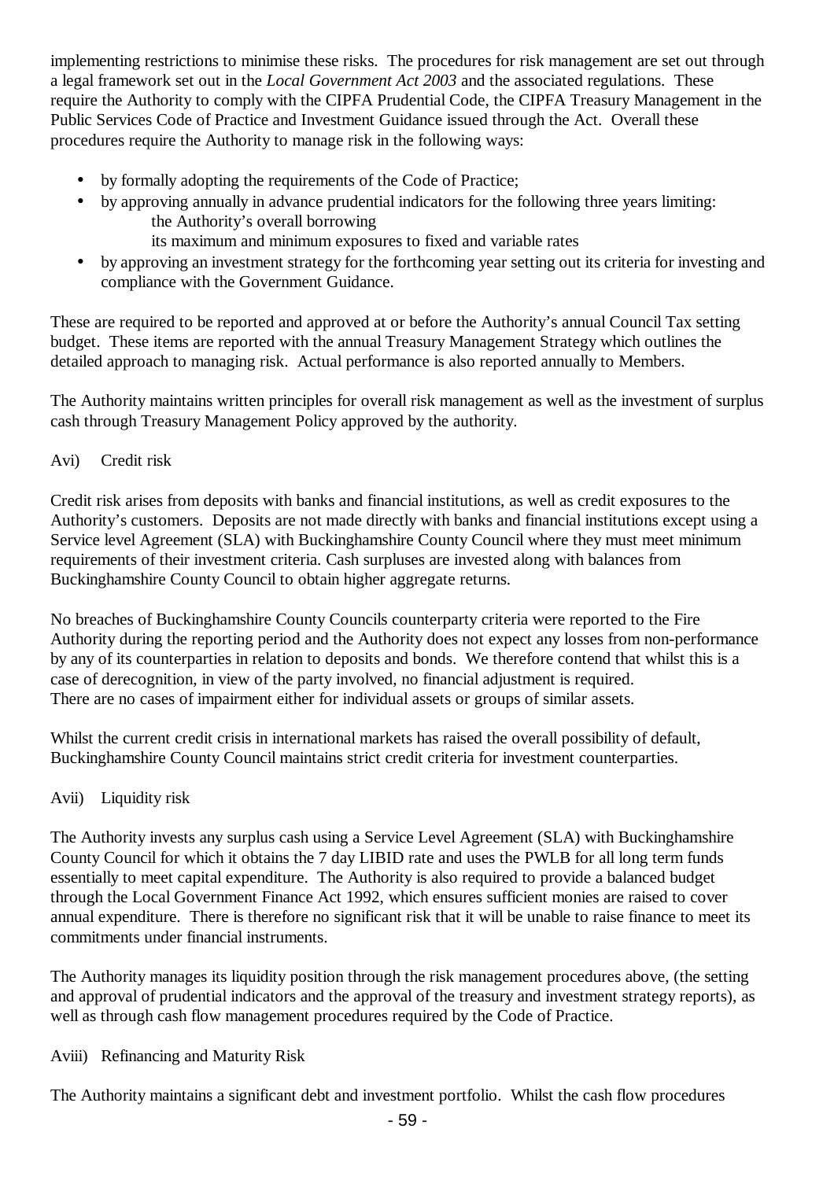implementing restrictions to minimise these risks. The procedures for risk management are set out through a legal framework set out in the *Local Government Act 2003* and the associated regulations. These require the Authority to comply with the CIPFA Prudential Code, the CIPFA Treasury Management in the Public Services Code of Practice and Investment Guidance issued through the Act. Overall these procedures require the Authority to manage risk in the following ways:

- by formally adopting the requirements of the Code of Practice;
- by approving annually in advance prudential indicators for the following three years limiting:
  - the Authority's overall borrowing
  - its maximum and minimum exposures to fixed and variable rates
- by approving an investment strategy for the forthcoming year setting out its criteria for investing and compliance with the Government Guidance.

These are required to be reported and approved at or before the Authority's annual Council Tax setting budget. These items are reported with the annual Treasury Management Strategy which outlines the detailed approach to managing risk. Actual performance is also reported annually to Members.

The Authority maintains written principles for overall risk management as well as the investment of surplus cash through Treasury Management Policy approved by the authority.

Avi) Credit risk

Credit risk arises from deposits with banks and financial institutions, as well as credit exposures to the Authority's customers. Deposits are not made directly with banks and financial institutions except using a Service level Agreement (SLA) with Buckinghamshire County Council where they must meet minimum requirements of their investment criteria. Cash surpluses are invested along with balances from Buckinghamshire County Council to obtain higher aggregate returns.

No breaches of Buckinghamshire County Councils counterparty criteria were reported to the Fire Authority during the reporting period and the Authority does not expect any losses from non-performance by any of its counterparties in relation to deposits and bonds. We therefore contend that whilst this is a case of derecognition, in view of the party involved, no financial adjustment is required.
There are no cases of impairment either for individual assets or groups of similar assets.

Whilst the current credit crisis in international markets has raised the overall possibility of default, Buckinghamshire County Council maintains strict credit criteria for investment counterparties.

Avii) Liquidity risk

The Authority invests any surplus cash using a Service Level Agreement (SLA) with Buckinghamshire County Council for which it obtains the 7 day LIBID rate and uses the PWLB for all long term funds essentially to meet capital expenditure. The Authority is also required to provide a balanced budget through the Local Government Finance Act 1992, which ensures sufficient monies are raised to cover annual expenditure. There is therefore no significant risk that it will be unable to raise finance to meet its commitments under financial instruments.

The Authority manages its liquidity position through the risk management procedures above, (the setting and approval of prudential indicators and the approval of the treasury and investment strategy reports), as well as through cash flow management procedures required by the Code of Practice.

Aviii) Refinancing and Maturity Risk

The Authority maintains a significant debt and investment portfolio. Whilst the cash flow procedures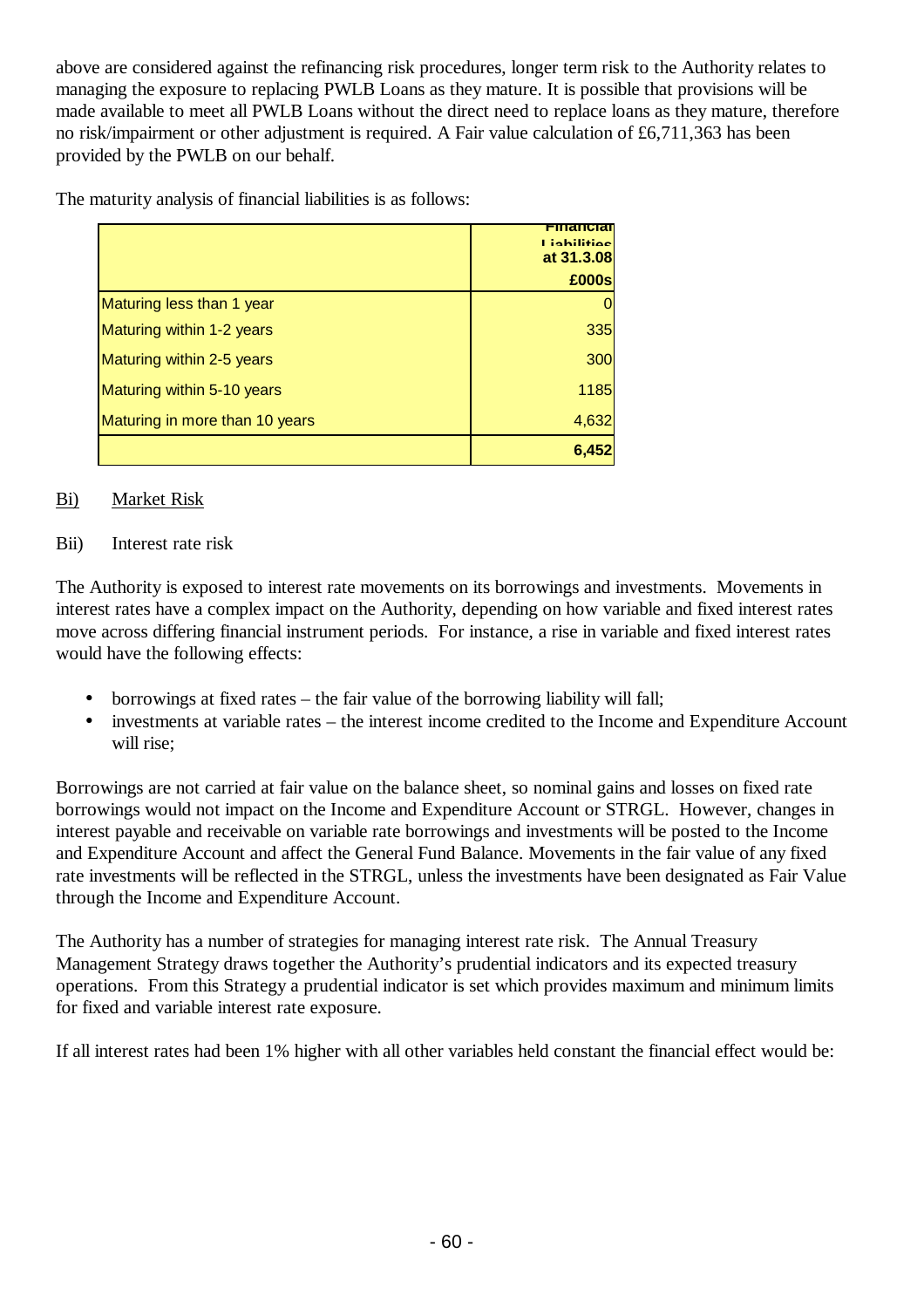above are considered against the refinancing risk procedures, longer term risk to the Authority relates to managing the exposure to replacing PWLB Loans as they mature. It is possible that provisions will be made available to meet all PWLB Loans without the direct need to replace loans as they mature, therefore no risk/impairment or other adjustment is required. A Fair value calculation of £6,711,363 has been provided by the PWLB on our behalf.

The maturity analysis of financial liabilities is as follows:

| | Financial Liabilities at 31.3.08 £000s |
|---|---|
| Maturing less than 1 year | 0 |
| Maturing within 1-2 years | 335 |
| Maturing within 2-5 years | 300 |
| Maturing within 5-10 years | 1185 |
| Maturing in more than 10 years | 4,632 |
| | **6,452** |

Bi) Market Risk

Bii) Interest rate risk

The Authority is exposed to interest rate movements on its borrowings and investments. Movements in interest rates have a complex impact on the Authority, depending on how variable and fixed interest rates move across differing financial instrument periods. For instance, a rise in variable and fixed interest rates would have the following effects:

- borrowings at fixed rates – the fair value of the borrowing liability will fall;
- investments at variable rates – the interest income credited to the Income and Expenditure Account will rise;

Borrowings are not carried at fair value on the balance sheet, so nominal gains and losses on fixed rate borrowings would not impact on the Income and Expenditure Account or STRGL. However, changes in interest payable and receivable on variable rate borrowings and investments will be posted to the Income and Expenditure Account and affect the General Fund Balance. Movements in the fair value of any fixed rate investments will be reflected in the STRGL, unless the investments have been designated as Fair Value through the Income and Expenditure Account.

The Authority has a number of strategies for managing interest rate risk. The Annual Treasury Management Strategy draws together the Authority's prudential indicators and its expected treasury operations. From this Strategy a prudential indicator is set which provides maximum and minimum limits for fixed and variable interest rate exposure.

If all interest rates had been 1% higher with all other variables held constant the financial effect would be: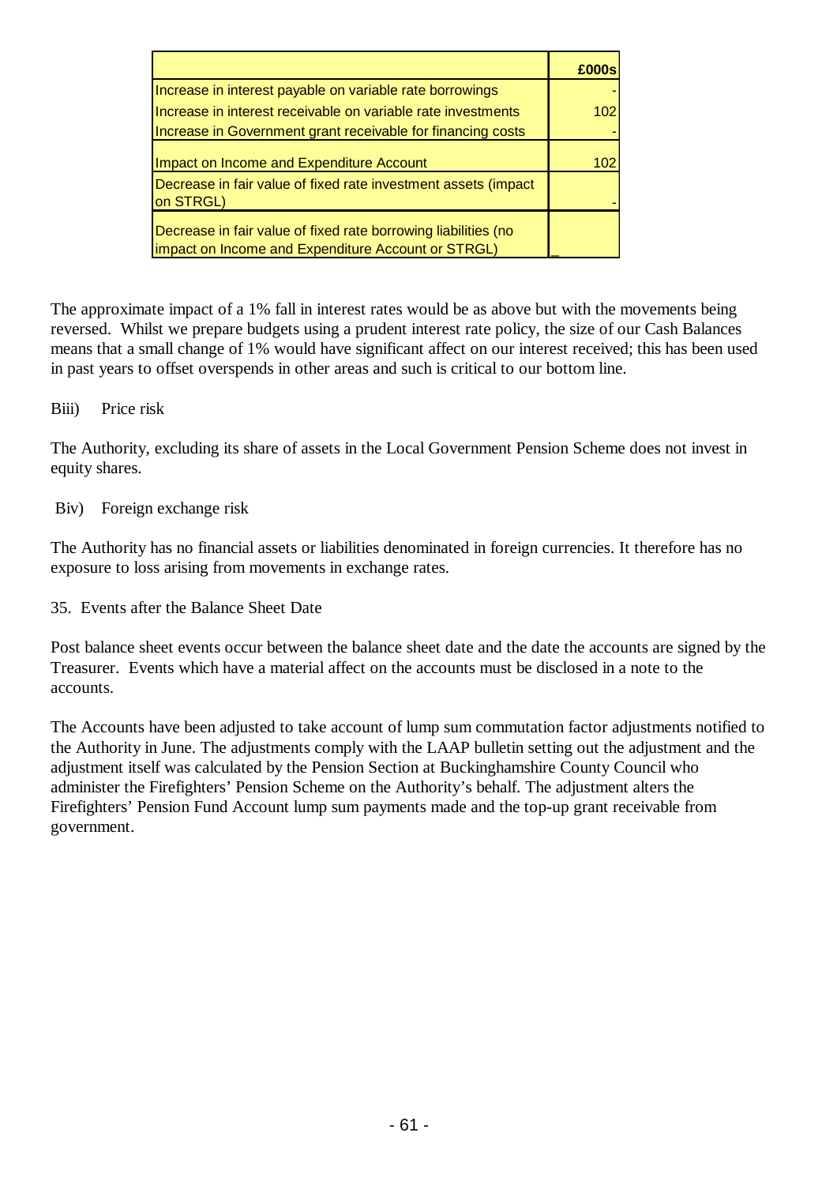| | £000s |
|---|---|
| Increase in interest payable on variable rate borrowings | - |
| Increase in interest receivable on variable rate investments | 102 |
| Increase in Government grant receivable for financing costs | - |
| Impact on Income and Expenditure Account | 102 |
| Decrease in fair value of fixed rate investment assets (impact on STRGL) | - |
| Decrease in fair value of fixed rate borrowing liabilities (no impact on Income and Expenditure Account or STRGL) | _ |

The approximate impact of a 1% fall in interest rates would be as above but with the movements being reversed. Whilst we prepare budgets using a prudent interest rate policy, the size of our Cash Balances means that a small change of 1% would have significant affect on our interest received; this has been used in past years to offset overspends in other areas and such is critical to our bottom line.

Biii) Price risk

The Authority, excluding its share of assets in the Local Government Pension Scheme does not invest in equity shares.

Biv) Foreign exchange risk

The Authority has no financial assets or liabilities denominated in foreign currencies. It therefore has no exposure to loss arising from movements in exchange rates.

35. Events after the Balance Sheet Date

Post balance sheet events occur between the balance sheet date and the date the accounts are signed by the Treasurer. Events which have a material affect on the accounts must be disclosed in a note to the accounts.

The Accounts have been adjusted to take account of lump sum commutation factor adjustments notified to the Authority in June. The adjustments comply with the LAAP bulletin setting out the adjustment and the adjustment itself was calculated by the Pension Section at Buckinghamshire County Council who administer the Firefighters' Pension Scheme on the Authority's behalf. The adjustment alters the Firefighters' Pension Fund Account lump sum payments made and the top-up grant receivable from government.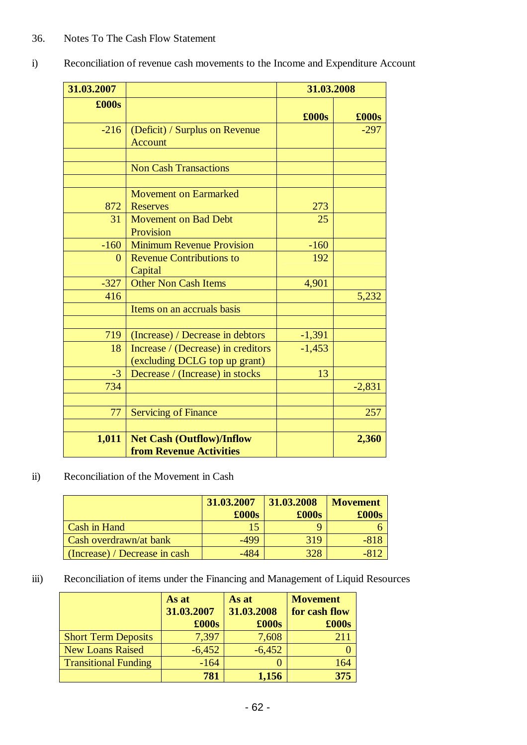36. Notes To The Cash Flow Statement

i) Reconciliation of revenue cash movements to the Income and Expenditure Account

| 31.03.2007 | | 31.03.2008 | |
|---|---|---|---|
| £000s | | £000s | £000s |
| -216 | (Deficit) / Surplus on Revenue Account | | -297 |
| | | | |
| | Non Cash Transactions | | |
| | | | |
| 872 | Movement on Earmarked Reserves | 273 | |
| 31 | Movement on Bad Debt Provision | 25 | |
| -160 | Minimum Revenue Provision | -160 | |
| 0 | Revenue Contributions to Capital | 192 | |
| -327 | Other Non Cash Items | 4,901 | |
| 416 | | | 5,232 |
| | Items on an accruals basis | | |
| | | | |
| 719 | (Increase) / Decrease in debtors | -1,391 | |
| 18 | Increase / (Decrease) in creditors (excluding DCLG top up grant) | -1,453 | |
| -3 | Decrease / (Increase) in stocks | 13 | |
| 734 | | | -2,831 |
| | | | |
| 77 | Servicing of Finance | | 257 |
| | | | |
| **1,011** | **Net Cash (Outflow)/Inflow from Revenue Activities** | | **2,360** |

ii) Reconciliation of the Movement in Cash

| | 31.03.2007 £000s | 31.03.2008 £000s | Movement £000s |
|---|---|---|---|
| Cash in Hand | 15 | 9 | 6 |
| Cash overdrawn/at bank | -499 | 319 | -818 |
| (Increase) / Decrease in cash | -484 | 328 | -812 |

iii) Reconciliation of items under the Financing and Management of Liquid Resources

| | As at 31.03.2007 £000s | As at 31.03.2008 £000s | Movement for cash flow £000s |
|---|---|---|---|
| Short Term Deposits | 7,397 | 7,608 | 211 |
| New Loans Raised | -6,452 | -6,452 | 0 |
| Transitional Funding | -164 | 0 | 164 |
| | **781** | **1,156** | **375** |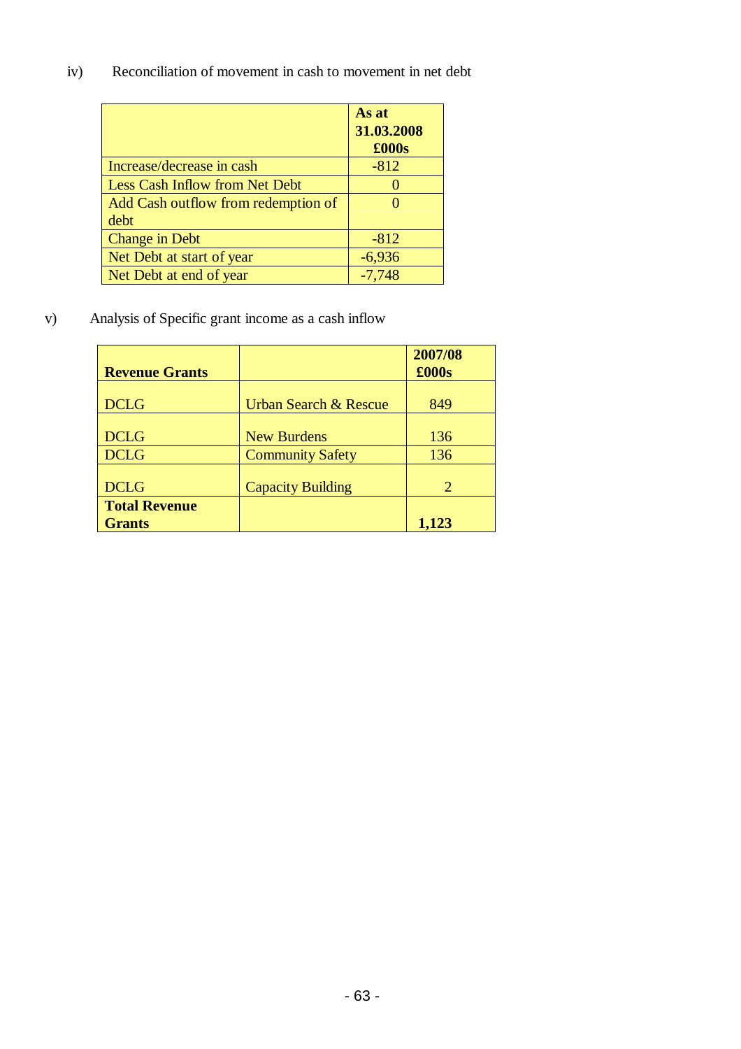iv) Reconciliation of movement in cash to movement in net debt

| | As at 31.03.2008 £000s |
|---|---|
| Increase/decrease in cash | -812 |
| Less Cash Inflow from Net Debt | 0 |
| Add Cash outflow from redemption of debt | 0 |
| Change in Debt | -812 |
| Net Debt at start of year | -6,936 |
| Net Debt at end of year | -7,748 |

v) Analysis of Specific grant income as a cash inflow

| **Revenue Grants** | | **2007/08 £000s** |
|---|---|---|
| DCLG | Urban Search & Rescue | 849 |
| DCLG | New Burdens | 136 |
| DCLG | Community Safety | 136 |
| DCLG | Capacity Building | 2 |
| **Total Revenue Grants** | | **1,123** |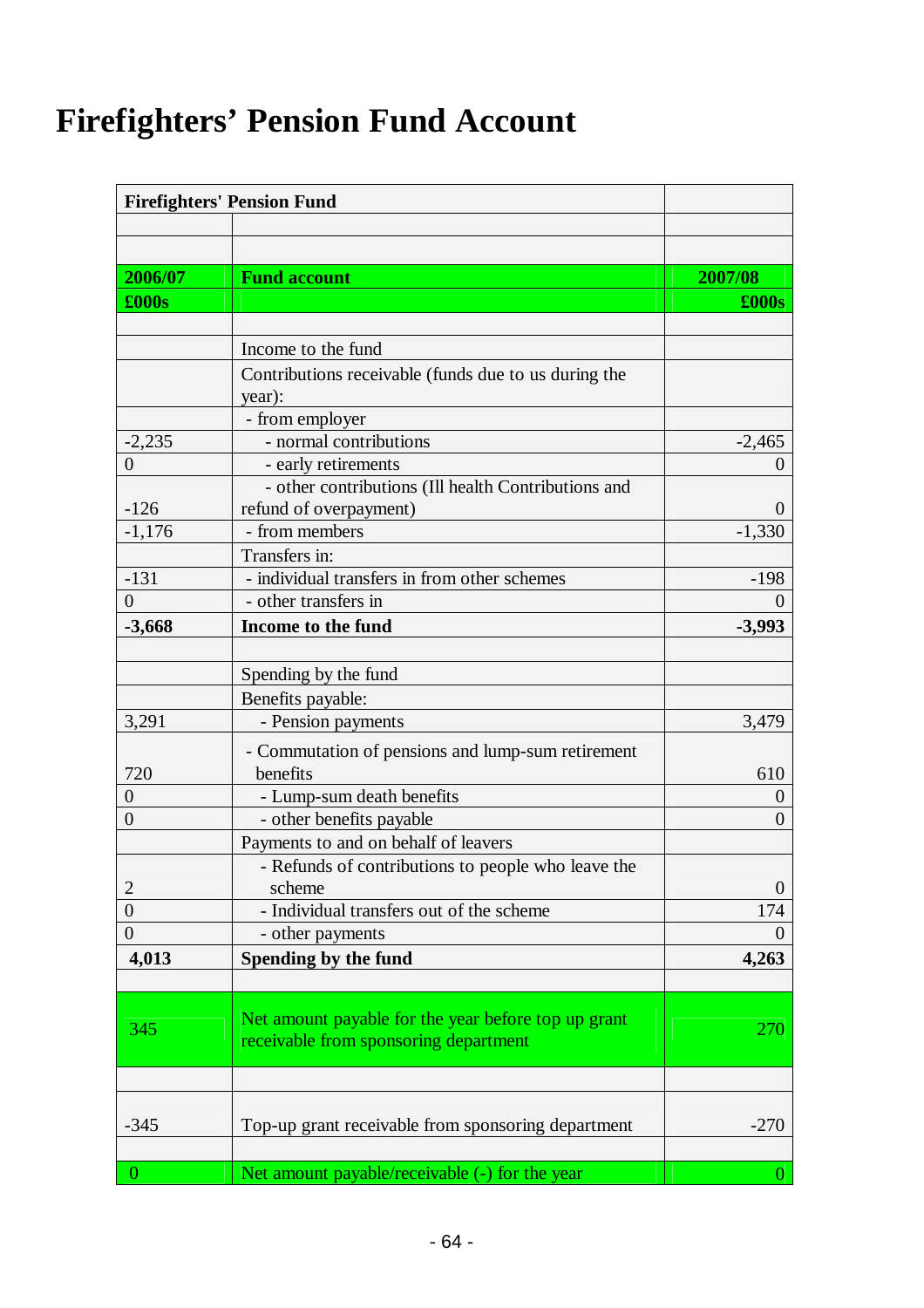# Firefighters' Pension Fund Account

| **Firefighters' Pension Fund** | | |
|---|---|---|
| | | |
| | | |
| **2006/07** | **Fund account** | **2007/08** |
| **£000s** | | **£000s** |
| | | |
| | Income to the fund | |
| | Contributions receivable (funds due to us during the year): | |
| | - from employer | |
| -2,235 | - normal contributions | -2,465 |
| 0 | - early retirements | 0 |
| -126 | - other contributions (Ill health Contributions and refund of overpayment) | 0 |
| -1,176 | - from members | -1,330 |
| | Transfers in: | |
| -131 | - individual transfers in from other schemes | -198 |
| 0 | - other transfers in | 0 |
| **-3,668** | **Income to the fund** | **-3,993** |
| | | |
| | Spending by the fund | |
| | Benefits payable: | |
| 3,291 | - Pension payments | 3,479 |
| 720 | - Commutation of pensions and lump-sum retirement benefits | 610 |
| 0 | - Lump-sum death benefits | 0 |
| 0 | - other benefits payable | 0 |
| | Payments to and on behalf of leavers | |
| 2 | - Refunds of contributions to people who leave the scheme | 0 |
| 0 | - Individual transfers out of the scheme | 174 |
| 0 | - other payments | 0 |
| **4,013** | **Spending by the fund** | **4,263** |
| | | |
| 345 | Net amount payable for the year before top up grant receivable from sponsoring department | 270 |
| | | |
| -345 | Top-up grant receivable from sponsoring department | -270 |
| | | |
| 0 | Net amount payable/receivable (-) for the year | 0 |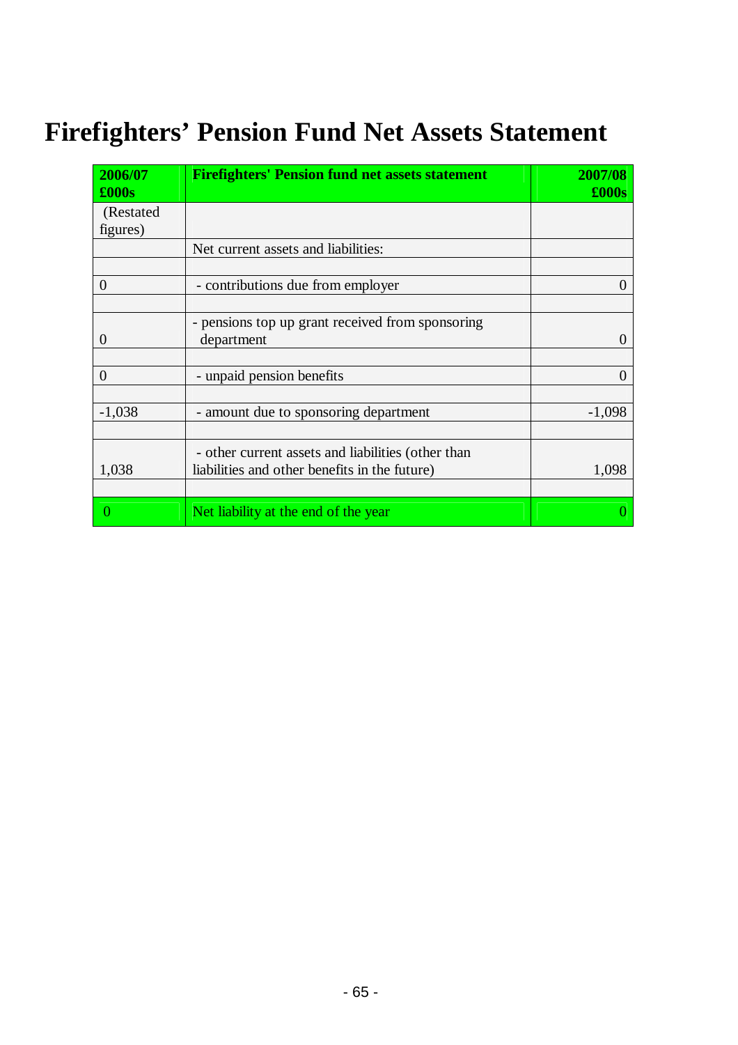# Firefighters' Pension Fund Net Assets Statement

| 2006/07 £000s | Firefighters' Pension fund net assets statement | 2007/08 £000s |
|---|---|---|
| (Restated figures) | | |
| | Net current assets and liabilities: | |
| | | |
| 0 | - contributions due from employer | 0 |
| | | |
| 0 | - pensions top up grant received from sponsoring department | 0 |
| | | |
| 0 | - unpaid pension benefits | 0 |
| | | |
| -1,038 | - amount due to sponsoring department | -1,098 |
| | | |
| 1,038 | - other current assets and liabilities (other than liabilities and other benefits in the future) | 1,098 |
| | | |
| 0 | Net liability at the end of the year | 0 |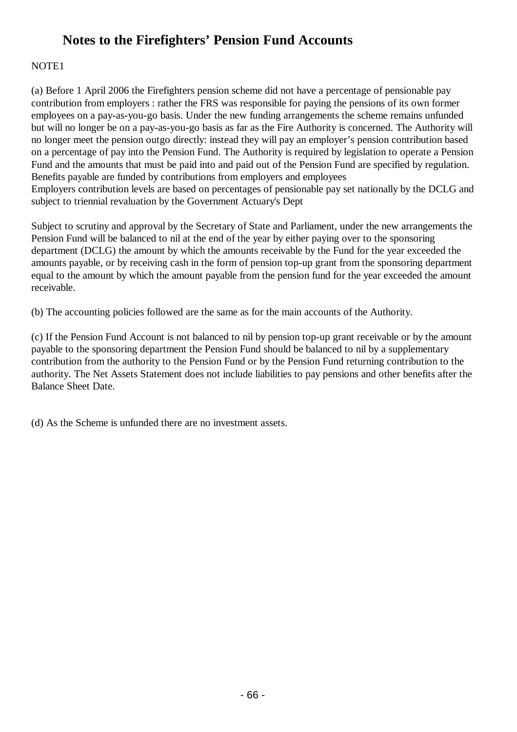# Notes to the Firefighters' Pension Fund Accounts

NOTE1

(a) Before 1 April 2006 the Firefighters pension scheme did not have a percentage of pensionable pay contribution from employers : rather the FRS was responsible for paying the pensions of its own former employees on a pay-as-you-go basis. Under the new funding arrangements the scheme remains unfunded but will no longer be on a pay-as-you-go basis as far as the Fire Authority is concerned. The Authority will no longer meet the pension outgo directly: instead they will pay an employer's pension contribution based on a percentage of pay into the Pension Fund. The Authority is required by legislation to operate a Pension Fund and the amounts that must be paid into and paid out of the Pension Fund are specified by regulation. Benefits payable are funded by contributions from employers and employees
Employers contribution levels are based on percentages of pensionable pay set nationally by the DCLG and subject to triennial revaluation by the Government Actuary's Dept

Subject to scrutiny and approval by the Secretary of State and Parliament, under the new arrangements the Pension Fund will be balanced to nil at the end of the year by either paying over to the sponsoring department (DCLG) the amount by which the amounts receivable by the Fund for the year exceeded the amounts payable, or by receiving cash in the form of pension top-up grant from the sponsoring department equal to the amount by which the amount payable from the pension fund for the year exceeded the amount receivable.

(b) The accounting policies followed are the same as for the main accounts of the Authority.

(c) If the Pension Fund Account is not balanced to nil by pension top-up grant receivable or by the amount payable to the sponsoring department the Pension Fund should be balanced to nil by a supplementary contribution from the authority to the Pension Fund or by the Pension Fund returning contribution to the authority. The Net Assets Statement does not include liabilities to pay pensions and other benefits after the Balance Sheet Date.

(d) As the Scheme is unfunded there are no investment assets.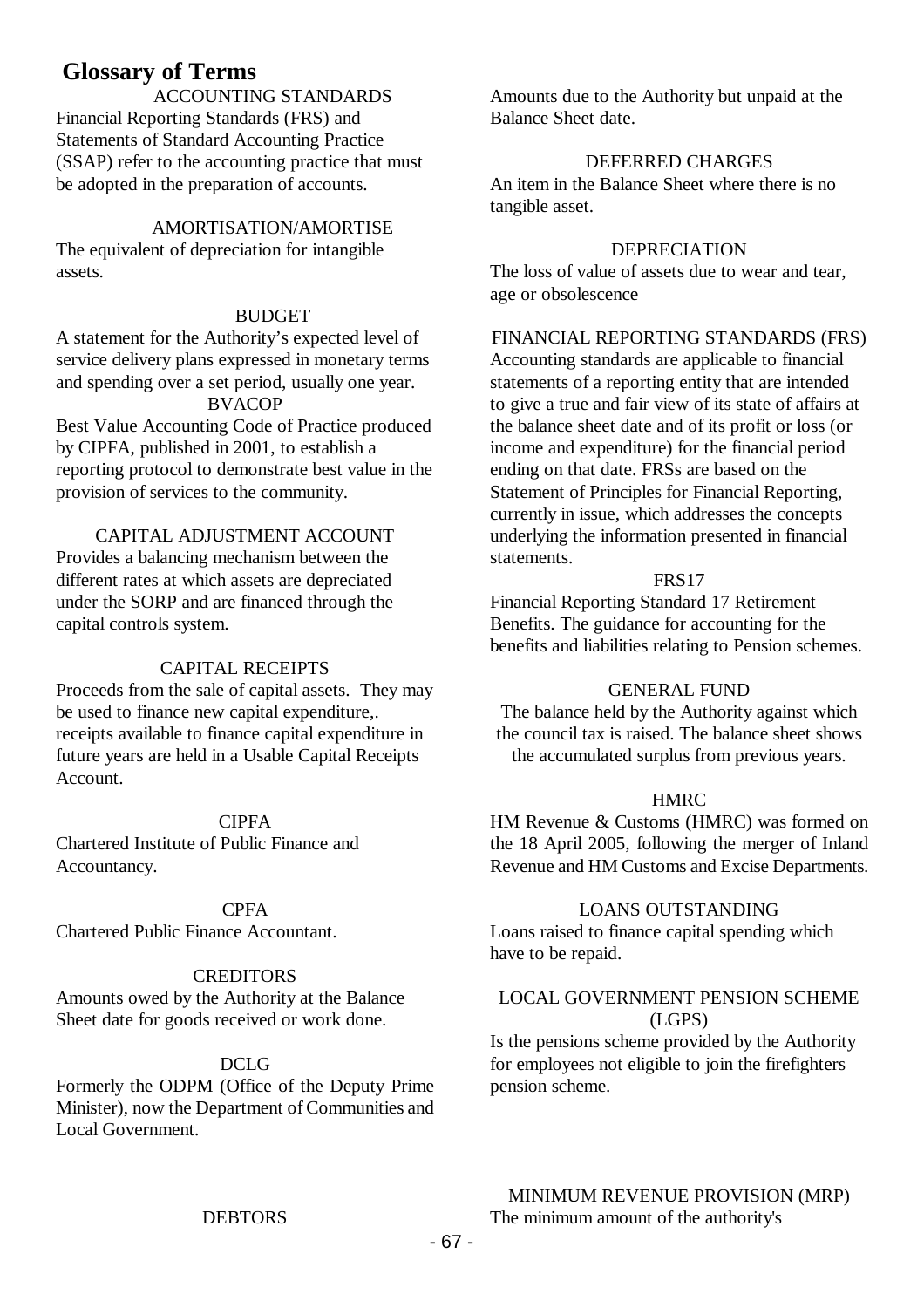# Glossary of Terms

### ACCOUNTING STANDARDS

Financial Reporting Standards (FRS) and Statements of Standard Accounting Practice (SSAP) refer to the accounting practice that must be adopted in the preparation of accounts.

### AMORTISATION/AMORTISE

The equivalent of depreciation for intangible assets.

### BUDGET

A statement for the Authority's expected level of service delivery plans expressed in monetary terms and spending over a set period, usually one year.

### BVACOP

Best Value Accounting Code of Practice produced by CIPFA, published in 2001, to establish a reporting protocol to demonstrate best value in the provision of services to the community.

### CAPITAL ADJUSTMENT ACCOUNT

Provides a balancing mechanism between the different rates at which assets are depreciated under the SORP and are financed through the capital controls system.

### CAPITAL RECEIPTS

Proceeds from the sale of capital assets. They may be used to finance new capital expenditure,. receipts available to finance capital expenditure in future years are held in a Usable Capital Receipts Account.

### CIPFA

Chartered Institute of Public Finance and Accountancy.

### CPFA

Chartered Public Finance Accountant.

### CREDITORS

Amounts owed by the Authority at the Balance Sheet date for goods received or work done.

### DCLG

Formerly the ODPM (Office of the Deputy Prime Minister), now the Department of Communities and Local Government.

### DEBTORS

Amounts due to the Authority but unpaid at the Balance Sheet date.

### DEFERRED CHARGES

An item in the Balance Sheet where there is no tangible asset.

### DEPRECIATION

The loss of value of assets due to wear and tear, age or obsolescence

### FINANCIAL REPORTING STANDARDS (FRS)

Accounting standards are applicable to financial statements of a reporting entity that are intended to give a true and fair view of its state of affairs at the balance sheet date and of its profit or loss (or income and expenditure) for the financial period ending on that date. FRSs are based on the Statement of Principles for Financial Reporting, currently in issue, which addresses the concepts underlying the information presented in financial statements.

### FRS17

Financial Reporting Standard 17 Retirement Benefits. The guidance for accounting for the benefits and liabilities relating to Pension schemes.

### GENERAL FUND

The balance held by the Authority against which the council tax is raised. The balance sheet shows the accumulated surplus from previous years.

### HMRC

HM Revenue & Customs (HMRC) was formed on the 18 April 2005, following the merger of Inland Revenue and HM Customs and Excise Departments.

### LOANS OUTSTANDING

Loans raised to finance capital spending which have to be repaid.

### LOCAL GOVERNMENT PENSION SCHEME (LGPS)

Is the pensions scheme provided by the Authority for employees not eligible to join the firefighters pension scheme.

### MINIMUM REVENUE PROVISION (MRP)

The minimum amount of the authority's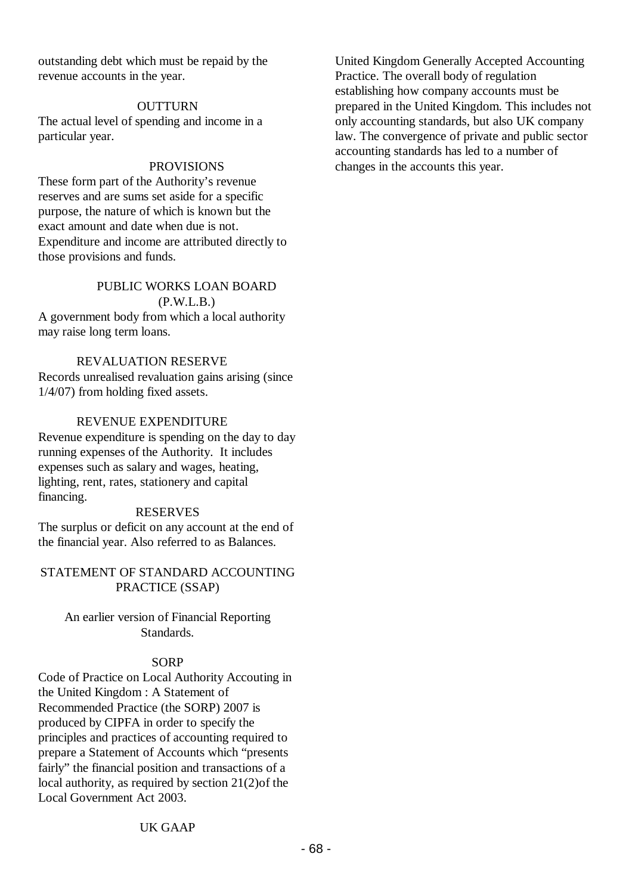outstanding debt which must be repaid by the revenue accounts in the year.

### OUTTURN

The actual level of spending and income in a particular year.

### PROVISIONS

These form part of the Authority's revenue reserves and are sums set aside for a specific purpose, the nature of which is known but the exact amount and date when due is not. Expenditure and income are attributed directly to those provisions and funds.

### PUBLIC WORKS LOAN BOARD (P.W.L.B.)

A government body from which a local authority may raise long term loans.

### REVALUATION RESERVE

Records unrealised revaluation gains arising (since 1/4/07) from holding fixed assets.

### REVENUE EXPENDITURE

Revenue expenditure is spending on the day to day running expenses of the Authority. It includes expenses such as salary and wages, heating, lighting, rent, rates, stationery and capital financing.

### RESERVES

The surplus or deficit on any account at the end of the financial year. Also referred to as Balances.

### STATEMENT OF STANDARD ACCOUNTING PRACTICE (SSAP)

An earlier version of Financial Reporting Standards.

### SORP

Code of Practice on Local Authority Accouting in the United Kingdom : A Statement of Recommended Practice (the SORP) 2007 is produced by CIPFA in order to specify the principles and practices of accounting required to prepare a Statement of Accounts which "presents fairly" the financial position and transactions of a local authority, as required by section 21(2)of the Local Government Act 2003.

### UK GAAP

United Kingdom Generally Accepted Accounting Practice. The overall body of regulation establishing how company accounts must be prepared in the United Kingdom. This includes not only accounting standards, but also UK company law. The convergence of private and public sector accounting standards has led to a number of changes in the accounts this year.